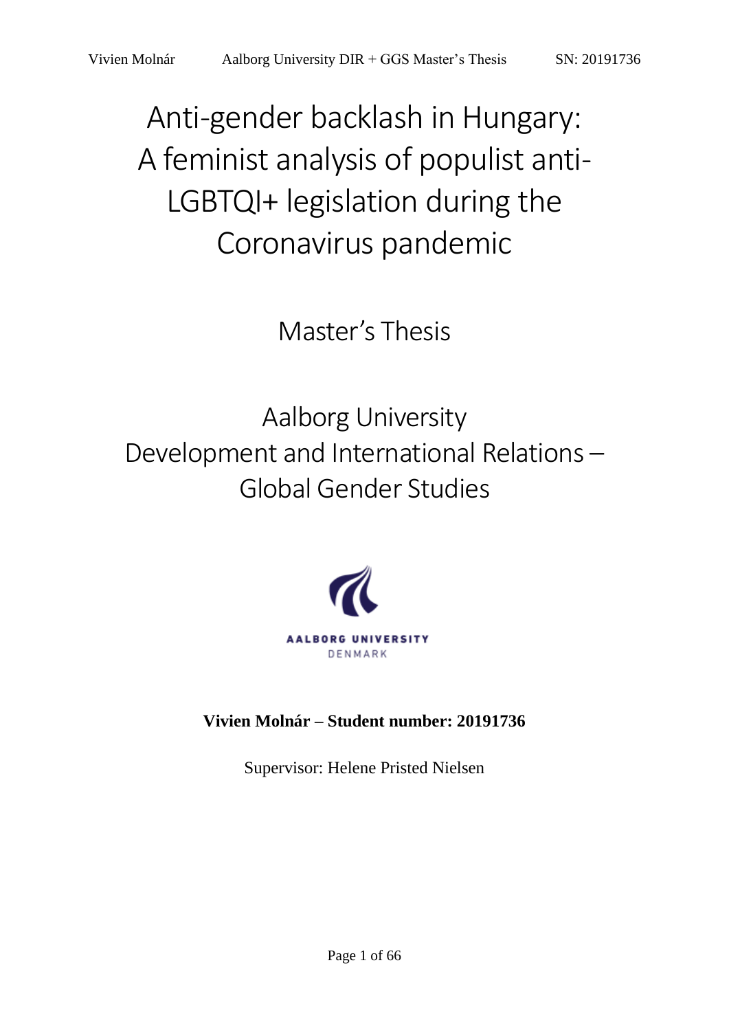# Anti-gender backlash in Hungary: A feminist analysis of populist anti-LGBTQI+ legislation during the Coronavirus pandemic

Master's Thesis

Aalborg University
Development and International Relations – Global Gender Studies

AALBORG UNIVERSITY
DENMARK

**Vivien Molnár – Student number: 20191736**

Supervisor: Helene Pristed Nielsen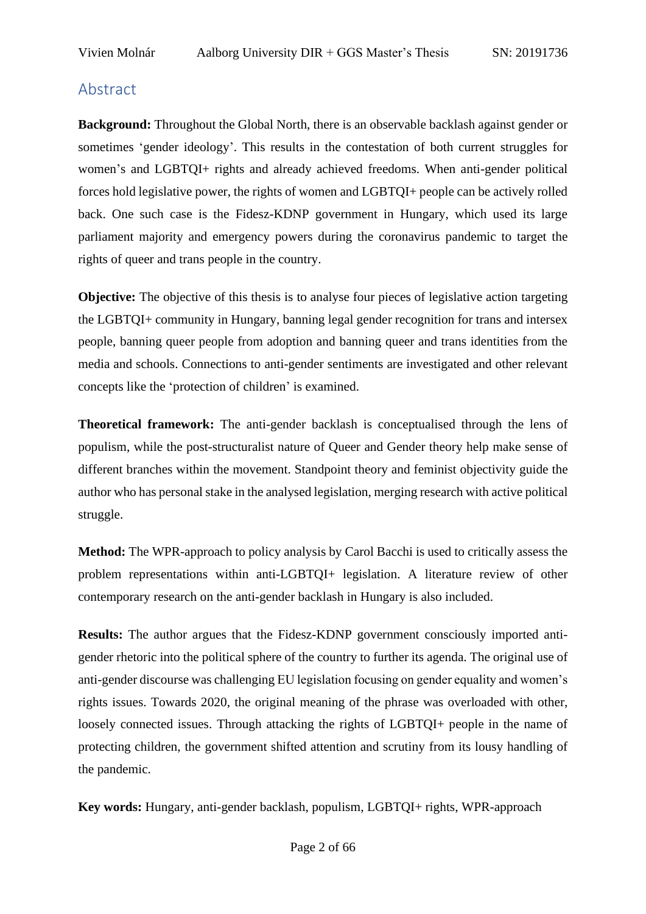## Abstract

**Background:** Throughout the Global North, there is an observable backlash against gender or sometimes 'gender ideology'. This results in the contestation of both current struggles for women's and LGBTQI+ rights and already achieved freedoms. When anti-gender political forces hold legislative power, the rights of women and LGBTQI+ people can be actively rolled back. One such case is the Fidesz-KDNP government in Hungary, which used its large parliament majority and emergency powers during the coronavirus pandemic to target the rights of queer and trans people in the country.

**Objective:** The objective of this thesis is to analyse four pieces of legislative action targeting the LGBTQI+ community in Hungary, banning legal gender recognition for trans and intersex people, banning queer people from adoption and banning queer and trans identities from the media and schools. Connections to anti-gender sentiments are investigated and other relevant concepts like the 'protection of children' is examined.

**Theoretical framework:** The anti-gender backlash is conceptualised through the lens of populism, while the post-structuralist nature of Queer and Gender theory help make sense of different branches within the movement. Standpoint theory and feminist objectivity guide the author who has personal stake in the analysed legislation, merging research with active political struggle.

**Method:** The WPR-approach to policy analysis by Carol Bacchi is used to critically assess the problem representations within anti-LGBTQI+ legislation. A literature review of other contemporary research on the anti-gender backlash in Hungary is also included.

**Results:** The author argues that the Fidesz-KDNP government consciously imported anti-gender rhetoric into the political sphere of the country to further its agenda. The original use of anti-gender discourse was challenging EU legislation focusing on gender equality and women's rights issues. Towards 2020, the original meaning of the phrase was overloaded with other, loosely connected issues. Through attacking the rights of LGBTQI+ people in the name of protecting children, the government shifted attention and scrutiny from its lousy handling of the pandemic.

**Key words:** Hungary, anti-gender backlash, populism, LGBTQI+ rights, WPR-approach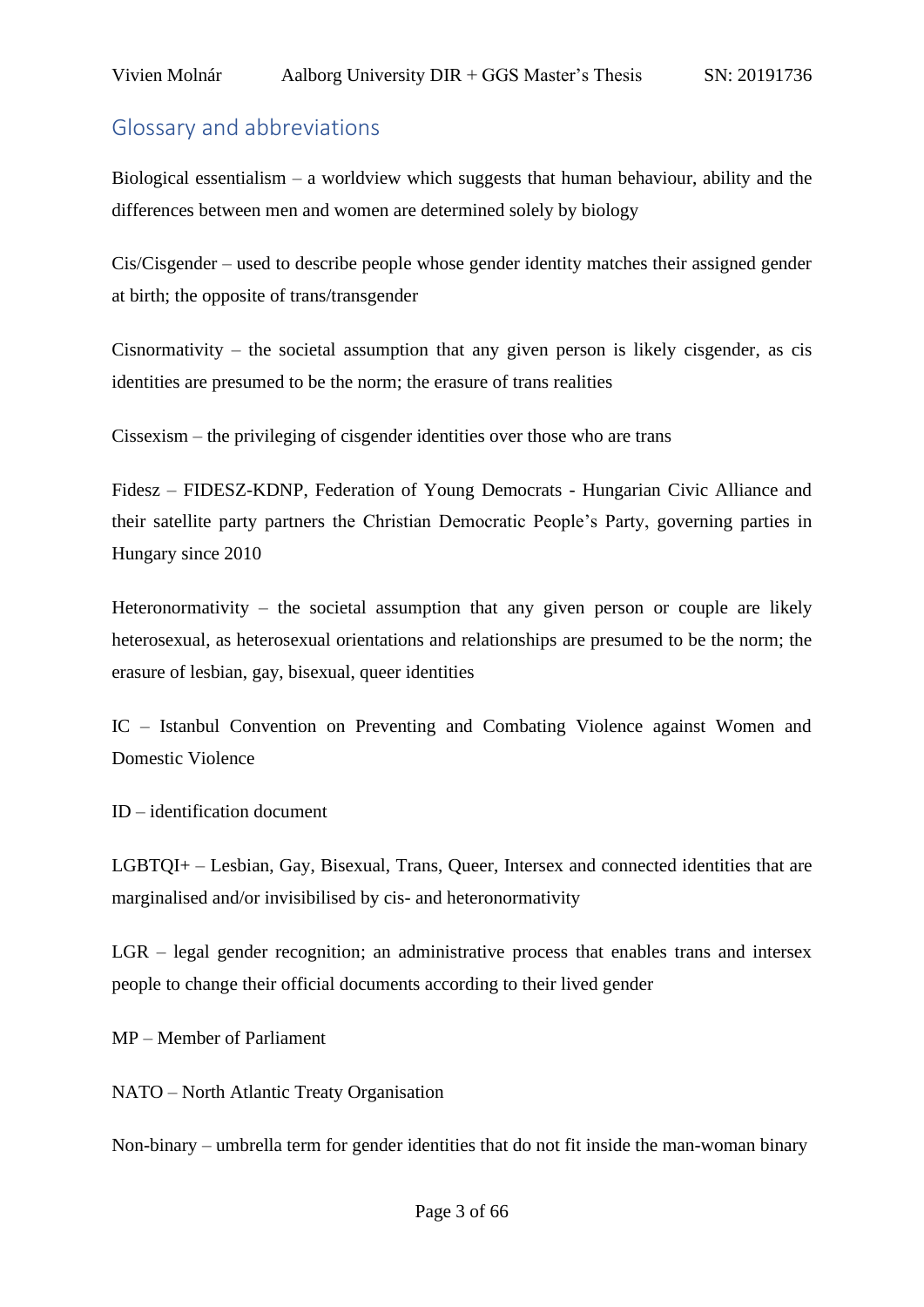## Glossary and abbreviations

Biological essentialism – a worldview which suggests that human behaviour, ability and the differences between men and women are determined solely by biology

Cis/Cisgender – used to describe people whose gender identity matches their assigned gender at birth; the opposite of trans/transgender

Cisnormativity – the societal assumption that any given person is likely cisgender, as cis identities are presumed to be the norm; the erasure of trans realities

Cissexism – the privileging of cisgender identities over those who are trans

Fidesz – FIDESZ-KDNP, Federation of Young Democrats - Hungarian Civic Alliance and their satellite party partners the Christian Democratic People's Party, governing parties in Hungary since 2010

Heteronormativity – the societal assumption that any given person or couple are likely heterosexual, as heterosexual orientations and relationships are presumed to be the norm; the erasure of lesbian, gay, bisexual, queer identities

IC – Istanbul Convention on Preventing and Combating Violence against Women and Domestic Violence

ID – identification document

LGBTQI+ – Lesbian, Gay, Bisexual, Trans, Queer, Intersex and connected identities that are marginalised and/or invisibilised by cis- and heteronormativity

LGR – legal gender recognition; an administrative process that enables trans and intersex people to change their official documents according to their lived gender

MP – Member of Parliament

NATO – North Atlantic Treaty Organisation

Non-binary – umbrella term for gender identities that do not fit inside the man-woman binary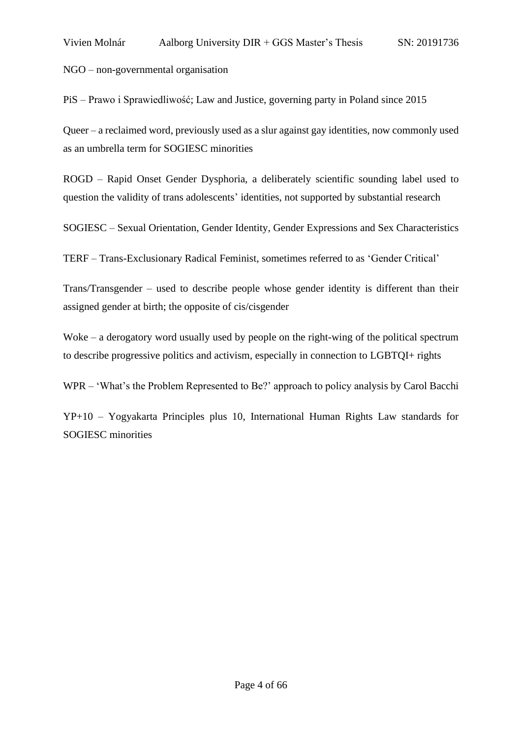NGO – non-governmental organisation

PiS – Prawo i Sprawiedliwość; Law and Justice, governing party in Poland since 2015

Queer – a reclaimed word, previously used as a slur against gay identities, now commonly used as an umbrella term for SOGIESC minorities

ROGD – Rapid Onset Gender Dysphoria, a deliberately scientific sounding label used to question the validity of trans adolescents' identities, not supported by substantial research

SOGIESC – Sexual Orientation, Gender Identity, Gender Expressions and Sex Characteristics

TERF – Trans-Exclusionary Radical Feminist, sometimes referred to as 'Gender Critical'

Trans/Transgender – used to describe people whose gender identity is different than their assigned gender at birth; the opposite of cis/cisgender

Woke – a derogatory word usually used by people on the right-wing of the political spectrum to describe progressive politics and activism, especially in connection to LGBTQI+ rights

WPR – 'What's the Problem Represented to Be?' approach to policy analysis by Carol Bacchi

YP+10 – Yogyakarta Principles plus 10, International Human Rights Law standards for SOGIESC minorities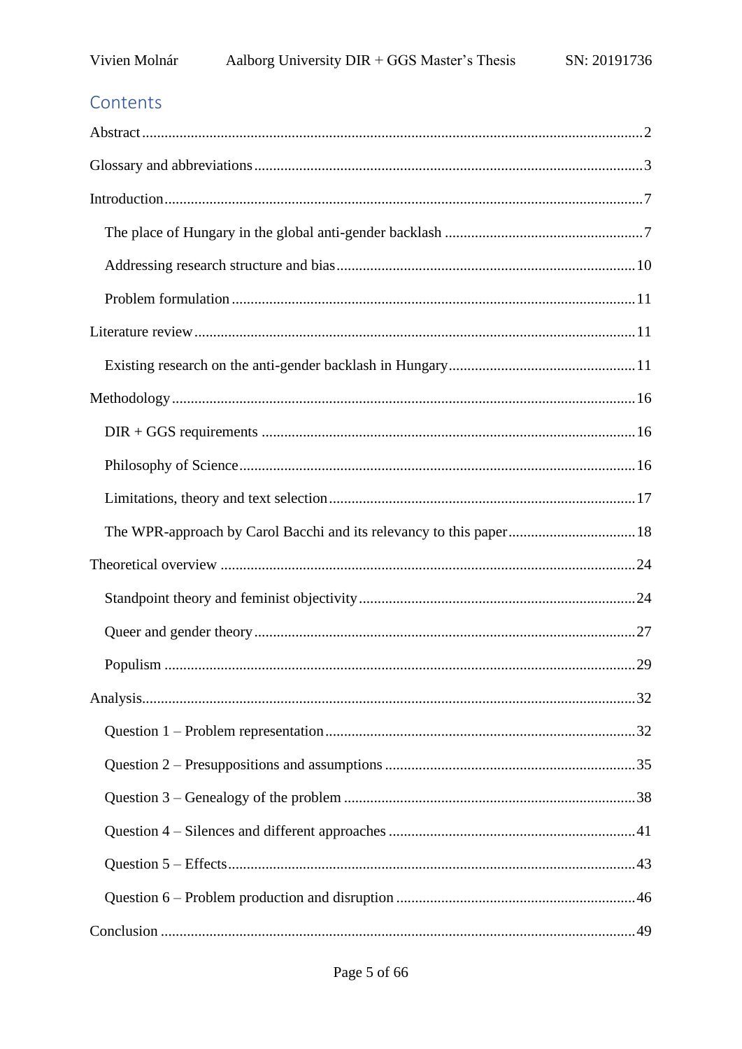## Contents

Abstract....................................................................................................................................2

Glossary and abbreviations......................................................................................................3

Introduction..............................................................................................................................7

The place of Hungary in the global anti-gender backlash ....................................................7

Addressing research structure and bias...............................................................................10

Problem formulation ...........................................................................................................11

Literature review....................................................................................................................11

Existing research on the anti-gender backlash in Hungary..................................................11

Methodology..........................................................................................................................16

DIR + GGS requirements ...................................................................................................16

Philosophy of Science.........................................................................................................16

Limitations, theory and text selection.................................................................................17

The WPR-approach by Carol Bacchi and its relevancy to this paper.................................18

Theoretical overview ..............................................................................................................24

Standpoint theory and feminist objectivity.........................................................................24

Queer and gender theory .....................................................................................................27

Populism ............................................................................................................................29

Analysis..................................................................................................................................32

Question 1 – Problem representation..................................................................................32

Question 2 – Presuppositions and assumptions ..................................................................35

Question 3 – Genealogy of the problem .............................................................................38

Question 4 – Silences and different approaches .................................................................41

Question 5 – Effects............................................................................................................43

Question 6 – Problem production and disruption ...............................................................46

Conclusion .............................................................................................................................49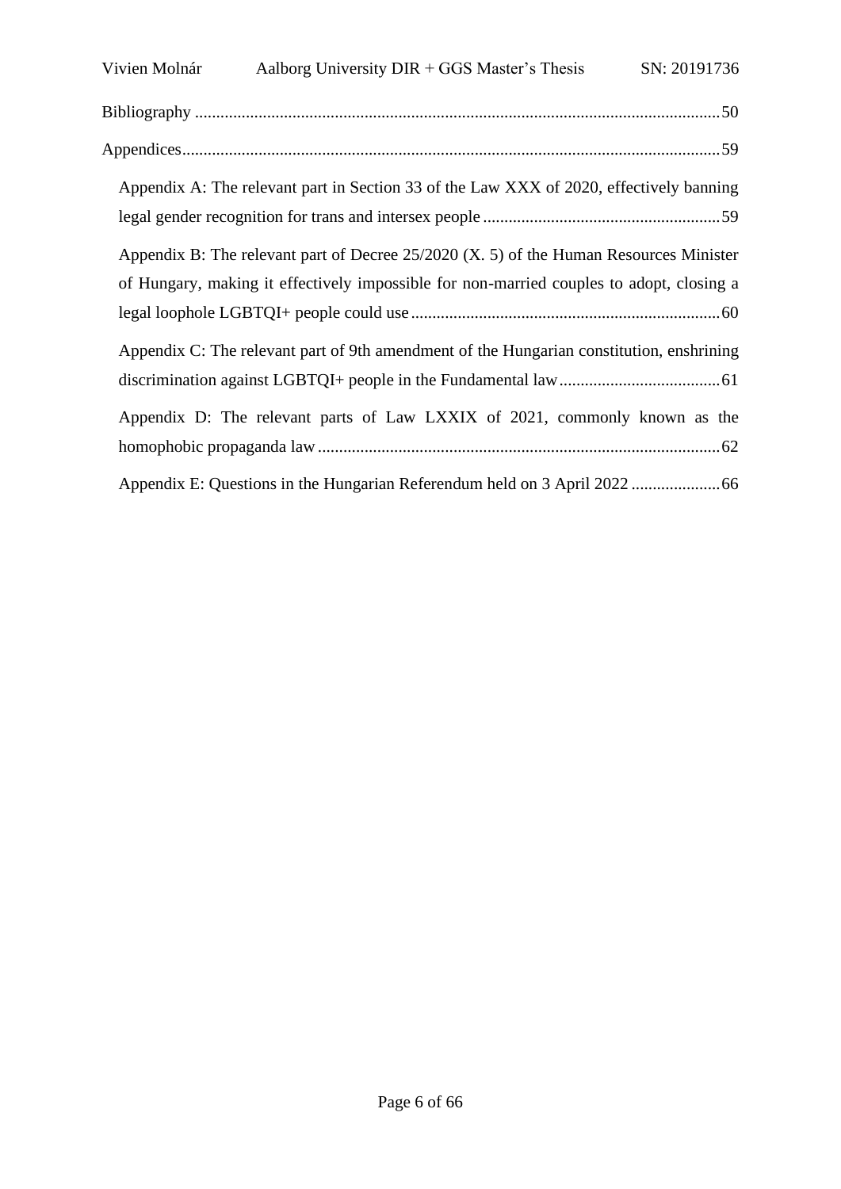Bibliography ........................................................................................................................50

Appendices...........................................................................................................................59

Appendix A: The relevant part in Section 33 of the Law XXX of 2020, effectively banning legal gender recognition for trans and intersex people ........................................................59

Appendix B: The relevant part of Decree 25/2020 (X. 5) of the Human Resources Minister of Hungary, making it effectively impossible for non-married couples to adopt, closing a legal loophole LGBTQI+ people could use.........................................................................60

Appendix C: The relevant part of 9th amendment of the Hungarian constitution, enshrining discrimination against LGBTQI+ people in the Fundamental law......................................61

Appendix D: The relevant parts of Law LXXIX of 2021, commonly known as the homophobic propaganda law...............................................................................................62

Appendix E: Questions in the Hungarian Referendum held on 3 April 2022 .....................66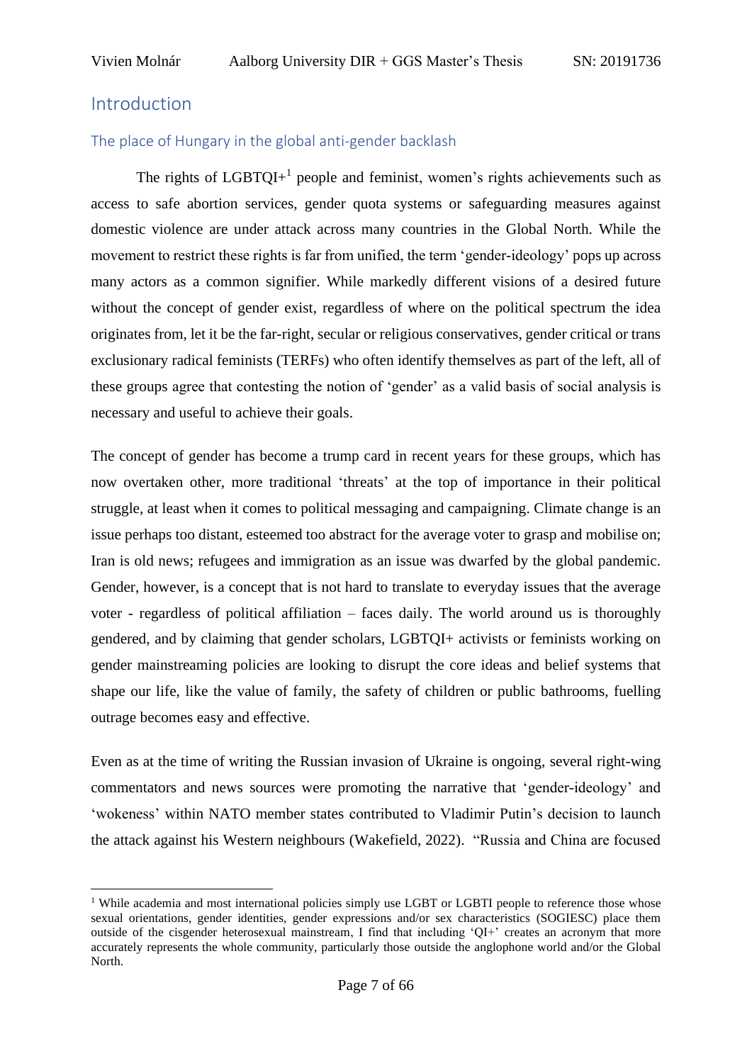# Introduction

## The place of Hungary in the global anti-gender backlash

The rights of LGBTQI+[1] people and feminist, women's rights achievements such as access to safe abortion services, gender quota systems or safeguarding measures against domestic violence are under attack across many countries in the Global North. While the movement to restrict these rights is far from unified, the term 'gender-ideology' pops up across many actors as a common signifier. While markedly different visions of a desired future without the concept of gender exist, regardless of where on the political spectrum the idea originates from, let it be the far-right, secular or religious conservatives, gender critical or trans exclusionary radical feminists (TERFs) who often identify themselves as part of the left, all of these groups agree that contesting the notion of 'gender' as a valid basis of social analysis is necessary and useful to achieve their goals.

The concept of gender has become a trump card in recent years for these groups, which has now overtaken other, more traditional 'threats' at the top of importance in their political struggle, at least when it comes to political messaging and campaigning. Climate change is an issue perhaps too distant, esteemed too abstract for the average voter to grasp and mobilise on; Iran is old news; refugees and immigration as an issue was dwarfed by the global pandemic. Gender, however, is a concept that is not hard to translate to everyday issues that the average voter - regardless of political affiliation – faces daily. The world around us is thoroughly gendered, and by claiming that gender scholars, LGBTQI+ activists or feminists working on gender mainstreaming policies are looking to disrupt the core ideas and belief systems that shape our life, like the value of family, the safety of children or public bathrooms, fuelling outrage becomes easy and effective.

Even as at the time of writing the Russian invasion of Ukraine is ongoing, several right-wing commentators and news sources were promoting the narrative that 'gender-ideology' and 'wokeness' within NATO member states contributed to Vladimir Putin's decision to launch the attack against his Western neighbours (Wakefield, 2022). "Russia and China are focused

[1] While academia and most international policies simply use LGBT or LGBTI people to reference those whose sexual orientations, gender identities, gender expressions and/or sex characteristics (SOGIESC) place them outside of the cisgender heterosexual mainstream, I find that including 'QI+' creates an acronym that more accurately represents the whole community, particularly those outside the anglophone world and/or the Global North.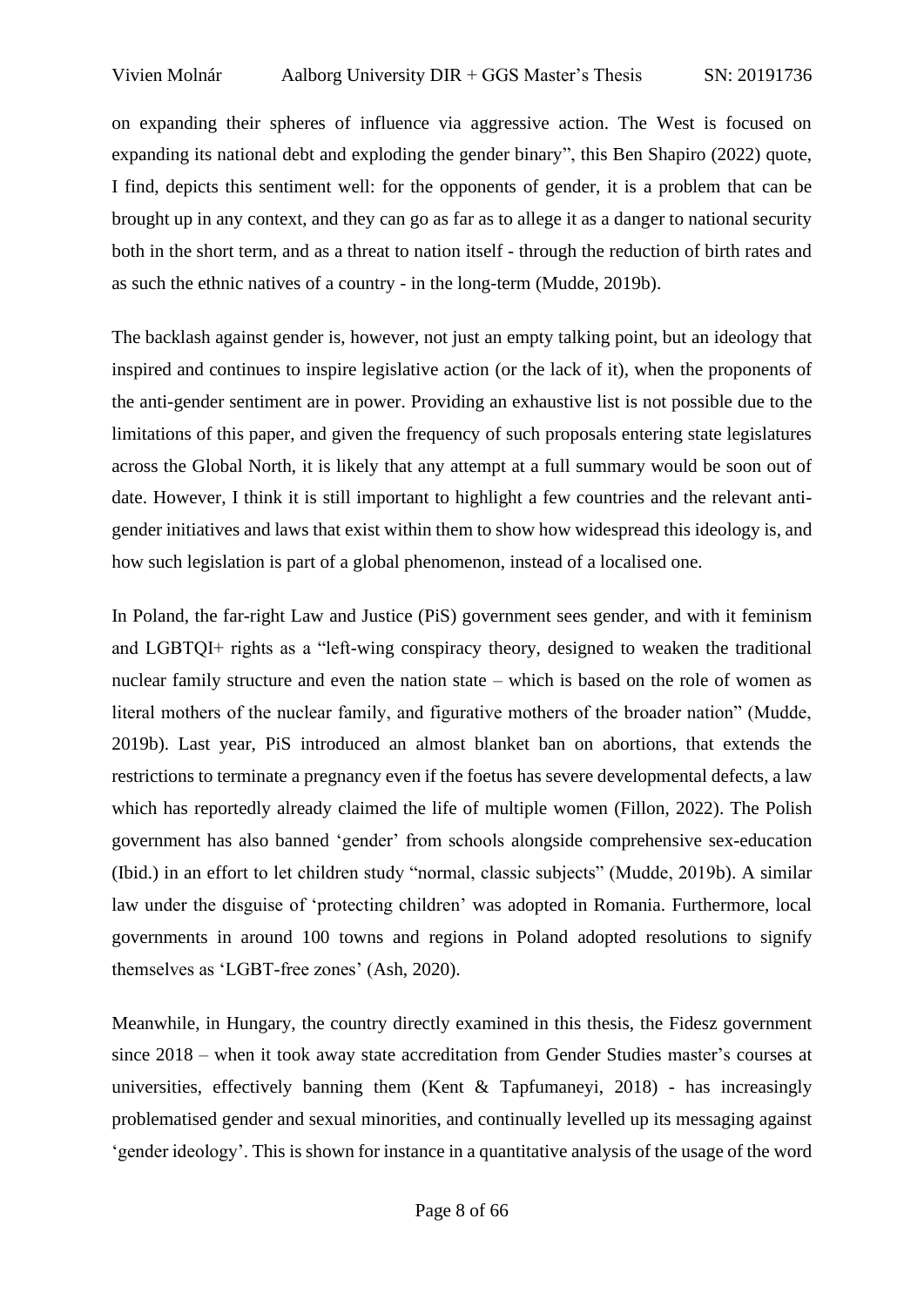on expanding their spheres of influence via aggressive action. The West is focused on expanding its national debt and exploding the gender binary", this Ben Shapiro (2022) quote, I find, depicts this sentiment well: for the opponents of gender, it is a problem that can be brought up in any context, and they can go as far as to allege it as a danger to national security both in the short term, and as a threat to nation itself - through the reduction of birth rates and as such the ethnic natives of a country - in the long-term (Mudde, 2019b).

The backlash against gender is, however, not just an empty talking point, but an ideology that inspired and continues to inspire legislative action (or the lack of it), when the proponents of the anti-gender sentiment are in power. Providing an exhaustive list is not possible due to the limitations of this paper, and given the frequency of such proposals entering state legislatures across the Global North, it is likely that any attempt at a full summary would be soon out of date. However, I think it is still important to highlight a few countries and the relevant anti-gender initiatives and laws that exist within them to show how widespread this ideology is, and how such legislation is part of a global phenomenon, instead of a localised one.

In Poland, the far-right Law and Justice (PiS) government sees gender, and with it feminism and LGBTQI+ rights as a "left-wing conspiracy theory, designed to weaken the traditional nuclear family structure and even the nation state – which is based on the role of women as literal mothers of the nuclear family, and figurative mothers of the broader nation" (Mudde, 2019b). Last year, PiS introduced an almost blanket ban on abortions, that extends the restrictions to terminate a pregnancy even if the foetus has severe developmental defects, a law which has reportedly already claimed the life of multiple women (Fillon, 2022). The Polish government has also banned 'gender' from schools alongside comprehensive sex-education (Ibid.) in an effort to let children study "normal, classic subjects" (Mudde, 2019b). A similar law under the disguise of 'protecting children' was adopted in Romania. Furthermore, local governments in around 100 towns and regions in Poland adopted resolutions to signify themselves as 'LGBT-free zones' (Ash, 2020).

Meanwhile, in Hungary, the country directly examined in this thesis, the Fidesz government since 2018 – when it took away state accreditation from Gender Studies master's courses at universities, effectively banning them (Kent & Tapfumaneyi, 2018) - has increasingly problematised gender and sexual minorities, and continually levelled up its messaging against 'gender ideology'. This is shown for instance in a quantitative analysis of the usage of the word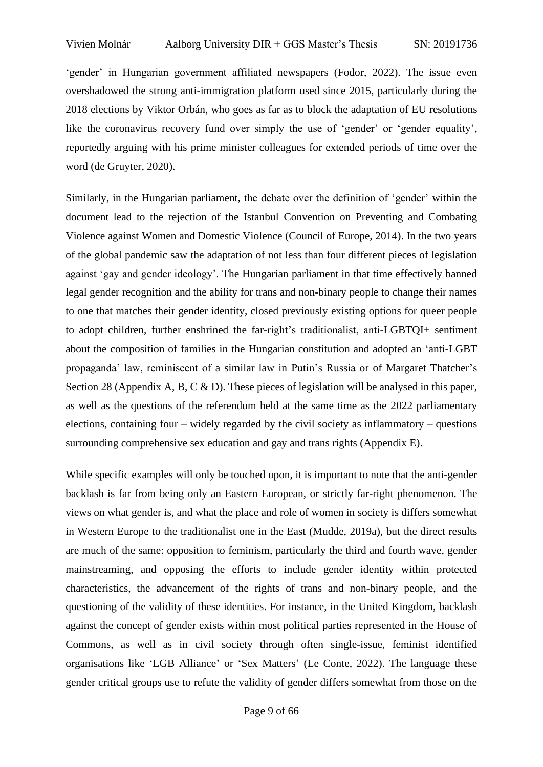'gender' in Hungarian government affiliated newspapers (Fodor, 2022). The issue even overshadowed the strong anti-immigration platform used since 2015, particularly during the 2018 elections by Viktor Orbán, who goes as far as to block the adaptation of EU resolutions like the coronavirus recovery fund over simply the use of 'gender' or 'gender equality', reportedly arguing with his prime minister colleagues for extended periods of time over the word (de Gruyter, 2020).

Similarly, in the Hungarian parliament, the debate over the definition of 'gender' within the document lead to the rejection of the Istanbul Convention on Preventing and Combating Violence against Women and Domestic Violence (Council of Europe, 2014). In the two years of the global pandemic saw the adaptation of not less than four different pieces of legislation against 'gay and gender ideology'. The Hungarian parliament in that time effectively banned legal gender recognition and the ability for trans and non-binary people to change their names to one that matches their gender identity, closed previously existing options for queer people to adopt children, further enshrined the far-right's traditionalist, anti-LGBTQI+ sentiment about the composition of families in the Hungarian constitution and adopted an 'anti-LGBT propaganda' law, reminiscent of a similar law in Putin's Russia or of Margaret Thatcher's Section 28 (Appendix A, B, C & D). These pieces of legislation will be analysed in this paper, as well as the questions of the referendum held at the same time as the 2022 parliamentary elections, containing four – widely regarded by the civil society as inflammatory – questions surrounding comprehensive sex education and gay and trans rights (Appendix E).

While specific examples will only be touched upon, it is important to note that the anti-gender backlash is far from being only an Eastern European, or strictly far-right phenomenon. The views on what gender is, and what the place and role of women in society is differs somewhat in Western Europe to the traditionalist one in the East (Mudde, 2019a), but the direct results are much of the same: opposition to feminism, particularly the third and fourth wave, gender mainstreaming, and opposing the efforts to include gender identity within protected characteristics, the advancement of the rights of trans and non-binary people, and the questioning of the validity of these identities. For instance, in the United Kingdom, backlash against the concept of gender exists within most political parties represented in the House of Commons, as well as in civil society through often single-issue, feminist identified organisations like 'LGB Alliance' or 'Sex Matters' (Le Conte, 2022). The language these gender critical groups use to refute the validity of gender differs somewhat from those on the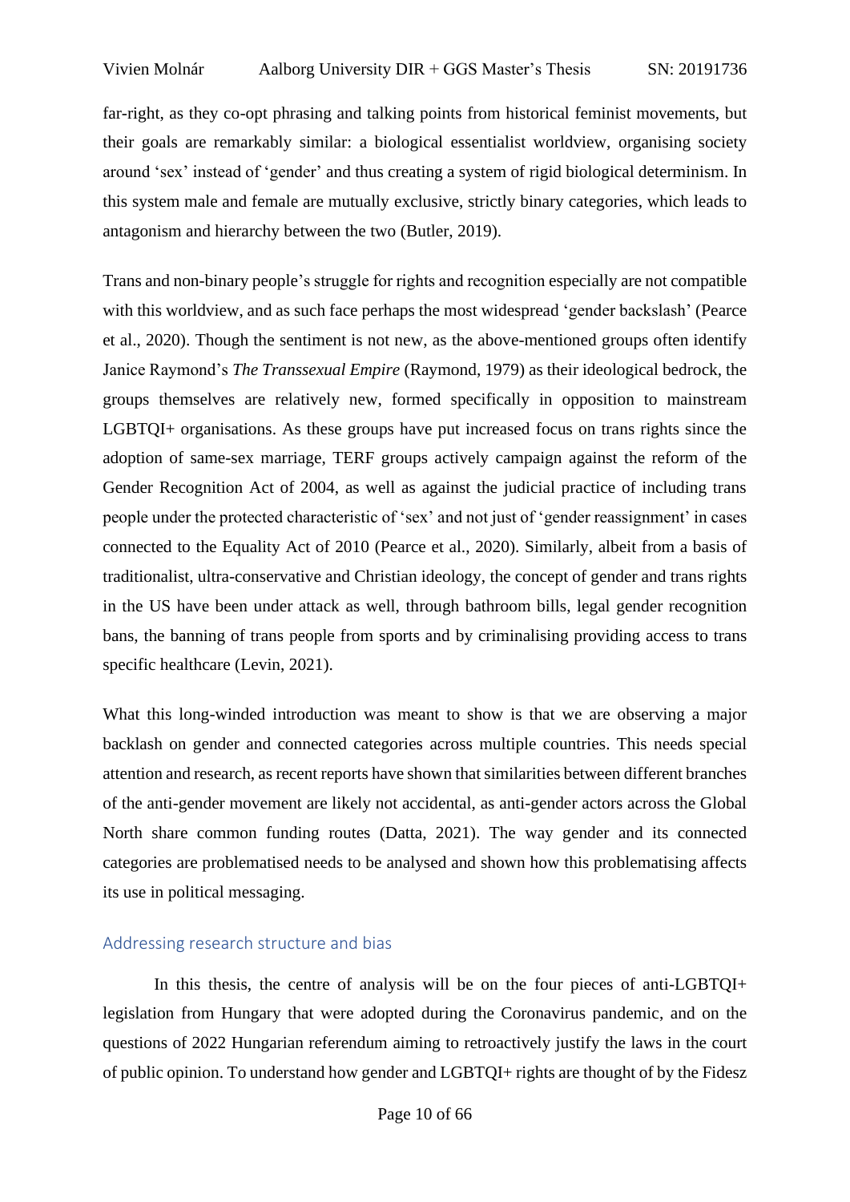far-right, as they co-opt phrasing and talking points from historical feminist movements, but their goals are remarkably similar: a biological essentialist worldview, organising society around 'sex' instead of 'gender' and thus creating a system of rigid biological determinism. In this system male and female are mutually exclusive, strictly binary categories, which leads to antagonism and hierarchy between the two (Butler, 2019).

Trans and non-binary people's struggle for rights and recognition especially are not compatible with this worldview, and as such face perhaps the most widespread 'gender backslash' (Pearce et al., 2020). Though the sentiment is not new, as the above-mentioned groups often identify Janice Raymond's *The Transsexual Empire* (Raymond, 1979) as their ideological bedrock, the groups themselves are relatively new, formed specifically in opposition to mainstream LGBTQI+ organisations. As these groups have put increased focus on trans rights since the adoption of same-sex marriage, TERF groups actively campaign against the reform of the Gender Recognition Act of 2004, as well as against the judicial practice of including trans people under the protected characteristic of 'sex' and not just of 'gender reassignment' in cases connected to the Equality Act of 2010 (Pearce et al., 2020). Similarly, albeit from a basis of traditionalist, ultra-conservative and Christian ideology, the concept of gender and trans rights in the US have been under attack as well, through bathroom bills, legal gender recognition bans, the banning of trans people from sports and by criminalising providing access to trans specific healthcare (Levin, 2021).

What this long-winded introduction was meant to show is that we are observing a major backlash on gender and connected categories across multiple countries. This needs special attention and research, as recent reports have shown that similarities between different branches of the anti-gender movement are likely not accidental, as anti-gender actors across the Global North share common funding routes (Datta, 2021). The way gender and its connected categories are problematised needs to be analysed and shown how this problematising affects its use in political messaging.

## Addressing research structure and bias

In this thesis, the centre of analysis will be on the four pieces of anti-LGBTQI+ legislation from Hungary that were adopted during the Coronavirus pandemic, and on the questions of 2022 Hungarian referendum aiming to retroactively justify the laws in the court of public opinion. To understand how gender and LGBTQI+ rights are thought of by the Fidesz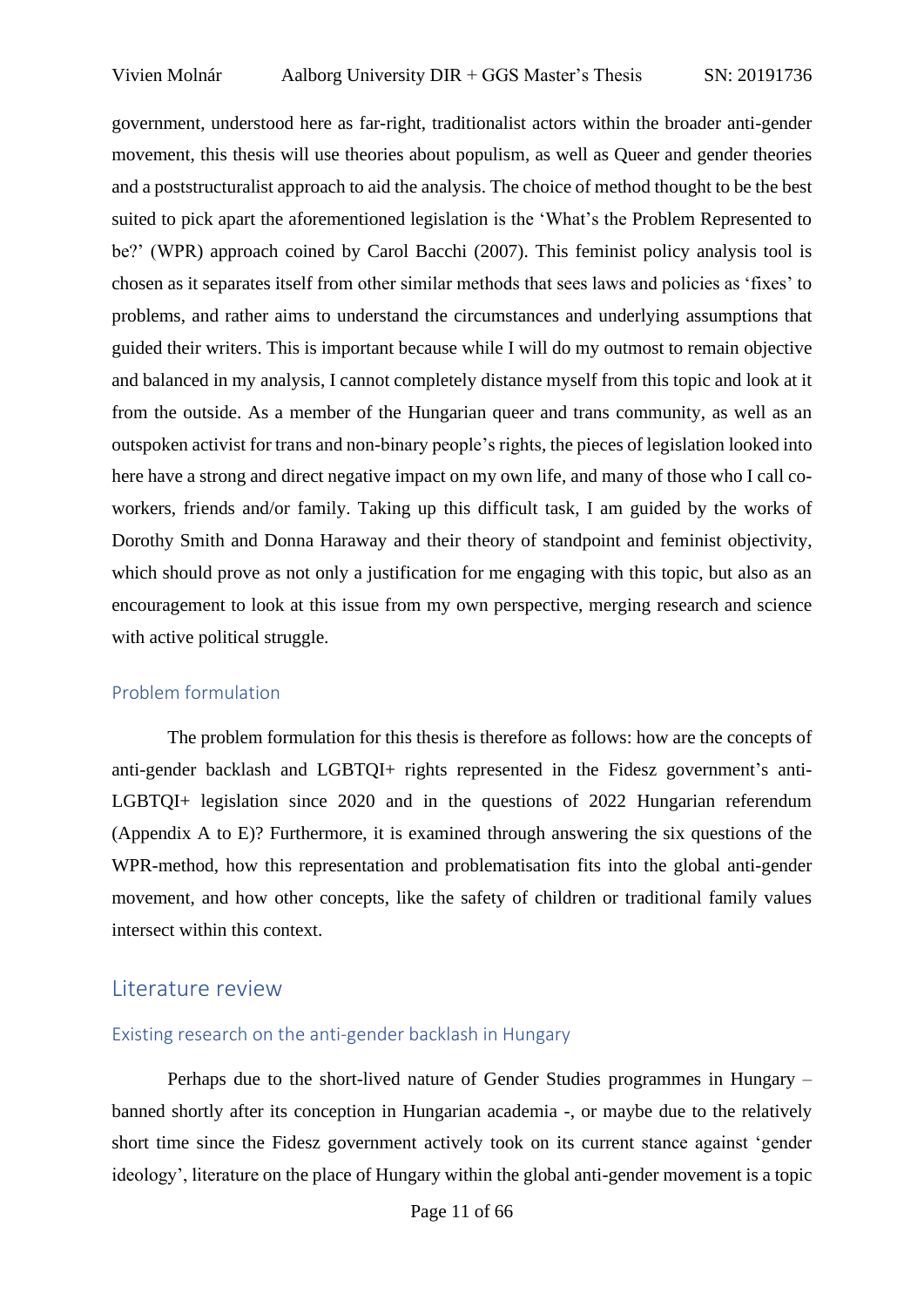government, understood here as far-right, traditionalist actors within the broader anti-gender movement, this thesis will use theories about populism, as well as Queer and gender theories and a poststructuralist approach to aid the analysis. The choice of method thought to be the best suited to pick apart the aforementioned legislation is the 'What's the Problem Represented to be?' (WPR) approach coined by Carol Bacchi (2007). This feminist policy analysis tool is chosen as it separates itself from other similar methods that sees laws and policies as 'fixes' to problems, and rather aims to understand the circumstances and underlying assumptions that guided their writers. This is important because while I will do my outmost to remain objective and balanced in my analysis, I cannot completely distance myself from this topic and look at it from the outside. As a member of the Hungarian queer and trans community, as well as an outspoken activist for trans and non-binary people's rights, the pieces of legislation looked into here have a strong and direct negative impact on my own life, and many of those who I call co-workers, friends and/or family. Taking up this difficult task, I am guided by the works of Dorothy Smith and Donna Haraway and their theory of standpoint and feminist objectivity, which should prove as not only a justification for me engaging with this topic, but also as an encouragement to look at this issue from my own perspective, merging research and science with active political struggle.

### Problem formulation

The problem formulation for this thesis is therefore as follows: how are the concepts of anti-gender backlash and LGBTQI+ rights represented in the Fidesz government's anti-LGBTQI+ legislation since 2020 and in the questions of 2022 Hungarian referendum (Appendix A to E)? Furthermore, it is examined through answering the six questions of the WPR-method, how this representation and problematisation fits into the global anti-gender movement, and how other concepts, like the safety of children or traditional family values intersect within this context.

## Literature review

### Existing research on the anti-gender backlash in Hungary

Perhaps due to the short-lived nature of Gender Studies programmes in Hungary – banned shortly after its conception in Hungarian academia -, or maybe due to the relatively short time since the Fidesz government actively took on its current stance against 'gender ideology', literature on the place of Hungary within the global anti-gender movement is a topic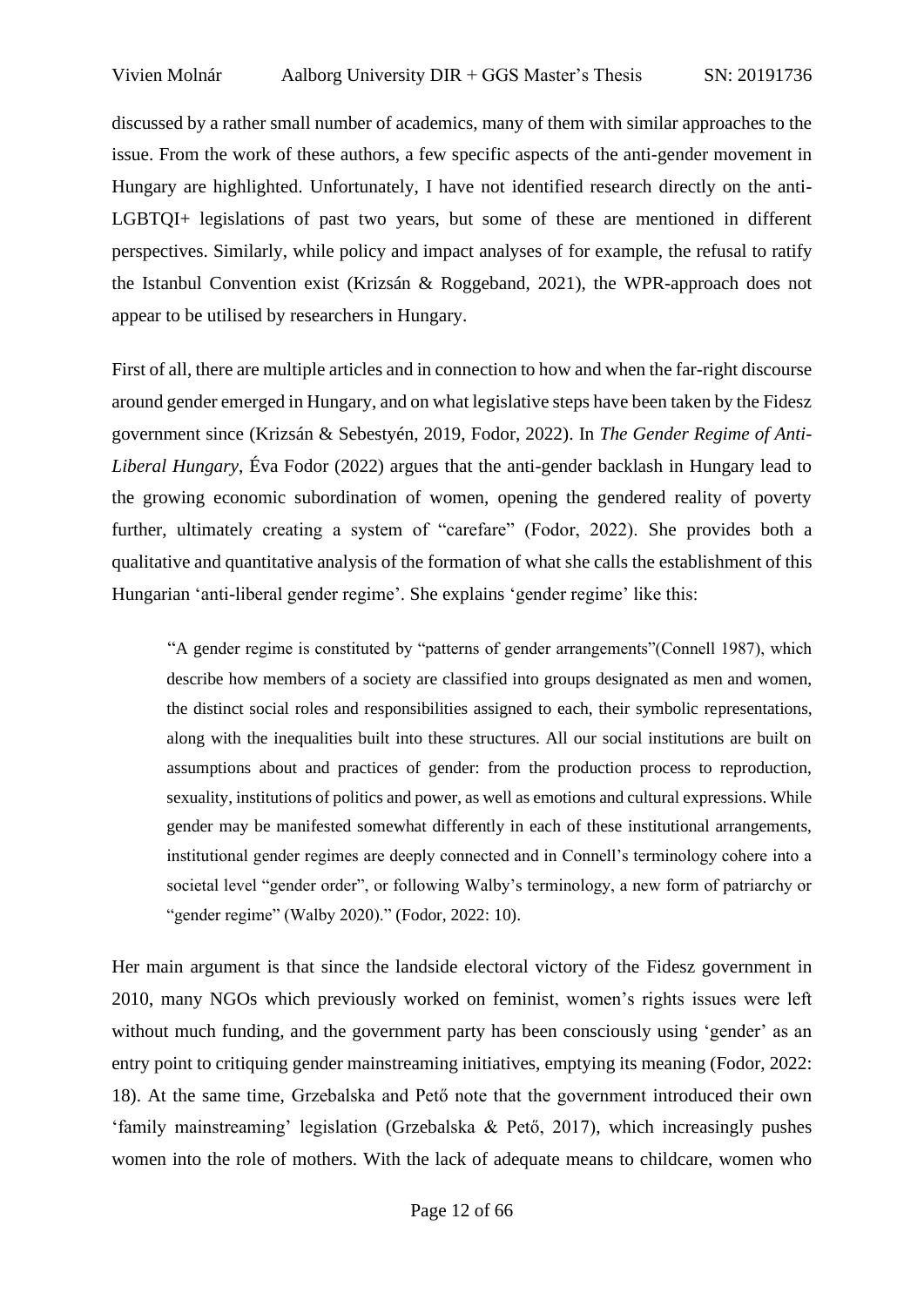discussed by a rather small number of academics, many of them with similar approaches to the issue. From the work of these authors, a few specific aspects of the anti-gender movement in Hungary are highlighted. Unfortunately, I have not identified research directly on the anti-LGBTQI+ legislations of past two years, but some of these are mentioned in different perspectives. Similarly, while policy and impact analyses of for example, the refusal to ratify the Istanbul Convention exist (Krizsán & Roggeband, 2021), the WPR-approach does not appear to be utilised by researchers in Hungary.

First of all, there are multiple articles and in connection to how and when the far-right discourse around gender emerged in Hungary, and on what legislative steps have been taken by the Fidesz government since (Krizsán & Sebestyén, 2019, Fodor, 2022). In *The Gender Regime of Anti-Liberal Hungary*, Éva Fodor (2022) argues that the anti-gender backlash in Hungary lead to the growing economic subordination of women, opening the gendered reality of poverty further, ultimately creating a system of "carefare" (Fodor, 2022). She provides both a qualitative and quantitative analysis of the formation of what she calls the establishment of this Hungarian 'anti-liberal gender regime'. She explains 'gender regime' like this:

> "A gender regime is constituted by "patterns of gender arrangements"(Connell 1987), which describe how members of a society are classified into groups designated as men and women, the distinct social roles and responsibilities assigned to each, their symbolic representations, along with the inequalities built into these structures. All our social institutions are built on assumptions about and practices of gender: from the production process to reproduction, sexuality, institutions of politics and power, as well as emotions and cultural expressions. While gender may be manifested somewhat differently in each of these institutional arrangements, institutional gender regimes are deeply connected and in Connell's terminology cohere into a societal level "gender order", or following Walby's terminology, a new form of patriarchy or "gender regime" (Walby 2020)." (Fodor, 2022: 10).

Her main argument is that since the landside electoral victory of the Fidesz government in 2010, many NGOs which previously worked on feminist, women's rights issues were left without much funding, and the government party has been consciously using 'gender' as an entry point to critiquing gender mainstreaming initiatives, emptying its meaning (Fodor, 2022: 18). At the same time, Grzebalska and Pető note that the government introduced their own 'family mainstreaming' legislation (Grzebalska & Pető, 2017), which increasingly pushes women into the role of mothers. With the lack of adequate means to childcare, women who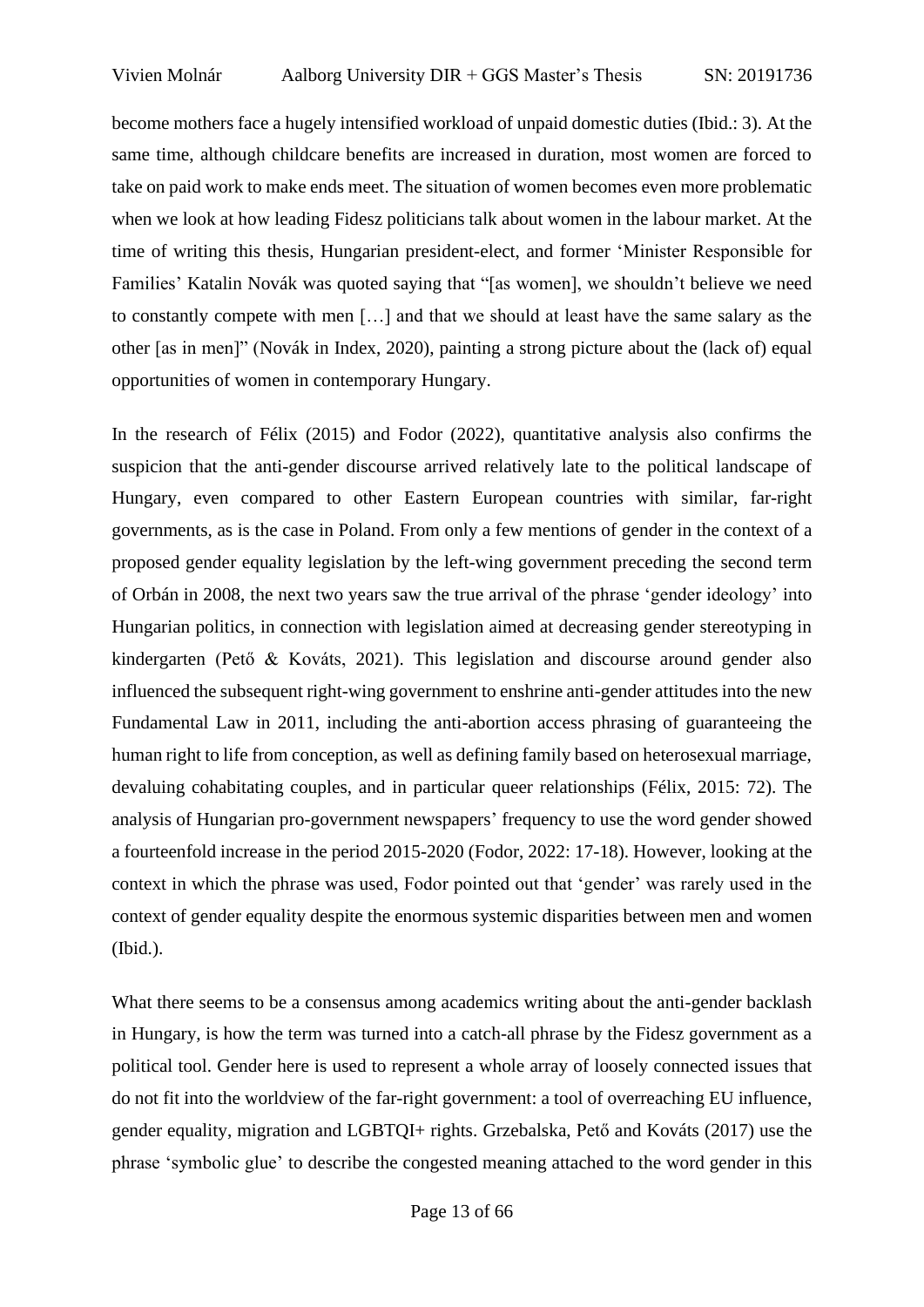become mothers face a hugely intensified workload of unpaid domestic duties (Ibid.: 3). At the same time, although childcare benefits are increased in duration, most women are forced to take on paid work to make ends meet. The situation of women becomes even more problematic when we look at how leading Fidesz politicians talk about women in the labour market. At the time of writing this thesis, Hungarian president-elect, and former 'Minister Responsible for Families' Katalin Novák was quoted saying that "[as women], we shouldn't believe we need to constantly compete with men […] and that we should at least have the same salary as the other [as in men]" (Novák in Index, 2020), painting a strong picture about the (lack of) equal opportunities of women in contemporary Hungary.

In the research of Félix (2015) and Fodor (2022), quantitative analysis also confirms the suspicion that the anti-gender discourse arrived relatively late to the political landscape of Hungary, even compared to other Eastern European countries with similar, far-right governments, as is the case in Poland. From only a few mentions of gender in the context of a proposed gender equality legislation by the left-wing government preceding the second term of Orbán in 2008, the next two years saw the true arrival of the phrase 'gender ideology' into Hungarian politics, in connection with legislation aimed at decreasing gender stereotyping in kindergarten (Pető & Kováts, 2021). This legislation and discourse around gender also influenced the subsequent right-wing government to enshrine anti-gender attitudes into the new Fundamental Law in 2011, including the anti-abortion access phrasing of guaranteeing the human right to life from conception, as well as defining family based on heterosexual marriage, devaluing cohabitating couples, and in particular queer relationships (Félix, 2015: 72). The analysis of Hungarian pro-government newspapers' frequency to use the word gender showed a fourteenfold increase in the period 2015-2020 (Fodor, 2022: 17-18). However, looking at the context in which the phrase was used, Fodor pointed out that 'gender' was rarely used in the context of gender equality despite the enormous systemic disparities between men and women (Ibid.).

What there seems to be a consensus among academics writing about the anti-gender backlash in Hungary, is how the term was turned into a catch-all phrase by the Fidesz government as a political tool. Gender here is used to represent a whole array of loosely connected issues that do not fit into the worldview of the far-right government: a tool of overreaching EU influence, gender equality, migration and LGBTQI+ rights. Grzebalska, Pető and Kováts (2017) use the phrase 'symbolic glue' to describe the congested meaning attached to the word gender in this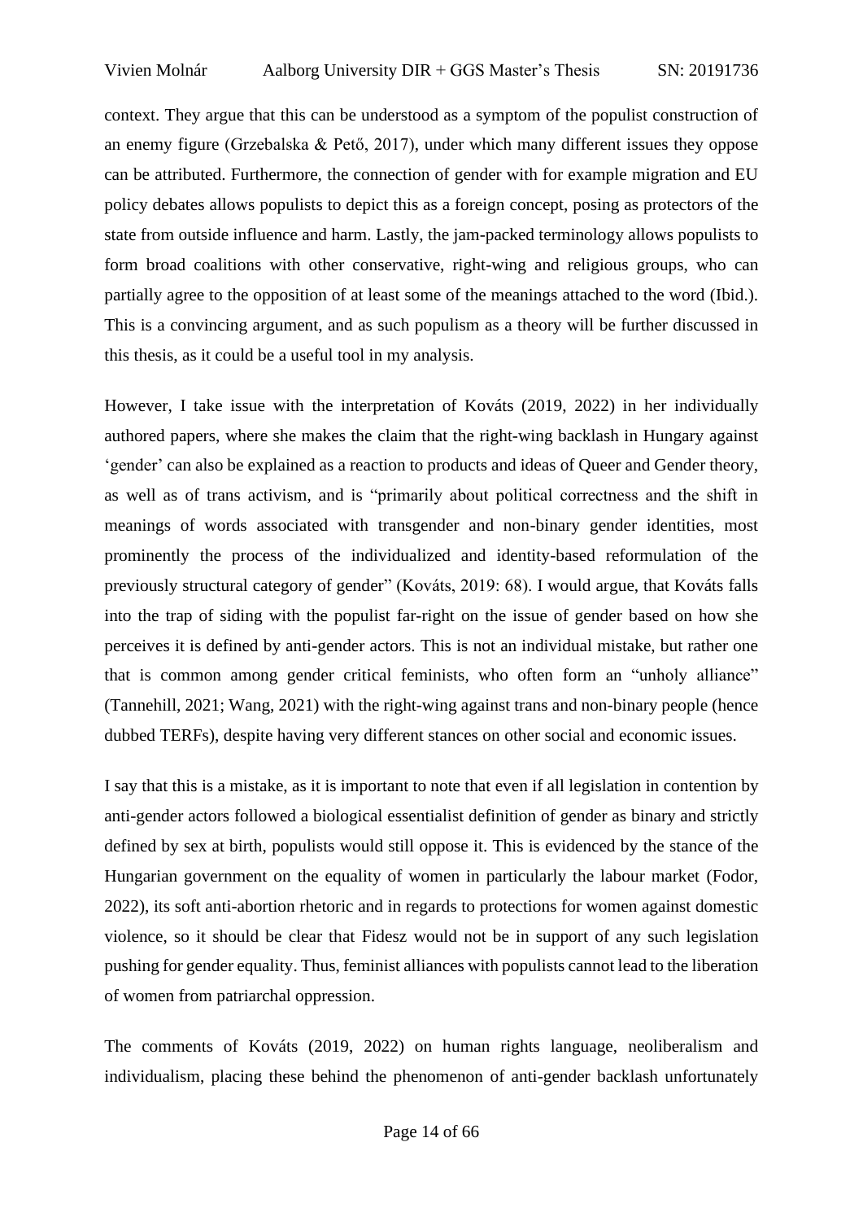context. They argue that this can be understood as a symptom of the populist construction of an enemy figure (Grzebalska & Pető, 2017), under which many different issues they oppose can be attributed. Furthermore, the connection of gender with for example migration and EU policy debates allows populists to depict this as a foreign concept, posing as protectors of the state from outside influence and harm. Lastly, the jam-packed terminology allows populists to form broad coalitions with other conservative, right-wing and religious groups, who can partially agree to the opposition of at least some of the meanings attached to the word (Ibid.). This is a convincing argument, and as such populism as a theory will be further discussed in this thesis, as it could be a useful tool in my analysis.

However, I take issue with the interpretation of Kováts (2019, 2022) in her individually authored papers, where she makes the claim that the right-wing backlash in Hungary against 'gender' can also be explained as a reaction to products and ideas of Queer and Gender theory, as well as of trans activism, and is "primarily about political correctness and the shift in meanings of words associated with transgender and non-binary gender identities, most prominently the process of the individualized and identity-based reformulation of the previously structural category of gender" (Kováts, 2019: 68). I would argue, that Kováts falls into the trap of siding with the populist far-right on the issue of gender based on how she perceives it is defined by anti-gender actors. This is not an individual mistake, but rather one that is common among gender critical feminists, who often form an "unholy alliance" (Tannehill, 2021; Wang, 2021) with the right-wing against trans and non-binary people (hence dubbed TERFs), despite having very different stances on other social and economic issues.

I say that this is a mistake, as it is important to note that even if all legislation in contention by anti-gender actors followed a biological essentialist definition of gender as binary and strictly defined by sex at birth, populists would still oppose it. This is evidenced by the stance of the Hungarian government on the equality of women in particularly the labour market (Fodor, 2022), its soft anti-abortion rhetoric and in regards to protections for women against domestic violence, so it should be clear that Fidesz would not be in support of any such legislation pushing for gender equality. Thus, feminist alliances with populists cannot lead to the liberation of women from patriarchal oppression.

The comments of Kováts (2019, 2022) on human rights language, neoliberalism and individualism, placing these behind the phenomenon of anti-gender backlash unfortunately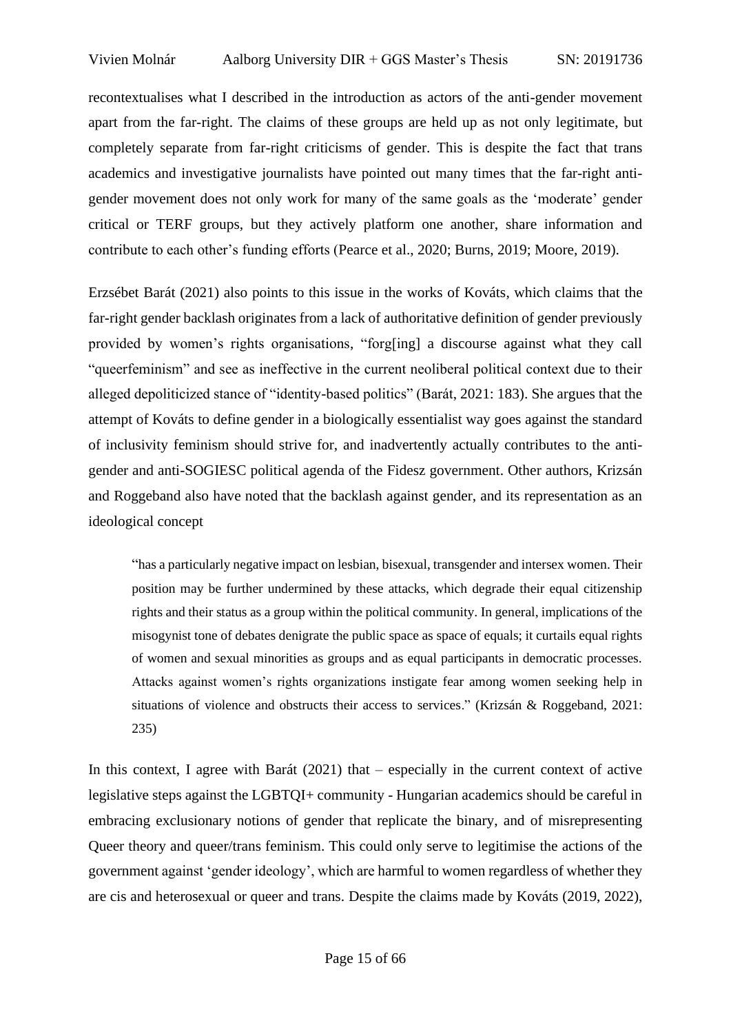recontextualises what I described in the introduction as actors of the anti-gender movement apart from the far-right. The claims of these groups are held up as not only legitimate, but completely separate from far-right criticisms of gender. This is despite the fact that trans academics and investigative journalists have pointed out many times that the far-right anti-gender movement does not only work for many of the same goals as the 'moderate' gender critical or TERF groups, but they actively platform one another, share information and contribute to each other's funding efforts (Pearce et al., 2020; Burns, 2019; Moore, 2019).

Erzsébet Barát (2021) also points to this issue in the works of Kováts, which claims that the far-right gender backlash originates from a lack of authoritative definition of gender previously provided by women's rights organisations, "forg[ing] a discourse against what they call "queerfeminism" and see as ineffective in the current neoliberal political context due to their alleged depoliticized stance of "identity-based politics" (Barát, 2021: 183). She argues that the attempt of Kováts to define gender in a biologically essentialist way goes against the standard of inclusivity feminism should strive for, and inadvertently actually contributes to the anti-gender and anti-SOGIESC political agenda of the Fidesz government. Other authors, Krizsán and Roggeband also have noted that the backlash against gender, and its representation as an ideological concept

> "has a particularly negative impact on lesbian, bisexual, transgender and intersex women. Their position may be further undermined by these attacks, which degrade their equal citizenship rights and their status as a group within the political community. In general, implications of the misogynist tone of debates denigrate the public space as space of equals; it curtails equal rights of women and sexual minorities as groups and as equal participants in democratic processes. Attacks against women's rights organizations instigate fear among women seeking help in situations of violence and obstructs their access to services." (Krizsán & Roggeband, 2021: 235)

In this context, I agree with Barát (2021) that – especially in the current context of active legislative steps against the LGBTQI+ community - Hungarian academics should be careful in embracing exclusionary notions of gender that replicate the binary, and of misrepresenting Queer theory and queer/trans feminism. This could only serve to legitimise the actions of the government against 'gender ideology', which are harmful to women regardless of whether they are cis and heterosexual or queer and trans. Despite the claims made by Kováts (2019, 2022),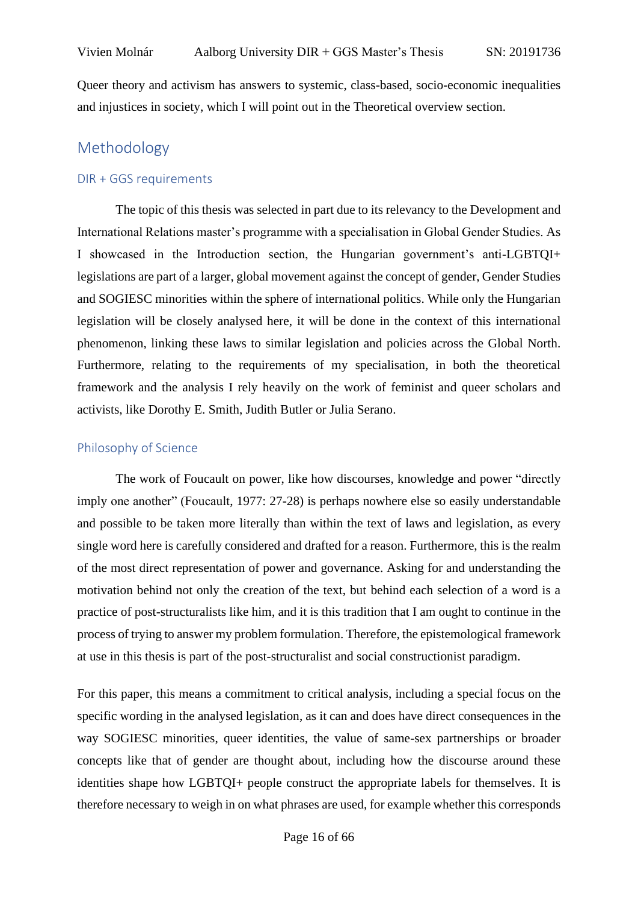Queer theory and activism has answers to systemic, class-based, socio-economic inequalities and injustices in society, which I will point out in the Theoretical overview section.

# Methodology

## DIR + GGS requirements

The topic of this thesis was selected in part due to its relevancy to the Development and International Relations master's programme with a specialisation in Global Gender Studies. As I showcased in the Introduction section, the Hungarian government's anti-LGBTQI+ legislations are part of a larger, global movement against the concept of gender, Gender Studies and SOGIESC minorities within the sphere of international politics. While only the Hungarian legislation will be closely analysed here, it will be done in the context of this international phenomenon, linking these laws to similar legislation and policies across the Global North. Furthermore, relating to the requirements of my specialisation, in both the theoretical framework and the analysis I rely heavily on the work of feminist and queer scholars and activists, like Dorothy E. Smith, Judith Butler or Julia Serano.

## Philosophy of Science

The work of Foucault on power, like how discourses, knowledge and power "directly imply one another" (Foucault, 1977: 27-28) is perhaps nowhere else so easily understandable and possible to be taken more literally than within the text of laws and legislation, as every single word here is carefully considered and drafted for a reason. Furthermore, this is the realm of the most direct representation of power and governance. Asking for and understanding the motivation behind not only the creation of the text, but behind each selection of a word is a practice of post-structuralists like him, and it is this tradition that I am ought to continue in the process of trying to answer my problem formulation. Therefore, the epistemological framework at use in this thesis is part of the post-structuralist and social constructionist paradigm.

For this paper, this means a commitment to critical analysis, including a special focus on the specific wording in the analysed legislation, as it can and does have direct consequences in the way SOGIESC minorities, queer identities, the value of same-sex partnerships or broader concepts like that of gender are thought about, including how the discourse around these identities shape how LGBTQI+ people construct the appropriate labels for themselves. It is therefore necessary to weigh in on what phrases are used, for example whether this corresponds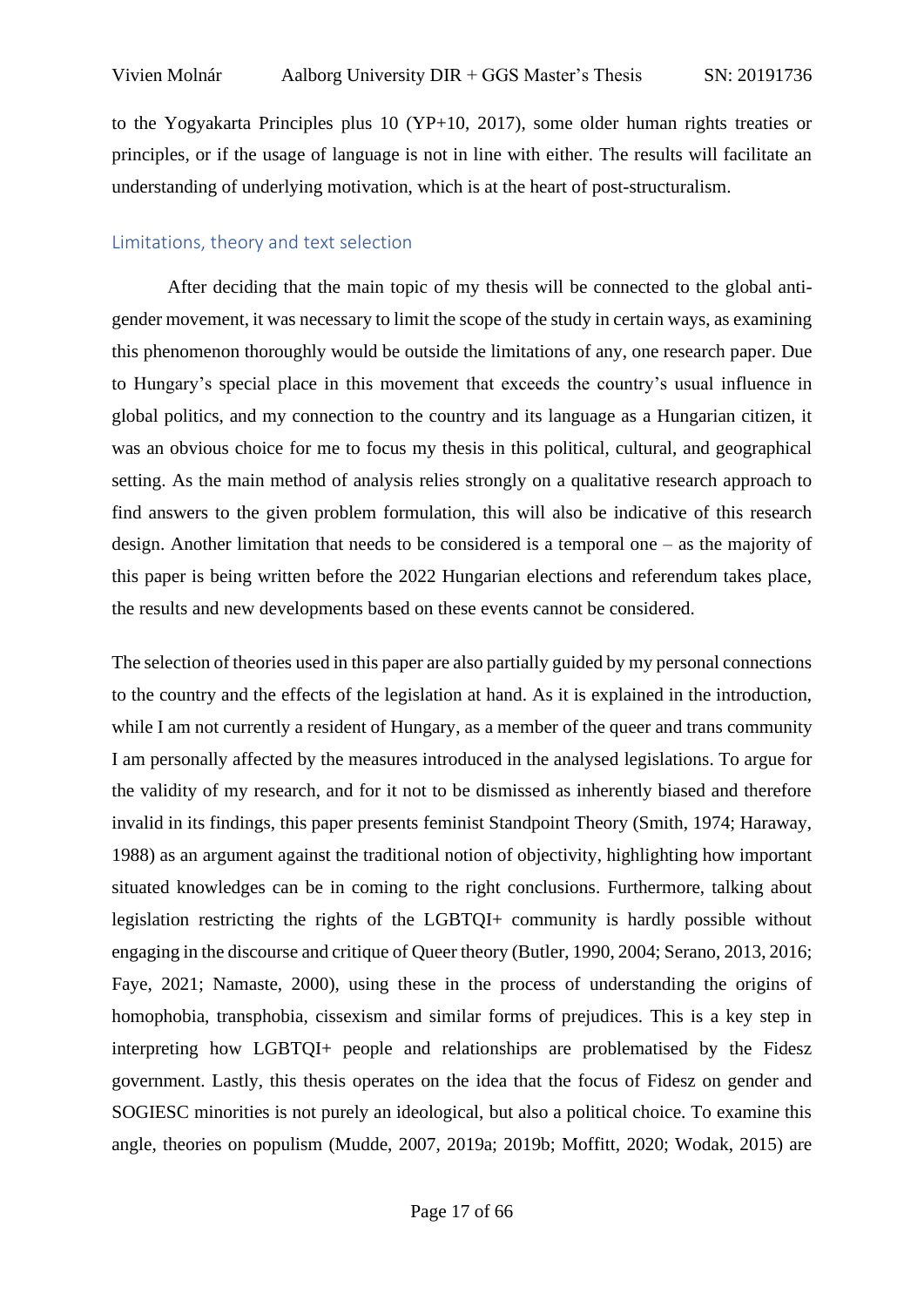to the Yogyakarta Principles plus 10 (YP+10, 2017), some older human rights treaties or principles, or if the usage of language is not in line with either. The results will facilitate an understanding of underlying motivation, which is at the heart of post-structuralism.

## Limitations, theory and text selection

After deciding that the main topic of my thesis will be connected to the global anti-gender movement, it was necessary to limit the scope of the study in certain ways, as examining this phenomenon thoroughly would be outside the limitations of any, one research paper. Due to Hungary's special place in this movement that exceeds the country's usual influence in global politics, and my connection to the country and its language as a Hungarian citizen, it was an obvious choice for me to focus my thesis in this political, cultural, and geographical setting. As the main method of analysis relies strongly on a qualitative research approach to find answers to the given problem formulation, this will also be indicative of this research design. Another limitation that needs to be considered is a temporal one – as the majority of this paper is being written before the 2022 Hungarian elections and referendum takes place, the results and new developments based on these events cannot be considered.

The selection of theories used in this paper are also partially guided by my personal connections to the country and the effects of the legislation at hand. As it is explained in the introduction, while I am not currently a resident of Hungary, as a member of the queer and trans community I am personally affected by the measures introduced in the analysed legislations. To argue for the validity of my research, and for it not to be dismissed as inherently biased and therefore invalid in its findings, this paper presents feminist Standpoint Theory (Smith, 1974; Haraway, 1988) as an argument against the traditional notion of objectivity, highlighting how important situated knowledges can be in coming to the right conclusions. Furthermore, talking about legislation restricting the rights of the LGBTQI+ community is hardly possible without engaging in the discourse and critique of Queer theory (Butler, 1990, 2004; Serano, 2013, 2016; Faye, 2021; Namaste, 2000), using these in the process of understanding the origins of homophobia, transphobia, cissexism and similar forms of prejudices. This is a key step in interpreting how LGBTQI+ people and relationships are problematised by the Fidesz government. Lastly, this thesis operates on the idea that the focus of Fidesz on gender and SOGIESC minorities is not purely an ideological, but also a political choice. To examine this angle, theories on populism (Mudde, 2007, 2019a; 2019b; Moffitt, 2020; Wodak, 2015) are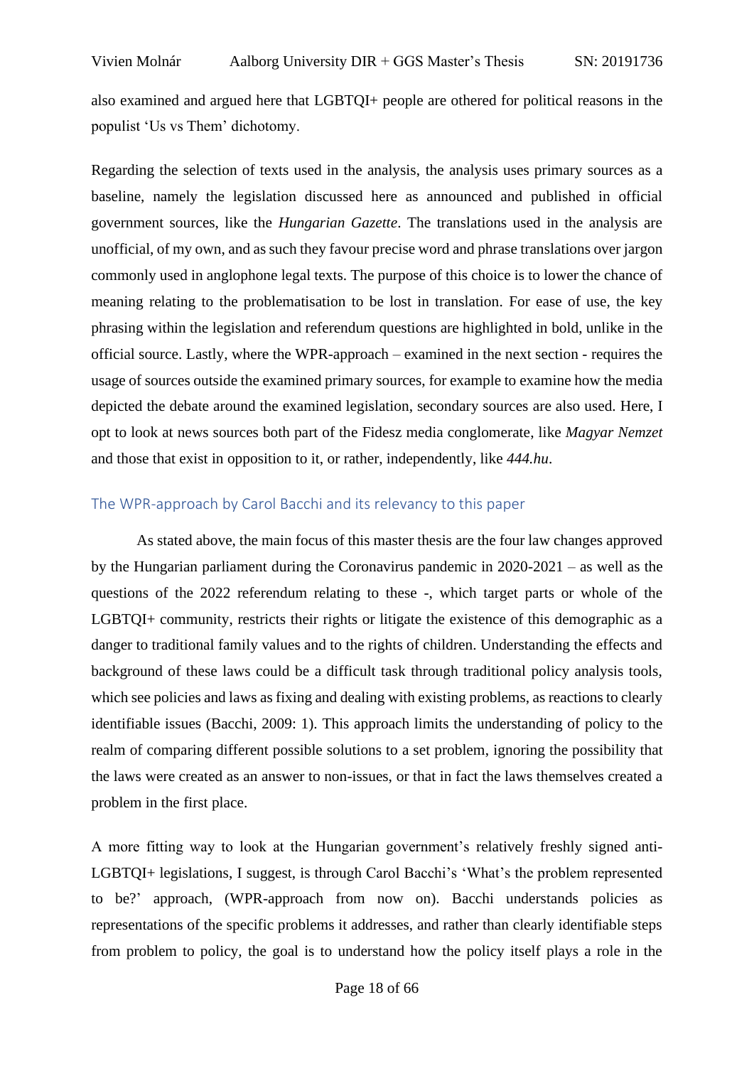also examined and argued here that LGBTQI+ people are othered for political reasons in the populist 'Us vs Them' dichotomy.

Regarding the selection of texts used in the analysis, the analysis uses primary sources as a baseline, namely the legislation discussed here as announced and published in official government sources, like the *Hungarian Gazette*. The translations used in the analysis are unofficial, of my own, and as such they favour precise word and phrase translations over jargon commonly used in anglophone legal texts. The purpose of this choice is to lower the chance of meaning relating to the problematisation to be lost in translation. For ease of use, the key phrasing within the legislation and referendum questions are highlighted in bold, unlike in the official source. Lastly, where the WPR-approach – examined in the next section - requires the usage of sources outside the examined primary sources, for example to examine how the media depicted the debate around the examined legislation, secondary sources are also used. Here, I opt to look at news sources both part of the Fidesz media conglomerate, like *Magyar Nemzet* and those that exist in opposition to it, or rather, independently, like *444.hu*.

## The WPR-approach by Carol Bacchi and its relevancy to this paper

As stated above, the main focus of this master thesis are the four law changes approved by the Hungarian parliament during the Coronavirus pandemic in 2020-2021 – as well as the questions of the 2022 referendum relating to these -, which target parts or whole of the LGBTQI+ community, restricts their rights or litigate the existence of this demographic as a danger to traditional family values and to the rights of children. Understanding the effects and background of these laws could be a difficult task through traditional policy analysis tools, which see policies and laws as fixing and dealing with existing problems, as reactions to clearly identifiable issues (Bacchi, 2009: 1). This approach limits the understanding of policy to the realm of comparing different possible solutions to a set problem, ignoring the possibility that the laws were created as an answer to non-issues, or that in fact the laws themselves created a problem in the first place.

A more fitting way to look at the Hungarian government's relatively freshly signed anti-LGBTQI+ legislations, I suggest, is through Carol Bacchi's 'What's the problem represented to be?' approach, (WPR-approach from now on). Bacchi understands policies as representations of the specific problems it addresses, and rather than clearly identifiable steps from problem to policy, the goal is to understand how the policy itself plays a role in the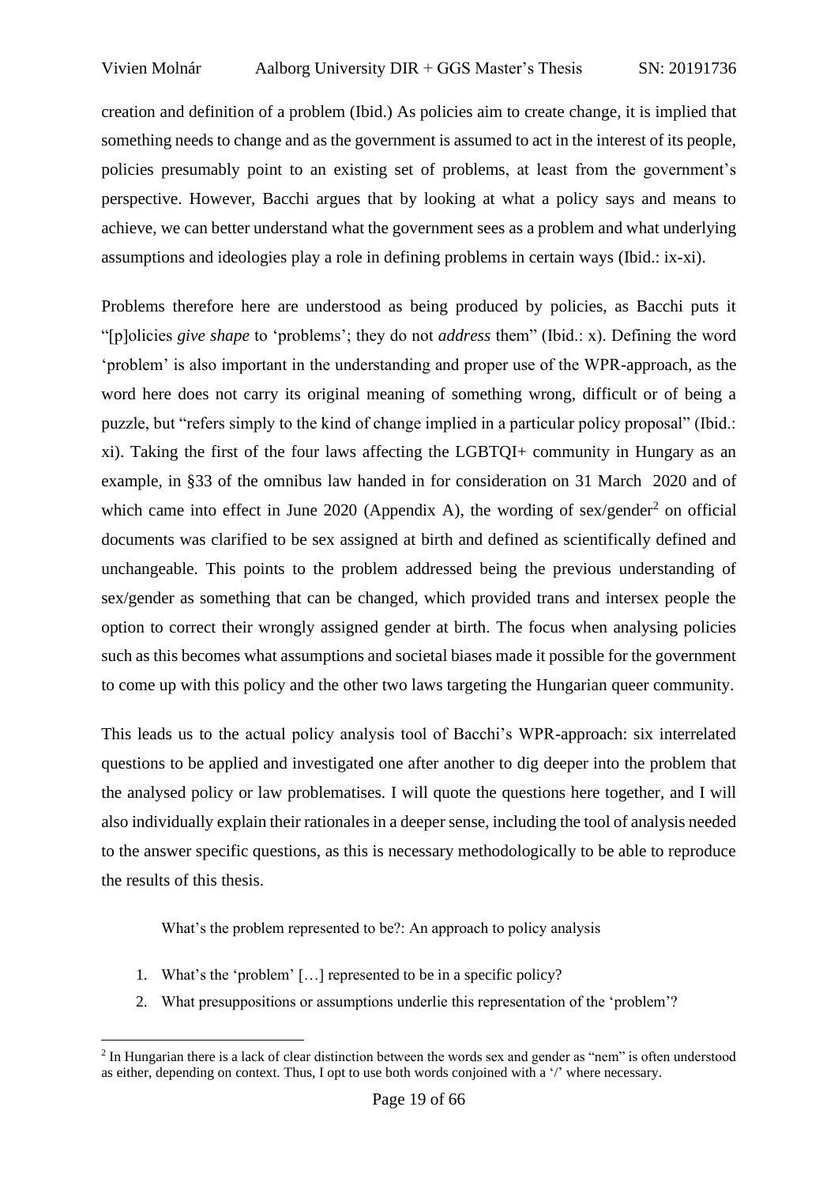creation and definition of a problem (Ibid.) As policies aim to create change, it is implied that something needs to change and as the government is assumed to act in the interest of its people, policies presumably point to an existing set of problems, at least from the government's perspective. However, Bacchi argues that by looking at what a policy says and means to achieve, we can better understand what the government sees as a problem and what underlying assumptions and ideologies play a role in defining problems in certain ways (Ibid.: ix-xi).

Problems therefore here are understood as being produced by policies, as Bacchi puts it "[p]olicies *give shape* to 'problems'; they do not *address* them" (Ibid.: x). Defining the word 'problem' is also important in the understanding and proper use of the WPR-approach, as the word here does not carry its original meaning of something wrong, difficult or of being a puzzle, but "refers simply to the kind of change implied in a particular policy proposal" (Ibid.: xi). Taking the first of the four laws affecting the LGBTQI+ community in Hungary as an example, in §33 of the omnibus law handed in for consideration on 31 March 2020 and of which came into effect in June 2020 (Appendix A), the wording of sex/gender[2] on official documents was clarified to be sex assigned at birth and defined as scientifically defined and unchangeable. This points to the problem addressed being the previous understanding of sex/gender as something that can be changed, which provided trans and intersex people the option to correct their wrongly assigned gender at birth. The focus when analysing policies such as this becomes what assumptions and societal biases made it possible for the government to come up with this policy and the other two laws targeting the Hungarian queer community.

This leads us to the actual policy analysis tool of Bacchi's WPR-approach: six interrelated questions to be applied and investigated one after another to dig deeper into the problem that the analysed policy or law problematises. I will quote the questions here together, and I will also individually explain their rationales in a deeper sense, including the tool of analysis needed to the answer specific questions, as this is necessary methodologically to be able to reproduce the results of this thesis.

> What's the problem represented to be?: An approach to policy analysis
>
> 1. What's the 'problem' […] represented to be in a specific policy?
> 2. What presuppositions or assumptions underlie this representation of the 'problem'?

[2] In Hungarian there is a lack of clear distinction between the words sex and gender as "nem" is often understood as either, depending on context. Thus, I opt to use both words conjoined with a '/' where necessary.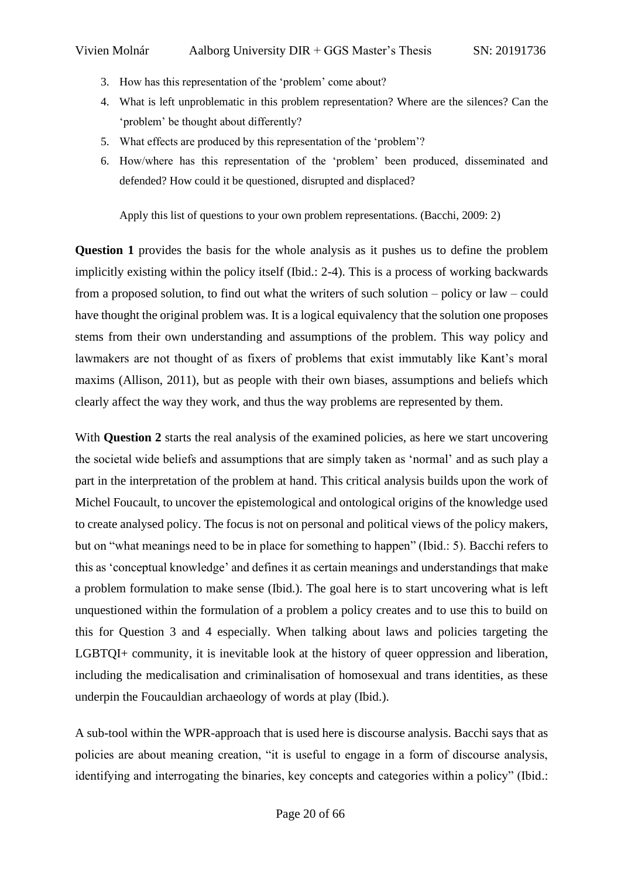3. How has this representation of the 'problem' come about?
4. What is left unproblematic in this problem representation? Where are the silences? Can the 'problem' be thought about differently?
5. What effects are produced by this representation of the 'problem'?
6. How/where has this representation of the 'problem' been produced, disseminated and defended? How could it be questioned, disrupted and displaced?

Apply this list of questions to your own problem representations. (Bacchi, 2009: 2)

**Question 1** provides the basis for the whole analysis as it pushes us to define the problem implicitly existing within the policy itself (Ibid.: 2-4). This is a process of working backwards from a proposed solution, to find out what the writers of such solution – policy or law – could have thought the original problem was. It is a logical equivalency that the solution one proposes stems from their own understanding and assumptions of the problem. This way policy and lawmakers are not thought of as fixers of problems that exist immutably like Kant's moral maxims (Allison, 2011), but as people with their own biases, assumptions and beliefs which clearly affect the way they work, and thus the way problems are represented by them.

With **Question 2** starts the real analysis of the examined policies, as here we start uncovering the societal wide beliefs and assumptions that are simply taken as 'normal' and as such play a part in the interpretation of the problem at hand. This critical analysis builds upon the work of Michel Foucault, to uncover the epistemological and ontological origins of the knowledge used to create analysed policy. The focus is not on personal and political views of the policy makers, but on "what meanings need to be in place for something to happen" (Ibid.: 5). Bacchi refers to this as 'conceptual knowledge' and defines it as certain meanings and understandings that make a problem formulation to make sense (Ibid.). The goal here is to start uncovering what is left unquestioned within the formulation of a problem a policy creates and to use this to build on this for Question 3 and 4 especially. When talking about laws and policies targeting the LGBTQI+ community, it is inevitable look at the history of queer oppression and liberation, including the medicalisation and criminalisation of homosexual and trans identities, as these underpin the Foucauldian archaeology of words at play (Ibid.).

A sub-tool within the WPR-approach that is used here is discourse analysis. Bacchi says that as policies are about meaning creation, "it is useful to engage in a form of discourse analysis, identifying and interrogating the binaries, key concepts and categories within a policy" (Ibid.: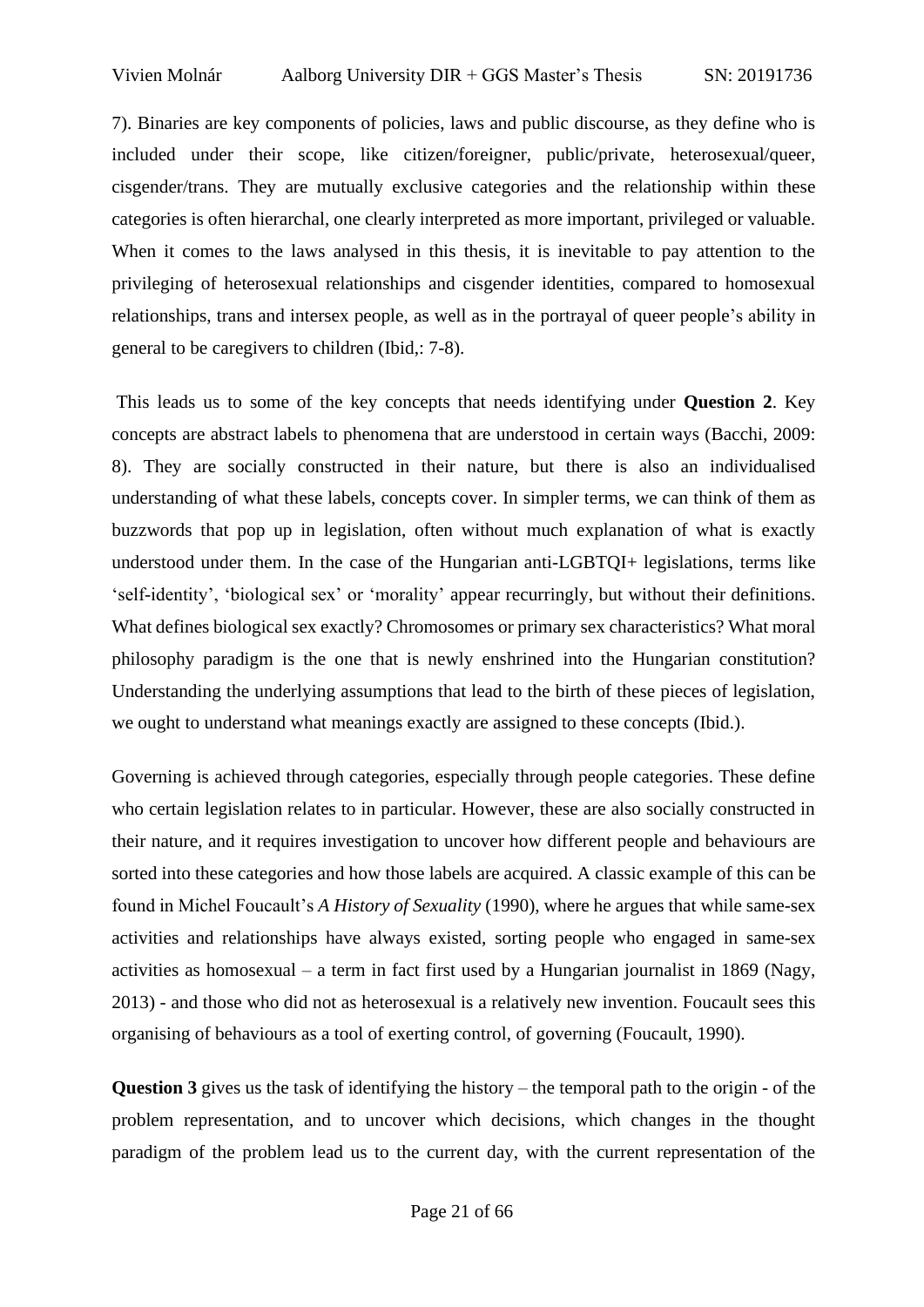7). Binaries are key components of policies, laws and public discourse, as they define who is included under their scope, like citizen/foreigner, public/private, heterosexual/queer, cisgender/trans. They are mutually exclusive categories and the relationship within these categories is often hierarchal, one clearly interpreted as more important, privileged or valuable. When it comes to the laws analysed in this thesis, it is inevitable to pay attention to the privileging of heterosexual relationships and cisgender identities, compared to homosexual relationships, trans and intersex people, as well as in the portrayal of queer people's ability in general to be caregivers to children (Ibid,: 7-8).

This leads us to some of the key concepts that needs identifying under **Question 2**. Key concepts are abstract labels to phenomena that are understood in certain ways (Bacchi, 2009: 8). They are socially constructed in their nature, but there is also an individualised understanding of what these labels, concepts cover. In simpler terms, we can think of them as buzzwords that pop up in legislation, often without much explanation of what is exactly understood under them. In the case of the Hungarian anti-LGBTQI+ legislations, terms like 'self-identity', 'biological sex' or 'morality' appear recurringly, but without their definitions. What defines biological sex exactly? Chromosomes or primary sex characteristics? What moral philosophy paradigm is the one that is newly enshrined into the Hungarian constitution? Understanding the underlying assumptions that lead to the birth of these pieces of legislation, we ought to understand what meanings exactly are assigned to these concepts (Ibid.).

Governing is achieved through categories, especially through people categories. These define who certain legislation relates to in particular. However, these are also socially constructed in their nature, and it requires investigation to uncover how different people and behaviours are sorted into these categories and how those labels are acquired. A classic example of this can be found in Michel Foucault's *A History of Sexuality* (1990), where he argues that while same-sex activities and relationships have always existed, sorting people who engaged in same-sex activities as homosexual – a term in fact first used by a Hungarian journalist in 1869 (Nagy, 2013) - and those who did not as heterosexual is a relatively new invention. Foucault sees this organising of behaviours as a tool of exerting control, of governing (Foucault, 1990).

**Question 3** gives us the task of identifying the history – the temporal path to the origin - of the problem representation, and to uncover which decisions, which changes in the thought paradigm of the problem lead us to the current day, with the current representation of the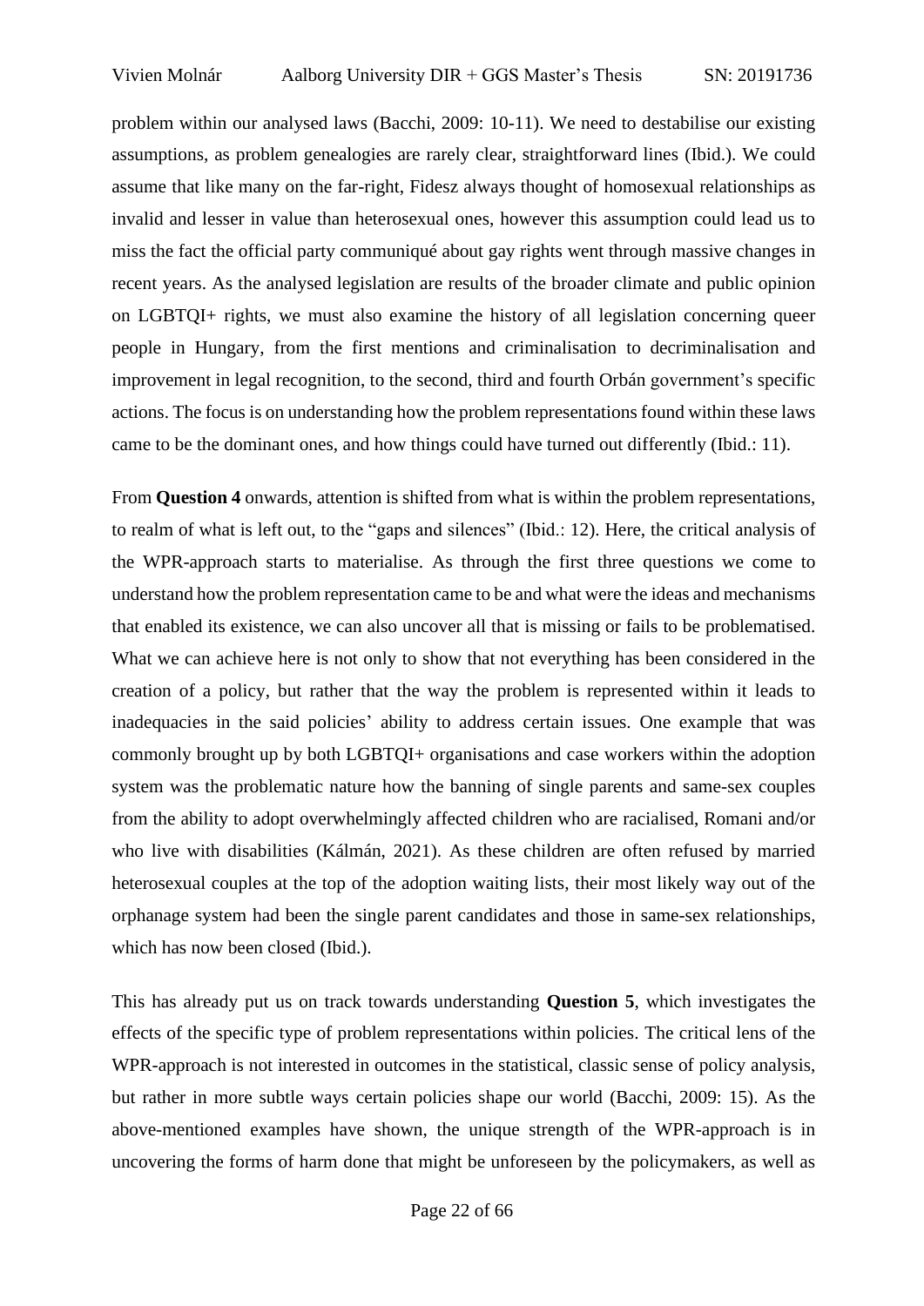problem within our analysed laws (Bacchi, 2009: 10-11). We need to destabilise our existing assumptions, as problem genealogies are rarely clear, straightforward lines (Ibid.). We could assume that like many on the far-right, Fidesz always thought of homosexual relationships as invalid and lesser in value than heterosexual ones, however this assumption could lead us to miss the fact the official party communiqué about gay rights went through massive changes in recent years. As the analysed legislation are results of the broader climate and public opinion on LGBTQI+ rights, we must also examine the history of all legislation concerning queer people in Hungary, from the first mentions and criminalisation to decriminalisation and improvement in legal recognition, to the second, third and fourth Orbán government's specific actions. The focus is on understanding how the problem representations found within these laws came to be the dominant ones, and how things could have turned out differently (Ibid.: 11).

From **Question 4** onwards, attention is shifted from what is within the problem representations, to realm of what is left out, to the "gaps and silences" (Ibid.: 12). Here, the critical analysis of the WPR-approach starts to materialise. As through the first three questions we come to understand how the problem representation came to be and what were the ideas and mechanisms that enabled its existence, we can also uncover all that is missing or fails to be problematised. What we can achieve here is not only to show that not everything has been considered in the creation of a policy, but rather that the way the problem is represented within it leads to inadequacies in the said policies' ability to address certain issues. One example that was commonly brought up by both LGBTQI+ organisations and case workers within the adoption system was the problematic nature how the banning of single parents and same-sex couples from the ability to adopt overwhelmingly affected children who are racialised, Romani and/or who live with disabilities (Kálmán, 2021). As these children are often refused by married heterosexual couples at the top of the adoption waiting lists, their most likely way out of the orphanage system had been the single parent candidates and those in same-sex relationships, which has now been closed (Ibid.).

This has already put us on track towards understanding **Question 5**, which investigates the effects of the specific type of problem representations within policies. The critical lens of the WPR-approach is not interested in outcomes in the statistical, classic sense of policy analysis, but rather in more subtle ways certain policies shape our world (Bacchi, 2009: 15). As the above-mentioned examples have shown, the unique strength of the WPR-approach is in uncovering the forms of harm done that might be unforeseen by the policymakers, as well as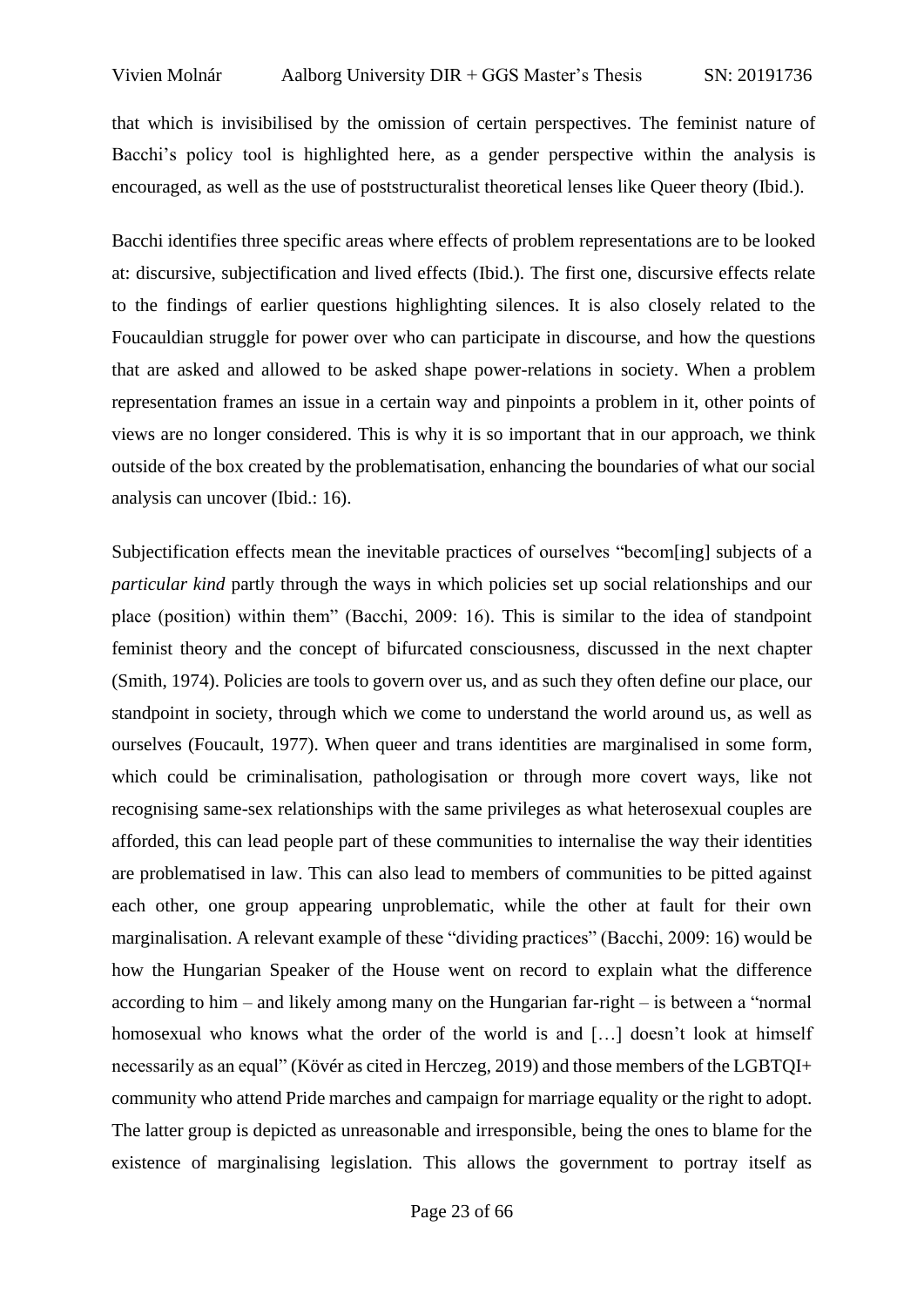that which is invisibilised by the omission of certain perspectives. The feminist nature of Bacchi's policy tool is highlighted here, as a gender perspective within the analysis is encouraged, as well as the use of poststructuralist theoretical lenses like Queer theory (Ibid.).

Bacchi identifies three specific areas where effects of problem representations are to be looked at: discursive, subjectification and lived effects (Ibid.). The first one, discursive effects relate to the findings of earlier questions highlighting silences. It is also closely related to the Foucauldian struggle for power over who can participate in discourse, and how the questions that are asked and allowed to be asked shape power-relations in society. When a problem representation frames an issue in a certain way and pinpoints a problem in it, other points of views are no longer considered. This is why it is so important that in our approach, we think outside of the box created by the problematisation, enhancing the boundaries of what our social analysis can uncover (Ibid.: 16).

Subjectification effects mean the inevitable practices of ourselves "becom[ing] subjects of a *particular kind* partly through the ways in which policies set up social relationships and our place (position) within them" (Bacchi, 2009: 16). This is similar to the idea of standpoint feminist theory and the concept of bifurcated consciousness, discussed in the next chapter (Smith, 1974). Policies are tools to govern over us, and as such they often define our place, our standpoint in society, through which we come to understand the world around us, as well as ourselves (Foucault, 1977). When queer and trans identities are marginalised in some form, which could be criminalisation, pathologisation or through more covert ways, like not recognising same-sex relationships with the same privileges as what heterosexual couples are afforded, this can lead people part of these communities to internalise the way their identities are problematised in law. This can also lead to members of communities to be pitted against each other, one group appearing unproblematic, while the other at fault for their own marginalisation. A relevant example of these "dividing practices" (Bacchi, 2009: 16) would be how the Hungarian Speaker of the House went on record to explain what the difference according to him – and likely among many on the Hungarian far-right – is between a "normal homosexual who knows what the order of the world is and […] doesn't look at himself necessarily as an equal" (Kövér as cited in Herczeg, 2019) and those members of the LGBTQI+ community who attend Pride marches and campaign for marriage equality or the right to adopt. The latter group is depicted as unreasonable and irresponsible, being the ones to blame for the existence of marginalising legislation. This allows the government to portray itself as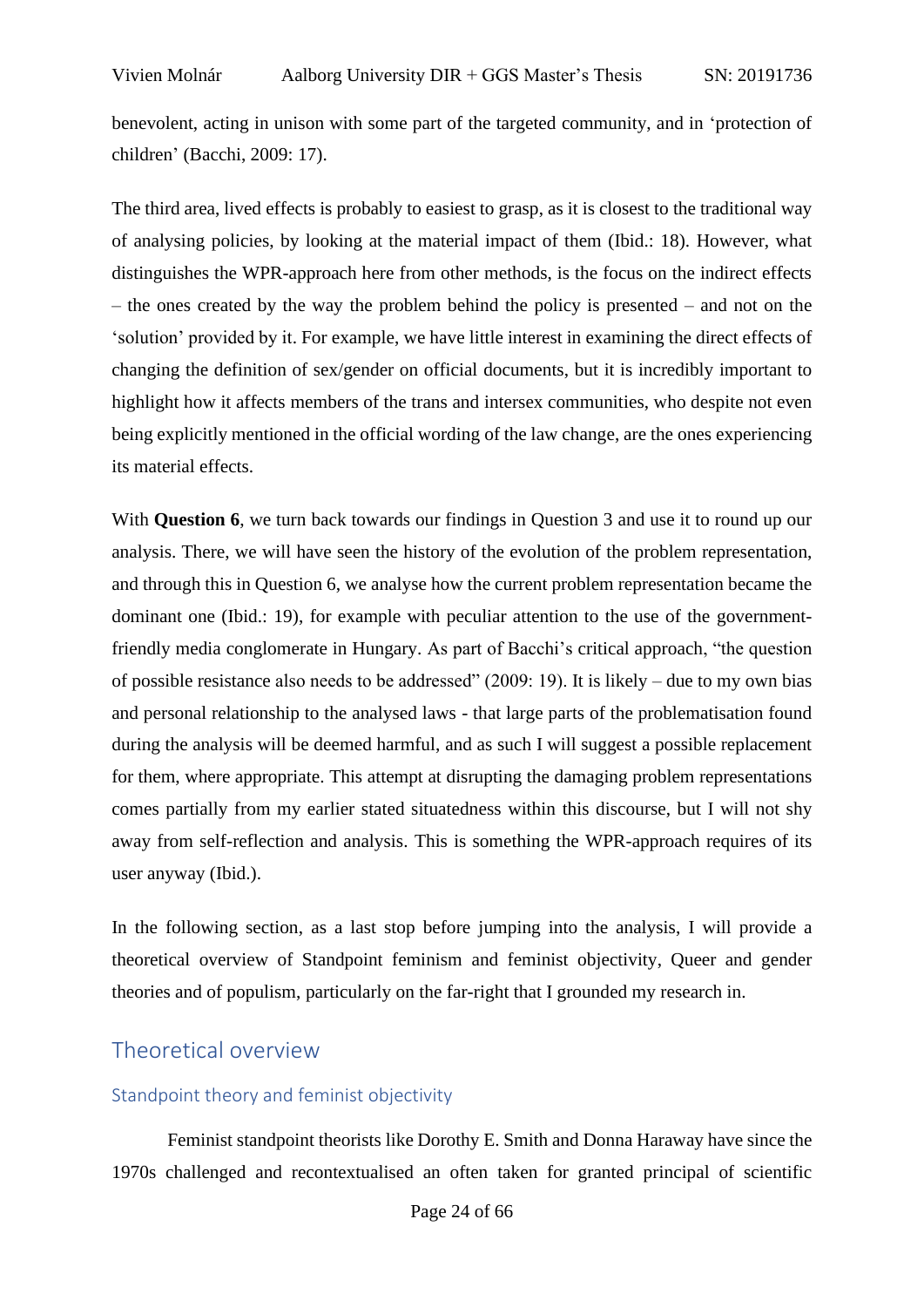benevolent, acting in unison with some part of the targeted community, and in 'protection of children' (Bacchi, 2009: 17).

The third area, lived effects is probably to easiest to grasp, as it is closest to the traditional way of analysing policies, by looking at the material impact of them (Ibid.: 18). However, what distinguishes the WPR-approach here from other methods, is the focus on the indirect effects – the ones created by the way the problem behind the policy is presented – and not on the 'solution' provided by it. For example, we have little interest in examining the direct effects of changing the definition of sex/gender on official documents, but it is incredibly important to highlight how it affects members of the trans and intersex communities, who despite not even being explicitly mentioned in the official wording of the law change, are the ones experiencing its material effects.

With **Question 6**, we turn back towards our findings in Question 3 and use it to round up our analysis. There, we will have seen the history of the evolution of the problem representation, and through this in Question 6, we analyse how the current problem representation became the dominant one (Ibid.: 19), for example with peculiar attention to the use of the government-friendly media conglomerate in Hungary. As part of Bacchi's critical approach, "the question of possible resistance also needs to be addressed" (2009: 19). It is likely – due to my own bias and personal relationship to the analysed laws - that large parts of the problematisation found during the analysis will be deemed harmful, and as such I will suggest a possible replacement for them, where appropriate. This attempt at disrupting the damaging problem representations comes partially from my earlier stated situatedness within this discourse, but I will not shy away from self-reflection and analysis. This is something the WPR-approach requires of its user anyway (Ibid.).

In the following section, as a last stop before jumping into the analysis, I will provide a theoretical overview of Standpoint feminism and feminist objectivity, Queer and gender theories and of populism, particularly on the far-right that I grounded my research in.

## Theoretical overview

### Standpoint theory and feminist objectivity

Feminist standpoint theorists like Dorothy E. Smith and Donna Haraway have since the 1970s challenged and recontextualised an often taken for granted principal of scientific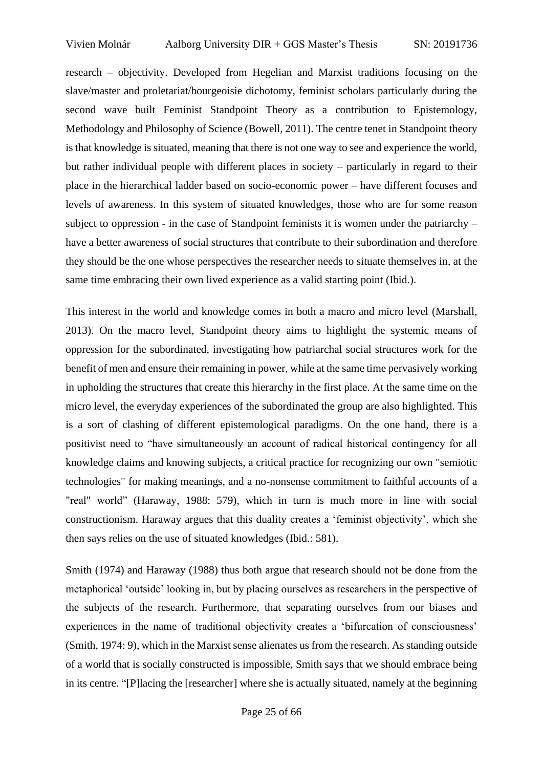research – objectivity. Developed from Hegelian and Marxist traditions focusing on the slave/master and proletariat/bourgeoisie dichotomy, feminist scholars particularly during the second wave built Feminist Standpoint Theory as a contribution to Epistemology, Methodology and Philosophy of Science (Bowell, 2011). The centre tenet in Standpoint theory is that knowledge is situated, meaning that there is not one way to see and experience the world, but rather individual people with different places in society – particularly in regard to their place in the hierarchical ladder based on socio-economic power – have different focuses and levels of awareness. In this system of situated knowledges, those who are for some reason subject to oppression - in the case of Standpoint feminists it is women under the patriarchy – have a better awareness of social structures that contribute to their subordination and therefore they should be the one whose perspectives the researcher needs to situate themselves in, at the same time embracing their own lived experience as a valid starting point (Ibid.).

This interest in the world and knowledge comes in both a macro and micro level (Marshall, 2013). On the macro level, Standpoint theory aims to highlight the systemic means of oppression for the subordinated, investigating how patriarchal social structures work for the benefit of men and ensure their remaining in power, while at the same time pervasively working in upholding the structures that create this hierarchy in the first place. At the same time on the micro level, the everyday experiences of the subordinated the group are also highlighted. This is a sort of clashing of different epistemological paradigms. On the one hand, there is a positivist need to "have simultaneously an account of radical historical contingency for all knowledge claims and knowing subjects, a critical practice for recognizing our own "semiotic technologies" for making meanings, and a no-nonsense commitment to faithful accounts of a "real" world" (Haraway, 1988: 579), which in turn is much more in line with social constructionism. Haraway argues that this duality creates a 'feminist objectivity', which she then says relies on the use of situated knowledges (Ibid.: 581).

Smith (1974) and Haraway (1988) thus both argue that research should not be done from the metaphorical 'outside' looking in, but by placing ourselves as researchers in the perspective of the subjects of the research. Furthermore, that separating ourselves from our biases and experiences in the name of traditional objectivity creates a 'bifurcation of consciousness' (Smith, 1974: 9), which in the Marxist sense alienates us from the research. As standing outside of a world that is socially constructed is impossible, Smith says that we should embrace being in its centre. "[P]lacing the [researcher] where she is actually situated, namely at the beginning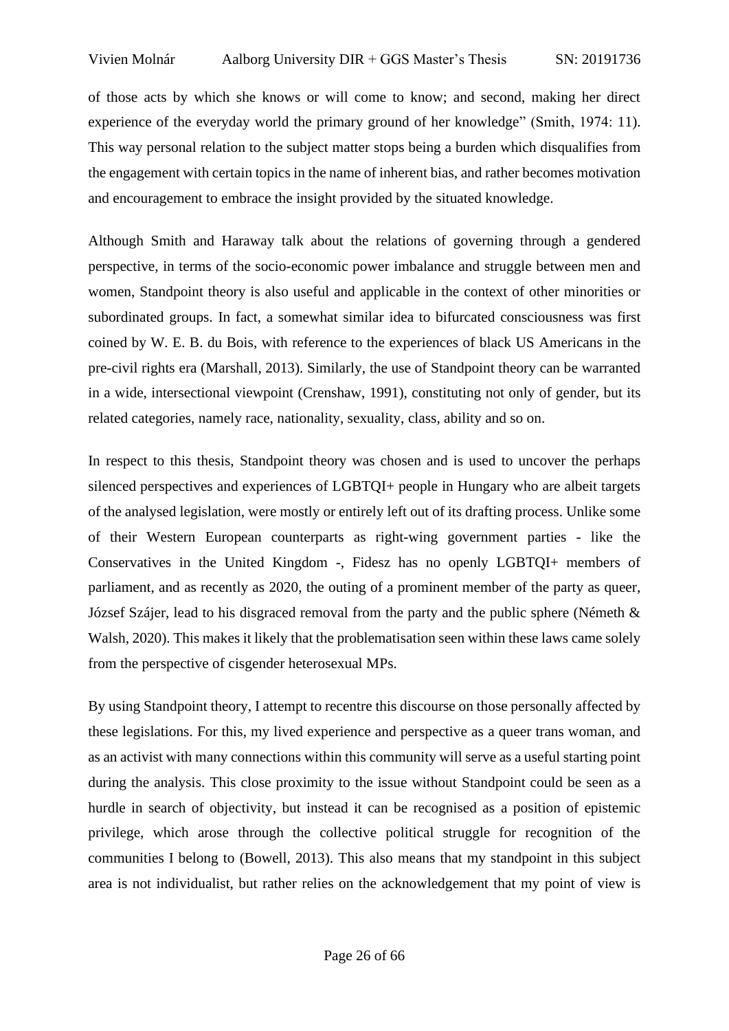of those acts by which she knows or will come to know; and second, making her direct experience of the everyday world the primary ground of her knowledge" (Smith, 1974: 11). This way personal relation to the subject matter stops being a burden which disqualifies from the engagement with certain topics in the name of inherent bias, and rather becomes motivation and encouragement to embrace the insight provided by the situated knowledge.

Although Smith and Haraway talk about the relations of governing through a gendered perspective, in terms of the socio-economic power imbalance and struggle between men and women, Standpoint theory is also useful and applicable in the context of other minorities or subordinated groups. In fact, a somewhat similar idea to bifurcated consciousness was first coined by W. E. B. du Bois, with reference to the experiences of black US Americans in the pre-civil rights era (Marshall, 2013). Similarly, the use of Standpoint theory can be warranted in a wide, intersectional viewpoint (Crenshaw, 1991), constituting not only of gender, but its related categories, namely race, nationality, sexuality, class, ability and so on.

In respect to this thesis, Standpoint theory was chosen and is used to uncover the perhaps silenced perspectives and experiences of LGBTQI+ people in Hungary who are albeit targets of the analysed legislation, were mostly or entirely left out of its drafting process. Unlike some of their Western European counterparts as right-wing government parties - like the Conservatives in the United Kingdom -, Fidesz has no openly LGBTQI+ members of parliament, and as recently as 2020, the outing of a prominent member of the party as queer, József Szájer, lead to his disgraced removal from the party and the public sphere (Németh & Walsh, 2020). This makes it likely that the problematisation seen within these laws came solely from the perspective of cisgender heterosexual MPs.

By using Standpoint theory, I attempt to recentre this discourse on those personally affected by these legislations. For this, my lived experience and perspective as a queer trans woman, and as an activist with many connections within this community will serve as a useful starting point during the analysis. This close proximity to the issue without Standpoint could be seen as a hurdle in search of objectivity, but instead it can be recognised as a position of epistemic privilege, which arose through the collective political struggle for recognition of the communities I belong to (Bowell, 2013). This also means that my standpoint in this subject area is not individualist, but rather relies on the acknowledgement that my point of view is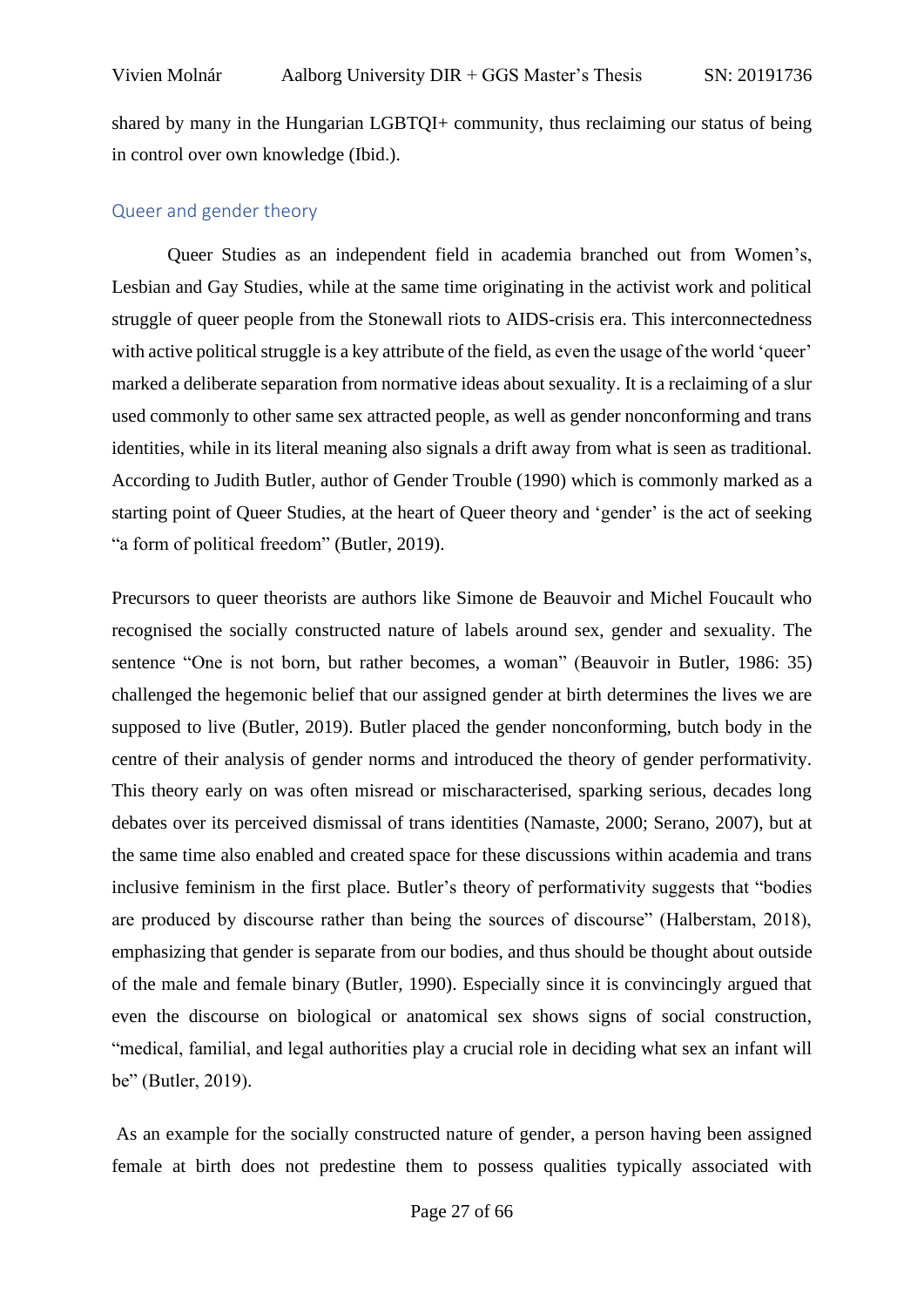shared by many in the Hungarian LGBTQI+ community, thus reclaiming our status of being in control over own knowledge (Ibid.).

## Queer and gender theory

Queer Studies as an independent field in academia branched out from Women's, Lesbian and Gay Studies, while at the same time originating in the activist work and political struggle of queer people from the Stonewall riots to AIDS-crisis era. This interconnectedness with active political struggle is a key attribute of the field, as even the usage of the world 'queer' marked a deliberate separation from normative ideas about sexuality. It is a reclaiming of a slur used commonly to other same sex attracted people, as well as gender nonconforming and trans identities, while in its literal meaning also signals a drift away from what is seen as traditional. According to Judith Butler, author of Gender Trouble (1990) which is commonly marked as a starting point of Queer Studies, at the heart of Queer theory and 'gender' is the act of seeking "a form of political freedom" (Butler, 2019).

Precursors to queer theorists are authors like Simone de Beauvoir and Michel Foucault who recognised the socially constructed nature of labels around sex, gender and sexuality. The sentence "One is not born, but rather becomes, a woman" (Beauvoir in Butler, 1986: 35) challenged the hegemonic belief that our assigned gender at birth determines the lives we are supposed to live (Butler, 2019). Butler placed the gender nonconforming, butch body in the centre of their analysis of gender norms and introduced the theory of gender performativity. This theory early on was often misread or mischaracterised, sparking serious, decades long debates over its perceived dismissal of trans identities (Namaste, 2000; Serano, 2007), but at the same time also enabled and created space for these discussions within academia and trans inclusive feminism in the first place. Butler's theory of performativity suggests that "bodies are produced by discourse rather than being the sources of discourse" (Halberstam, 2018), emphasizing that gender is separate from our bodies, and thus should be thought about outside of the male and female binary (Butler, 1990). Especially since it is convincingly argued that even the discourse on biological or anatomical sex shows signs of social construction, "medical, familial, and legal authorities play a crucial role in deciding what sex an infant will be" (Butler, 2019).

As an example for the socially constructed nature of gender, a person having been assigned female at birth does not predestine them to possess qualities typically associated with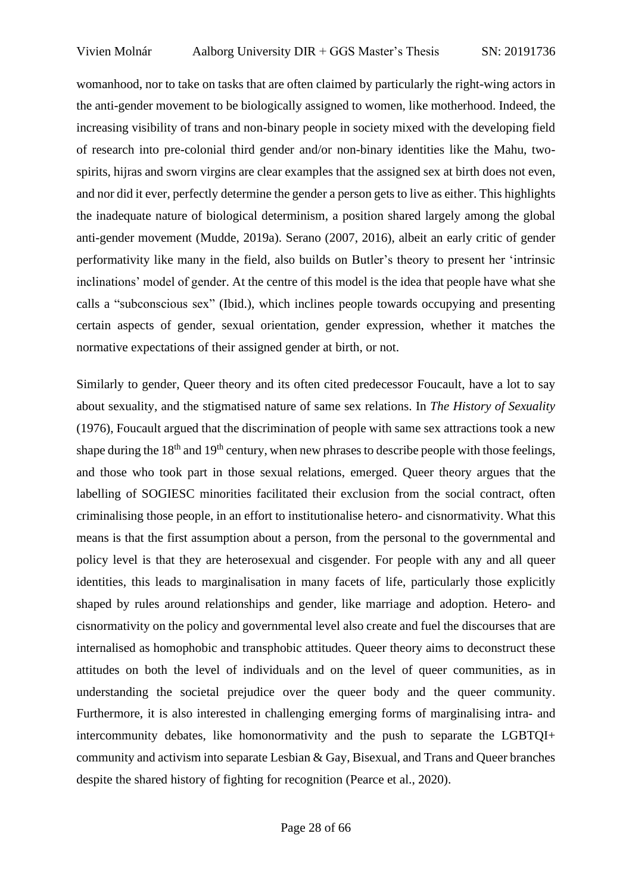womanhood, nor to take on tasks that are often claimed by particularly the right-wing actors in the anti-gender movement to be biologically assigned to women, like motherhood. Indeed, the increasing visibility of trans and non-binary people in society mixed with the developing field of research into pre-colonial third gender and/or non-binary identities like the Mahu, two-spirits, hijras and sworn virgins are clear examples that the assigned sex at birth does not even, and nor did it ever, perfectly determine the gender a person gets to live as either. This highlights the inadequate nature of biological determinism, a position shared largely among the global anti-gender movement (Mudde, 2019a). Serano (2007, 2016), albeit an early critic of gender performativity like many in the field, also builds on Butler's theory to present her 'intrinsic inclinations' model of gender. At the centre of this model is the idea that people have what she calls a "subconscious sex" (Ibid.), which inclines people towards occupying and presenting certain aspects of gender, sexual orientation, gender expression, whether it matches the normative expectations of their assigned gender at birth, or not.

Similarly to gender, Queer theory and its often cited predecessor Foucault, have a lot to say about sexuality, and the stigmatised nature of same sex relations. In *The History of Sexuality* (1976), Foucault argued that the discrimination of people with same sex attractions took a new shape during the 18th and 19th century, when new phrases to describe people with those feelings, and those who took part in those sexual relations, emerged. Queer theory argues that the labelling of SOGIESC minorities facilitated their exclusion from the social contract, often criminalising those people, in an effort to institutionalise hetero- and cisnormativity. What this means is that the first assumption about a person, from the personal to the governmental and policy level is that they are heterosexual and cisgender. For people with any and all queer identities, this leads to marginalisation in many facets of life, particularly those explicitly shaped by rules around relationships and gender, like marriage and adoption. Hetero- and cisnormativity on the policy and governmental level also create and fuel the discourses that are internalised as homophobic and transphobic attitudes. Queer theory aims to deconstruct these attitudes on both the level of individuals and on the level of queer communities, as in understanding the societal prejudice over the queer body and the queer community. Furthermore, it is also interested in challenging emerging forms of marginalising intra- and intercommunity debates, like homonormativity and the push to separate the LGBTQI+ community and activism into separate Lesbian & Gay, Bisexual, and Trans and Queer branches despite the shared history of fighting for recognition (Pearce et al., 2020).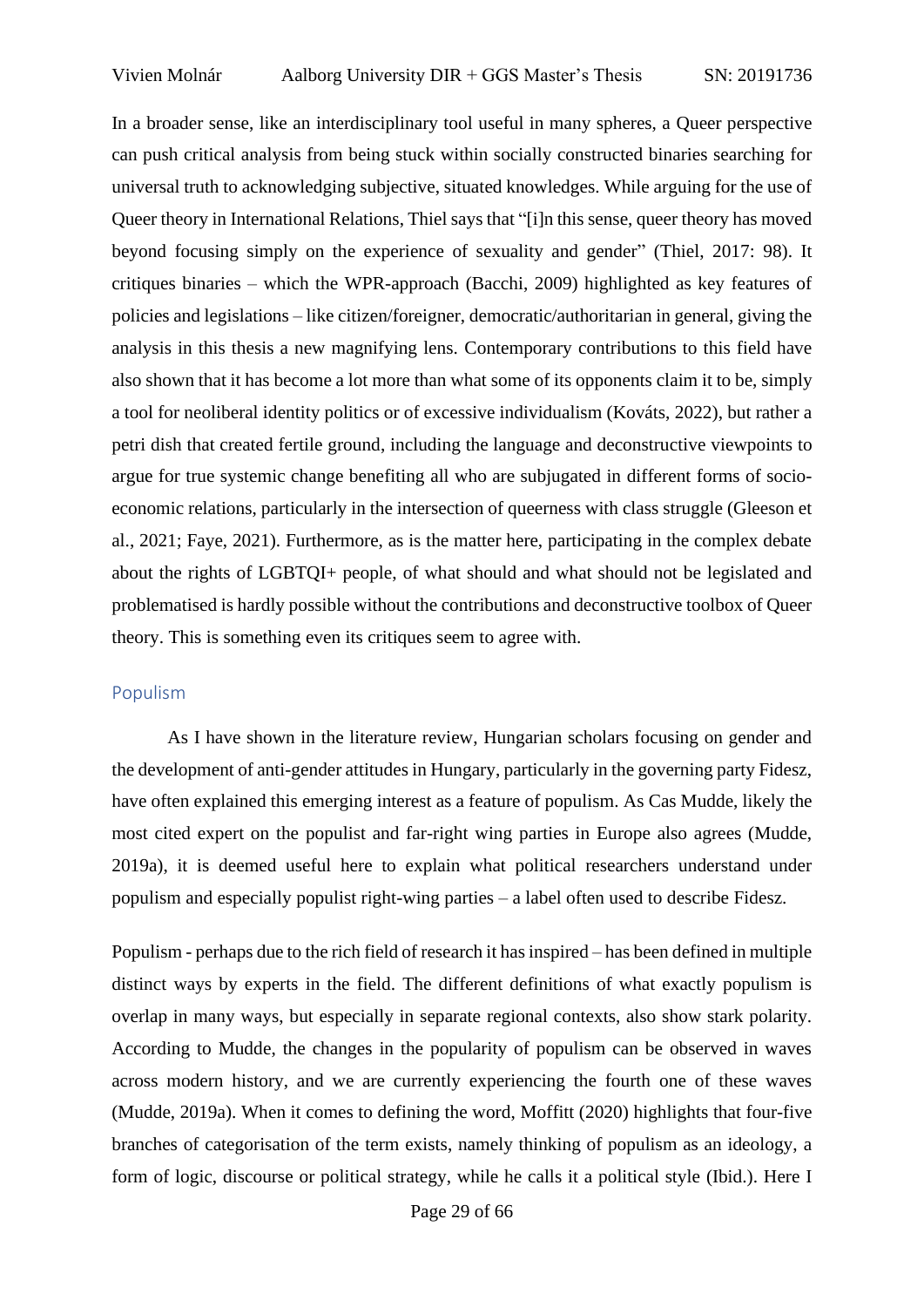In a broader sense, like an interdisciplinary tool useful in many spheres, a Queer perspective can push critical analysis from being stuck within socially constructed binaries searching for universal truth to acknowledging subjective, situated knowledges. While arguing for the use of Queer theory in International Relations, Thiel says that "[i]n this sense, queer theory has moved beyond focusing simply on the experience of sexuality and gender" (Thiel, 2017: 98). It critiques binaries – which the WPR-approach (Bacchi, 2009) highlighted as key features of policies and legislations – like citizen/foreigner, democratic/authoritarian in general, giving the analysis in this thesis a new magnifying lens. Contemporary contributions to this field have also shown that it has become a lot more than what some of its opponents claim it to be, simply a tool for neoliberal identity politics or of excessive individualism (Kováts, 2022), but rather a petri dish that created fertile ground, including the language and deconstructive viewpoints to argue for true systemic change benefiting all who are subjugated in different forms of socio-economic relations, particularly in the intersection of queerness with class struggle (Gleeson et al., 2021; Faye, 2021). Furthermore, as is the matter here, participating in the complex debate about the rights of LGBTQI+ people, of what should and what should not be legislated and problematised is hardly possible without the contributions and deconstructive toolbox of Queer theory. This is something even its critiques seem to agree with.

## Populism

As I have shown in the literature review, Hungarian scholars focusing on gender and the development of anti-gender attitudes in Hungary, particularly in the governing party Fidesz, have often explained this emerging interest as a feature of populism. As Cas Mudde, likely the most cited expert on the populist and far-right wing parties in Europe also agrees (Mudde, 2019a), it is deemed useful here to explain what political researchers understand under populism and especially populist right-wing parties – a label often used to describe Fidesz.

Populism - perhaps due to the rich field of research it has inspired – has been defined in multiple distinct ways by experts in the field. The different definitions of what exactly populism is overlap in many ways, but especially in separate regional contexts, also show stark polarity. According to Mudde, the changes in the popularity of populism can be observed in waves across modern history, and we are currently experiencing the fourth one of these waves (Mudde, 2019a). When it comes to defining the word, Moffitt (2020) highlights that four-five branches of categorisation of the term exists, namely thinking of populism as an ideology, a form of logic, discourse or political strategy, while he calls it a political style (Ibid.). Here I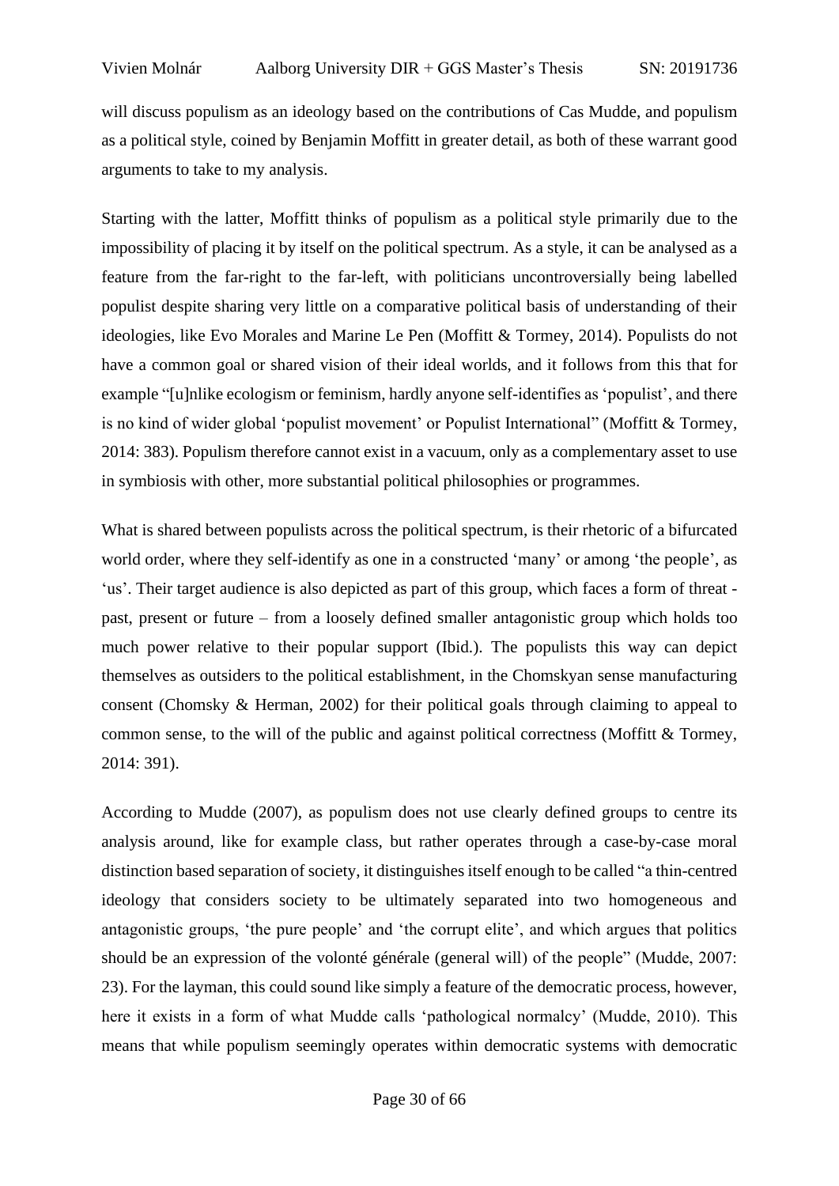will discuss populism as an ideology based on the contributions of Cas Mudde, and populism as a political style, coined by Benjamin Moffitt in greater detail, as both of these warrant good arguments to take to my analysis.

Starting with the latter, Moffitt thinks of populism as a political style primarily due to the impossibility of placing it by itself on the political spectrum. As a style, it can be analysed as a feature from the far-right to the far-left, with politicians uncontroversially being labelled populist despite sharing very little on a comparative political basis of understanding of their ideologies, like Evo Morales and Marine Le Pen (Moffitt & Tormey, 2014). Populists do not have a common goal or shared vision of their ideal worlds, and it follows from this that for example "[u]nlike ecologism or feminism, hardly anyone self-identifies as 'populist', and there is no kind of wider global 'populist movement' or Populist International" (Moffitt & Tormey, 2014: 383). Populism therefore cannot exist in a vacuum, only as a complementary asset to use in symbiosis with other, more substantial political philosophies or programmes.

What is shared between populists across the political spectrum, is their rhetoric of a bifurcated world order, where they self-identify as one in a constructed 'many' or among 'the people', as 'us'. Their target audience is also depicted as part of this group, which faces a form of threat - past, present or future – from a loosely defined smaller antagonistic group which holds too much power relative to their popular support (Ibid.). The populists this way can depict themselves as outsiders to the political establishment, in the Chomskyan sense manufacturing consent (Chomsky & Herman, 2002) for their political goals through claiming to appeal to common sense, to the will of the public and against political correctness (Moffitt & Tormey, 2014: 391).

According to Mudde (2007), as populism does not use clearly defined groups to centre its analysis around, like for example class, but rather operates through a case-by-case moral distinction based separation of society, it distinguishes itself enough to be called "a thin-centred ideology that considers society to be ultimately separated into two homogeneous and antagonistic groups, 'the pure people' and 'the corrupt elite', and which argues that politics should be an expression of the volonté générale (general will) of the people" (Mudde, 2007: 23). For the layman, this could sound like simply a feature of the democratic process, however, here it exists in a form of what Mudde calls 'pathological normalcy' (Mudde, 2010). This means that while populism seemingly operates within democratic systems with democratic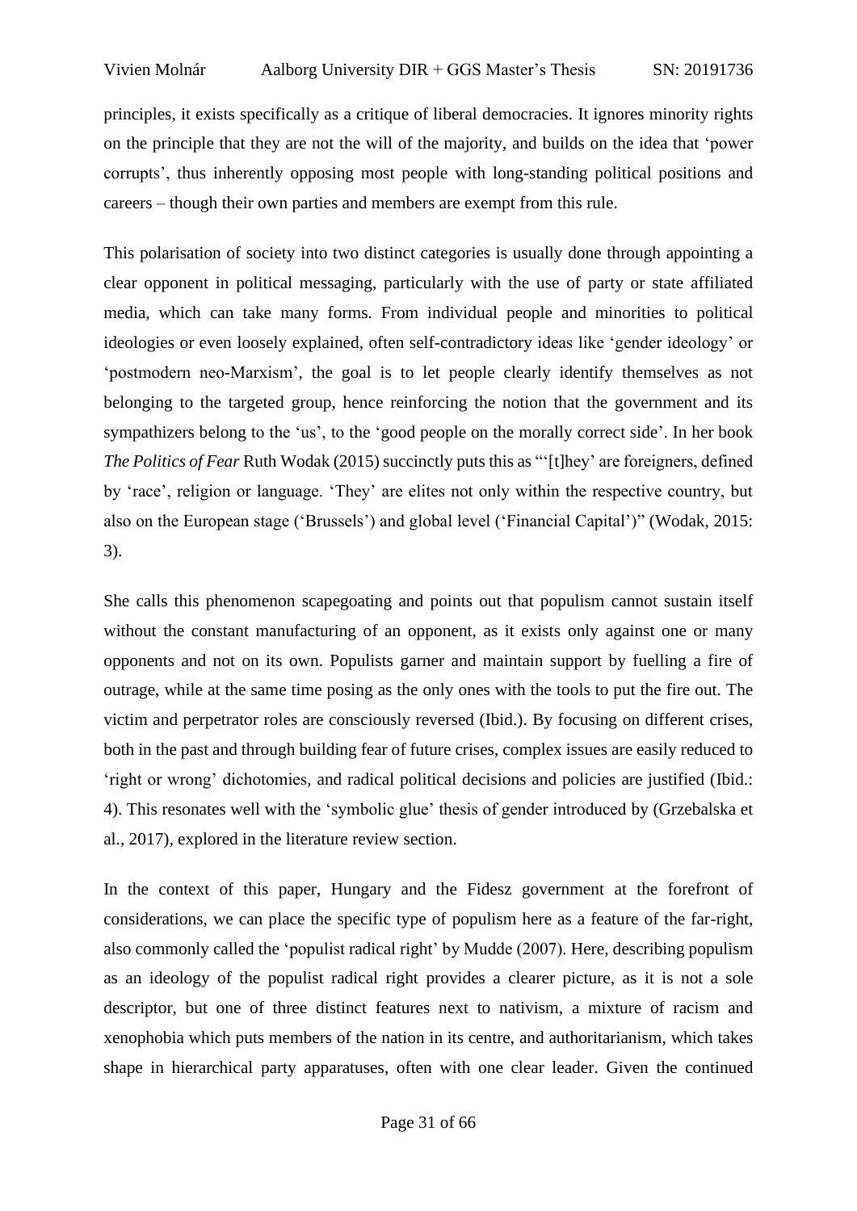principles, it exists specifically as a critique of liberal democracies. It ignores minority rights on the principle that they are not the will of the majority, and builds on the idea that 'power corrupts', thus inherently opposing most people with long-standing political positions and careers – though their own parties and members are exempt from this rule.

This polarisation of society into two distinct categories is usually done through appointing a clear opponent in political messaging, particularly with the use of party or state affiliated media, which can take many forms. From individual people and minorities to political ideologies or even loosely explained, often self-contradictory ideas like 'gender ideology' or 'postmodern neo-Marxism', the goal is to let people clearly identify themselves as not belonging to the targeted group, hence reinforcing the notion that the government and its sympathizers belong to the 'us', to the 'good people on the morally correct side'. In her book *The Politics of Fear* Ruth Wodak (2015) succinctly puts this as "'[t]hey' are foreigners, defined by 'race', religion or language. 'They' are elites not only within the respective country, but also on the European stage ('Brussels') and global level ('Financial Capital')" (Wodak, 2015: 3).

She calls this phenomenon scapegoating and points out that populism cannot sustain itself without the constant manufacturing of an opponent, as it exists only against one or many opponents and not on its own. Populists garner and maintain support by fuelling a fire of outrage, while at the same time posing as the only ones with the tools to put the fire out. The victim and perpetrator roles are consciously reversed (Ibid.). By focusing on different crises, both in the past and through building fear of future crises, complex issues are easily reduced to 'right or wrong' dichotomies, and radical political decisions and policies are justified (Ibid.: 4). This resonates well with the 'symbolic glue' thesis of gender introduced by (Grzebalska et al., 2017), explored in the literature review section.

In the context of this paper, Hungary and the Fidesz government at the forefront of considerations, we can place the specific type of populism here as a feature of the far-right, also commonly called the 'populist radical right' by Mudde (2007). Here, describing populism as an ideology of the populist radical right provides a clearer picture, as it is not a sole descriptor, but one of three distinct features next to nativism, a mixture of racism and xenophobia which puts members of the nation in its centre, and authoritarianism, which takes shape in hierarchical party apparatuses, often with one clear leader. Given the continued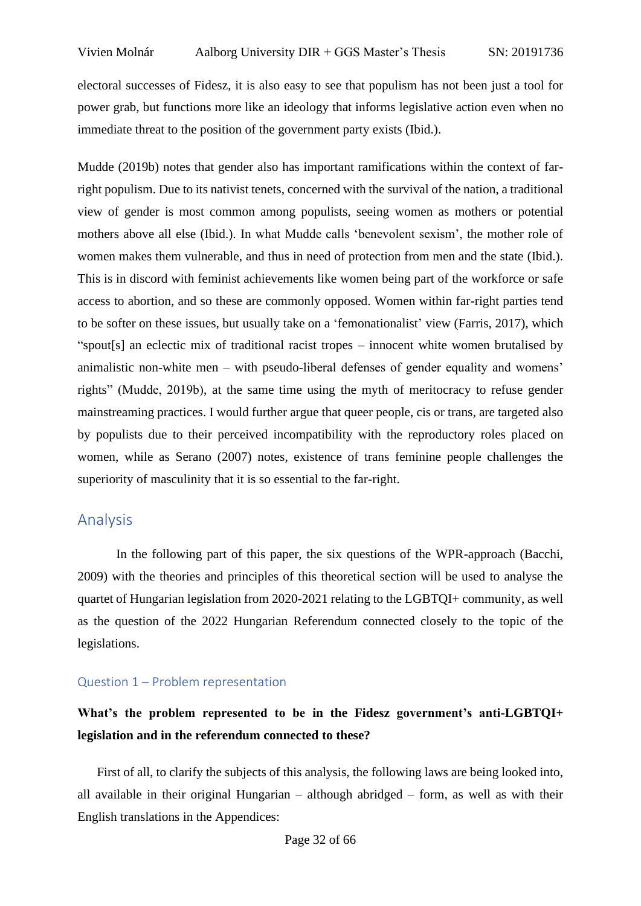electoral successes of Fidesz, it is also easy to see that populism has not been just a tool for power grab, but functions more like an ideology that informs legislative action even when no immediate threat to the position of the government party exists (Ibid.).

Mudde (2019b) notes that gender also has important ramifications within the context of far-right populism. Due to its nativist tenets, concerned with the survival of the nation, a traditional view of gender is most common among populists, seeing women as mothers or potential mothers above all else (Ibid.). In what Mudde calls 'benevolent sexism', the mother role of women makes them vulnerable, and thus in need of protection from men and the state (Ibid.). This is in discord with feminist achievements like women being part of the workforce or safe access to abortion, and so these are commonly opposed. Women within far-right parties tend to be softer on these issues, but usually take on a 'femonationalist' view (Farris, 2017), which "spout[s] an eclectic mix of traditional racist tropes – innocent white women brutalised by animalistic non-white men – with pseudo-liberal defenses of gender equality and womens' rights" (Mudde, 2019b), at the same time using the myth of meritocracy to refuse gender mainstreaming practices. I would further argue that queer people, cis or trans, are targeted also by populists due to their perceived incompatibility with the reproductory roles placed on women, while as Serano (2007) notes, existence of trans feminine people challenges the superiority of masculinity that it is so essential to the far-right.

## Analysis

In the following part of this paper, the six questions of the WPR-approach (Bacchi, 2009) with the theories and principles of this theoretical section will be used to analyse the quartet of Hungarian legislation from 2020-2021 relating to the LGBTQI+ community, as well as the question of the 2022 Hungarian Referendum connected closely to the topic of the legislations.

### Question 1 – Problem representation

**What's the problem represented to be in the Fidesz government's anti-LGBTQI+ legislation and in the referendum connected to these?**

First of all, to clarify the subjects of this analysis, the following laws are being looked into, all available in their original Hungarian – although abridged – form, as well as with their English translations in the Appendices: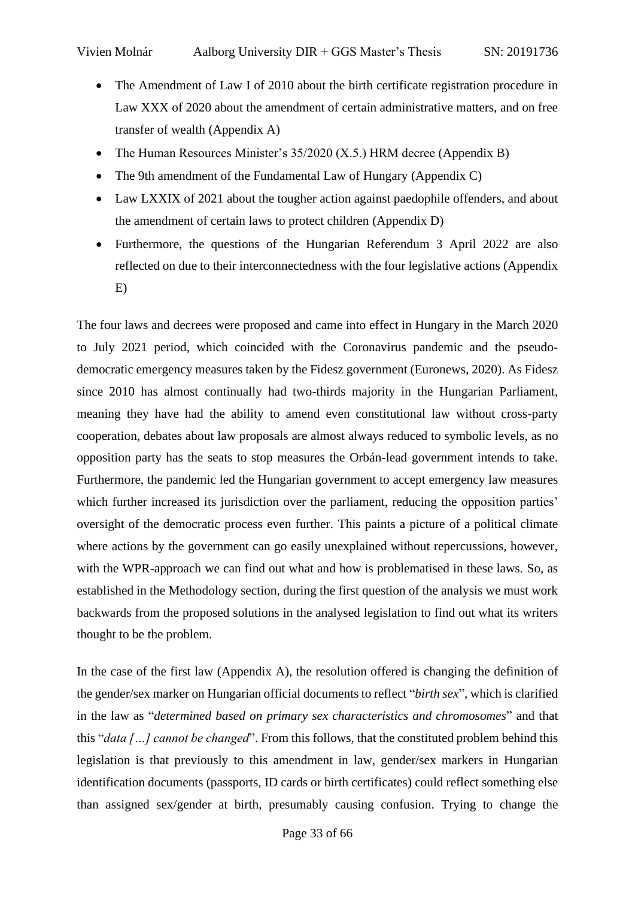- The Amendment of Law I of 2010 about the birth certificate registration procedure in Law XXX of 2020 about the amendment of certain administrative matters, and on free transfer of wealth (Appendix A)
- The Human Resources Minister's 35/2020 (X.5.) HRM decree (Appendix B)
- The 9th amendment of the Fundamental Law of Hungary (Appendix C)
- Law LXXIX of 2021 about the tougher action against paedophile offenders, and about the amendment of certain laws to protect children (Appendix D)
- Furthermore, the questions of the Hungarian Referendum 3 April 2022 are also reflected on due to their interconnectedness with the four legislative actions (Appendix E)

The four laws and decrees were proposed and came into effect in Hungary in the March 2020 to July 2021 period, which coincided with the Coronavirus pandemic and the pseudo-democratic emergency measures taken by the Fidesz government (Euronews, 2020). As Fidesz since 2010 has almost continually had two-thirds majority in the Hungarian Parliament, meaning they have had the ability to amend even constitutional law without cross-party cooperation, debates about law proposals are almost always reduced to symbolic levels, as no opposition party has the seats to stop measures the Orbán-lead government intends to take. Furthermore, the pandemic led the Hungarian government to accept emergency law measures which further increased its jurisdiction over the parliament, reducing the opposition parties' oversight of the democratic process even further. This paints a picture of a political climate where actions by the government can go easily unexplained without repercussions, however, with the WPR-approach we can find out what and how is problematised in these laws. So, as established in the Methodology section, during the first question of the analysis we must work backwards from the proposed solutions in the analysed legislation to find out what its writers thought to be the problem.

In the case of the first law (Appendix A), the resolution offered is changing the definition of the gender/sex marker on Hungarian official documents to reflect "*birth sex*", which is clarified in the law as "*determined based on primary sex characteristics and chromosomes*" and that this "*data […] cannot be changed*". From this follows, that the constituted problem behind this legislation is that previously to this amendment in law, gender/sex markers in Hungarian identification documents (passports, ID cards or birth certificates) could reflect something else than assigned sex/gender at birth, presumably causing confusion. Trying to change the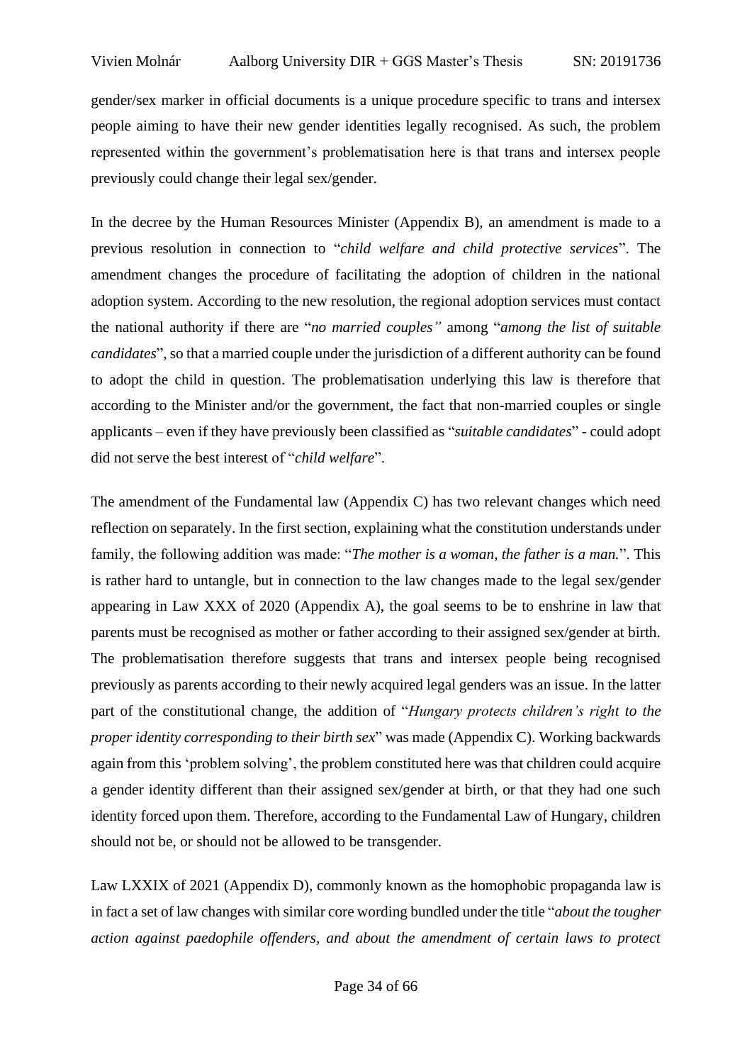gender/sex marker in official documents is a unique procedure specific to trans and intersex people aiming to have their new gender identities legally recognised. As such, the problem represented within the government's problematisation here is that trans and intersex people previously could change their legal sex/gender.

In the decree by the Human Resources Minister (Appendix B), an amendment is made to a previous resolution in connection to "*child welfare and child protective services*". The amendment changes the procedure of facilitating the adoption of children in the national adoption system. According to the new resolution, the regional adoption services must contact the national authority if there are "*no married couples"* among "*among the list of suitable candidates*", so that a married couple under the jurisdiction of a different authority can be found to adopt the child in question. The problematisation underlying this law is therefore that according to the Minister and/or the government, the fact that non-married couples or single applicants – even if they have previously been classified as "*suitable candidates*" - could adopt did not serve the best interest of "*child welfare*".

The amendment of the Fundamental law (Appendix C) has two relevant changes which need reflection on separately. In the first section, explaining what the constitution understands under family, the following addition was made: "*The mother is a woman, the father is a man.*". This is rather hard to untangle, but in connection to the law changes made to the legal sex/gender appearing in Law XXX of 2020 (Appendix A), the goal seems to be to enshrine in law that parents must be recognised as mother or father according to their assigned sex/gender at birth. The problematisation therefore suggests that trans and intersex people being recognised previously as parents according to their newly acquired legal genders was an issue. In the latter part of the constitutional change, the addition of "*Hungary protects children's right to the proper identity corresponding to their birth sex*" was made (Appendix C). Working backwards again from this 'problem solving', the problem constituted here was that children could acquire a gender identity different than their assigned sex/gender at birth, or that they had one such identity forced upon them. Therefore, according to the Fundamental Law of Hungary, children should not be, or should not be allowed to be transgender.

Law LXXIX of 2021 (Appendix D), commonly known as the homophobic propaganda law is in fact a set of law changes with similar core wording bundled under the title "*about the tougher action against paedophile offenders, and about the amendment of certain laws to protect*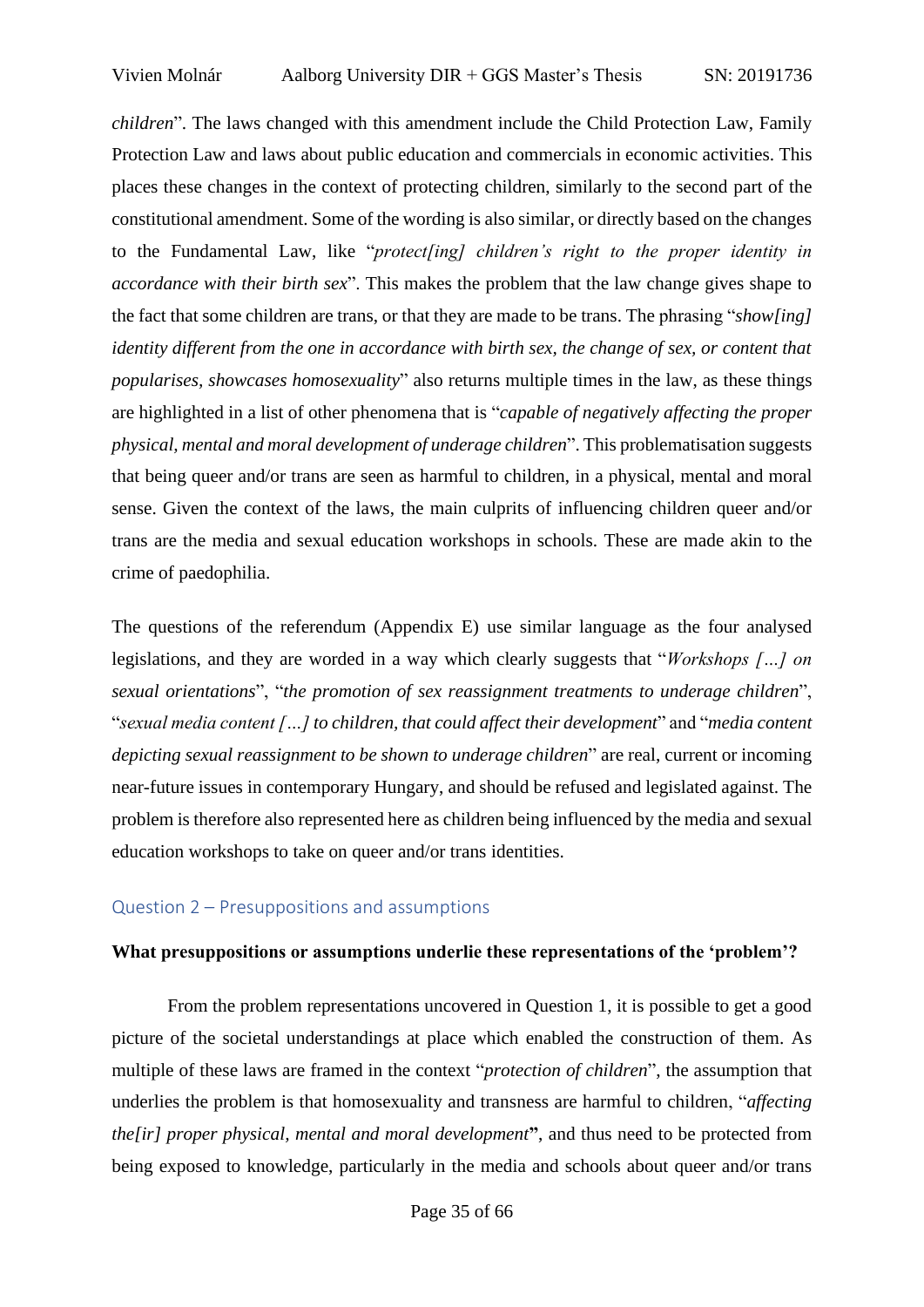*children*". The laws changed with this amendment include the Child Protection Law, Family Protection Law and laws about public education and commercials in economic activities. This places these changes in the context of protecting children, similarly to the second part of the constitutional amendment. Some of the wording is also similar, or directly based on the changes to the Fundamental Law, like "*protect[ing] children's right to the proper identity in accordance with their birth sex*". This makes the problem that the law change gives shape to the fact that some children are trans, or that they are made to be trans. The phrasing "*show[ing] identity different from the one in accordance with birth sex, the change of sex, or content that popularises, showcases homosexuality*" also returns multiple times in the law, as these things are highlighted in a list of other phenomena that is "*capable of negatively affecting the proper physical, mental and moral development of underage children*". This problematisation suggests that being queer and/or trans are seen as harmful to children, in a physical, mental and moral sense. Given the context of the laws, the main culprits of influencing children queer and/or trans are the media and sexual education workshops in schools. These are made akin to the crime of paedophilia.

The questions of the referendum (Appendix E) use similar language as the four analysed legislations, and they are worded in a way which clearly suggests that "*Workshops […] on sexual orientations*", "*the promotion of sex reassignment treatments to underage children*", "*sexual media content […] to children, that could affect their development*" and "*media content depicting sexual reassignment to be shown to underage children*" are real, current or incoming near-future issues in contemporary Hungary, and should be refused and legislated against. The problem is therefore also represented here as children being influenced by the media and sexual education workshops to take on queer and/or trans identities.

### Question 2 – Presuppositions and assumptions

**What presuppositions or assumptions underlie these representations of the 'problem'?**

From the problem representations uncovered in Question 1, it is possible to get a good picture of the societal understandings at place which enabled the construction of them. As multiple of these laws are framed in the context "*protection of children*", the assumption that underlies the problem is that homosexuality and transness are harmful to children, "*affecting the[ir] proper physical, mental and moral development*", and thus need to be protected from being exposed to knowledge, particularly in the media and schools about queer and/or trans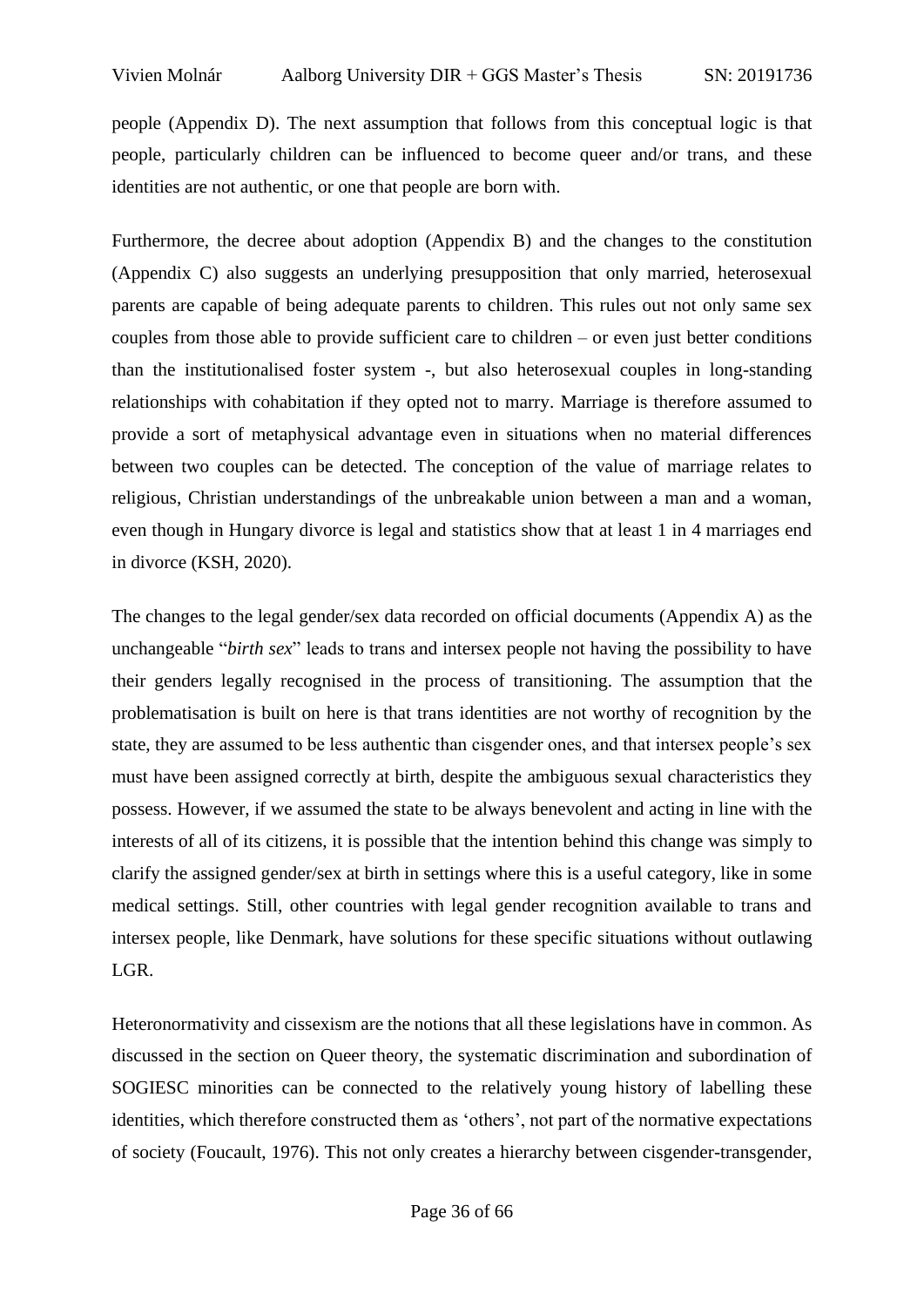people (Appendix D). The next assumption that follows from this conceptual logic is that people, particularly children can be influenced to become queer and/or trans, and these identities are not authentic, or one that people are born with.

Furthermore, the decree about adoption (Appendix B) and the changes to the constitution (Appendix C) also suggests an underlying presupposition that only married, heterosexual parents are capable of being adequate parents to children. This rules out not only same sex couples from those able to provide sufficient care to children – or even just better conditions than the institutionalised foster system -, but also heterosexual couples in long-standing relationships with cohabitation if they opted not to marry. Marriage is therefore assumed to provide a sort of metaphysical advantage even in situations when no material differences between two couples can be detected. The conception of the value of marriage relates to religious, Christian understandings of the unbreakable union between a man and a woman, even though in Hungary divorce is legal and statistics show that at least 1 in 4 marriages end in divorce (KSH, 2020).

The changes to the legal gender/sex data recorded on official documents (Appendix A) as the unchangeable "*birth sex*" leads to trans and intersex people not having the possibility to have their genders legally recognised in the process of transitioning. The assumption that the problematisation is built on here is that trans identities are not worthy of recognition by the state, they are assumed to be less authentic than cisgender ones, and that intersex people's sex must have been assigned correctly at birth, despite the ambiguous sexual characteristics they possess. However, if we assumed the state to be always benevolent and acting in line with the interests of all of its citizens, it is possible that the intention behind this change was simply to clarify the assigned gender/sex at birth in settings where this is a useful category, like in some medical settings. Still, other countries with legal gender recognition available to trans and intersex people, like Denmark, have solutions for these specific situations without outlawing LGR.

Heteronormativity and cissexism are the notions that all these legislations have in common. As discussed in the section on Queer theory, the systematic discrimination and subordination of SOGIESC minorities can be connected to the relatively young history of labelling these identities, which therefore constructed them as 'others', not part of the normative expectations of society (Foucault, 1976). This not only creates a hierarchy between cisgender-transgender,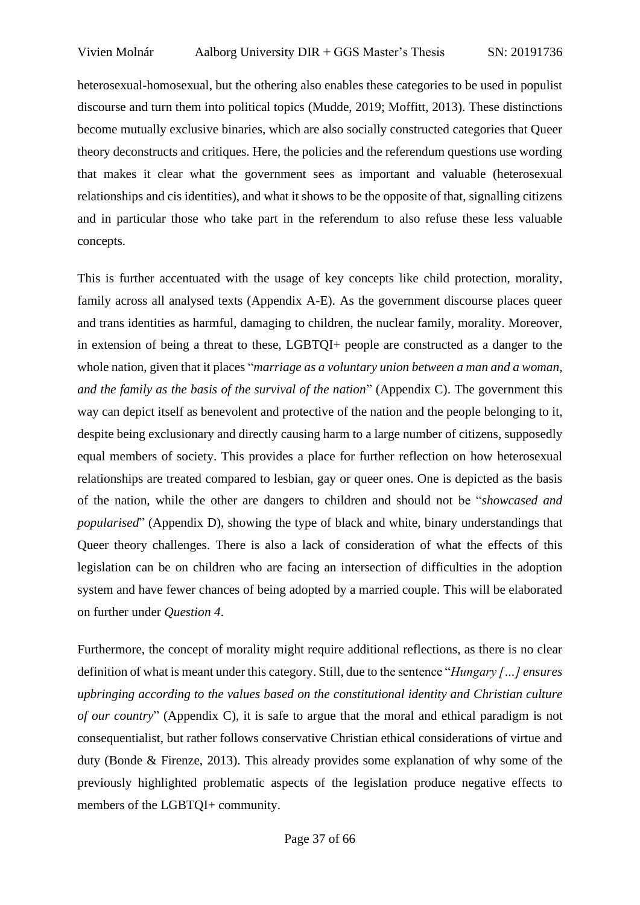heterosexual-homosexual, but the othering also enables these categories to be used in populist discourse and turn them into political topics (Mudde, 2019; Moffitt, 2013). These distinctions become mutually exclusive binaries, which are also socially constructed categories that Queer theory deconstructs and critiques. Here, the policies and the referendum questions use wording that makes it clear what the government sees as important and valuable (heterosexual relationships and cis identities), and what it shows to be the opposite of that, signalling citizens and in particular those who take part in the referendum to also refuse these less valuable concepts.

This is further accentuated with the usage of key concepts like child protection, morality, family across all analysed texts (Appendix A-E). As the government discourse places queer and trans identities as harmful, damaging to children, the nuclear family, morality. Moreover, in extension of being a threat to these, LGBTQI+ people are constructed as a danger to the whole nation, given that it places "*marriage as a voluntary union between a man and a woman, and the family as the basis of the survival of the nation*" (Appendix C). The government this way can depict itself as benevolent and protective of the nation and the people belonging to it, despite being exclusionary and directly causing harm to a large number of citizens, supposedly equal members of society. This provides a place for further reflection on how heterosexual relationships are treated compared to lesbian, gay or queer ones. One is depicted as the basis of the nation, while the other are dangers to children and should not be "*showcased and popularised*" (Appendix D), showing the type of black and white, binary understandings that Queer theory challenges. There is also a lack of consideration of what the effects of this legislation can be on children who are facing an intersection of difficulties in the adoption system and have fewer chances of being adopted by a married couple. This will be elaborated on further under *Question 4*.

Furthermore, the concept of morality might require additional reflections, as there is no clear definition of what is meant under this category. Still, due to the sentence "*Hungary […] ensures upbringing according to the values based on the constitutional identity and Christian culture of our country*" (Appendix C), it is safe to argue that the moral and ethical paradigm is not consequentialist, but rather follows conservative Christian ethical considerations of virtue and duty (Bonde & Firenze, 2013). This already provides some explanation of why some of the previously highlighted problematic aspects of the legislation produce negative effects to members of the LGBTQI+ community.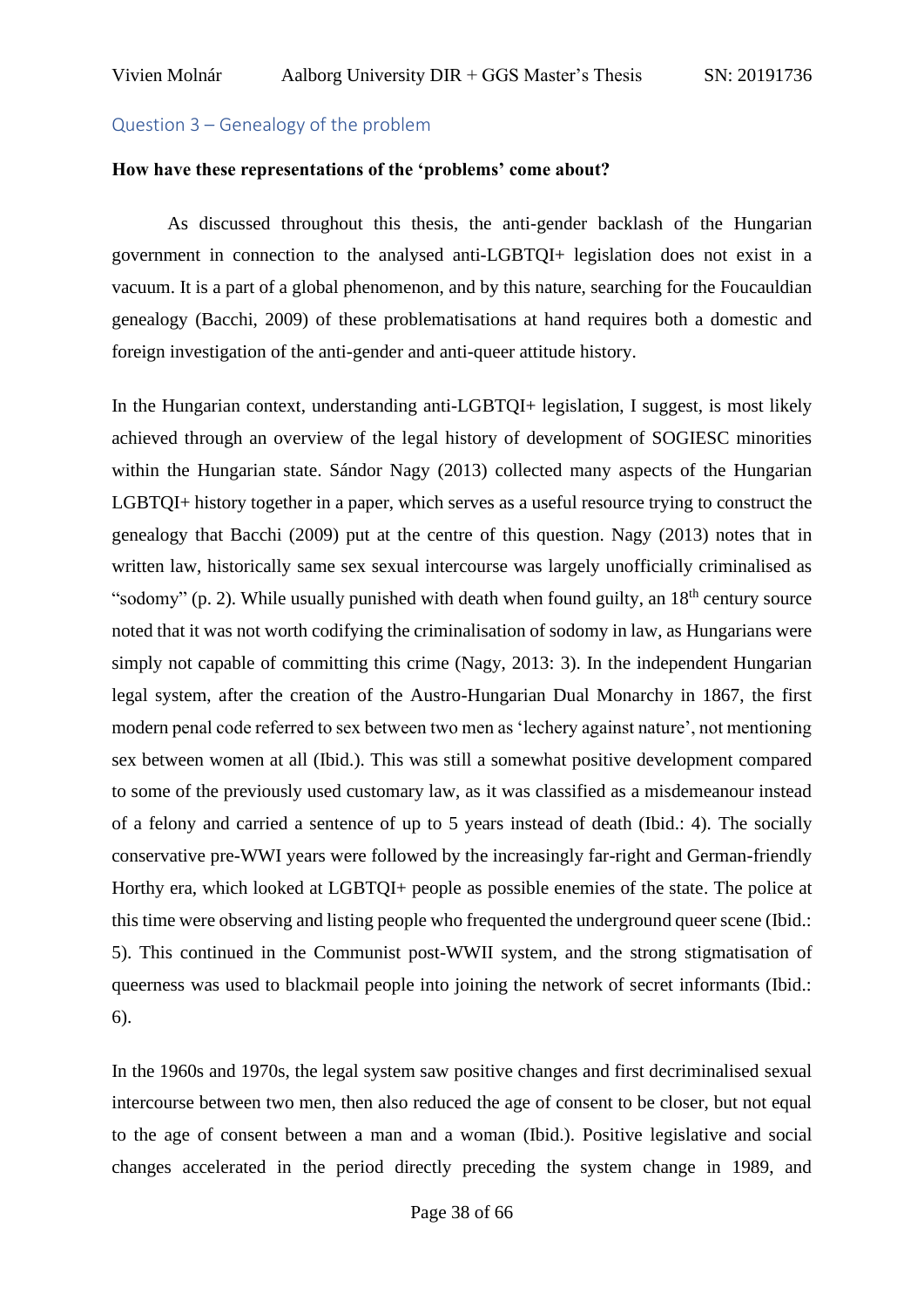## Question 3 – Genealogy of the problem

**How have these representations of the 'problems' come about?**

As discussed throughout this thesis, the anti-gender backlash of the Hungarian government in connection to the analysed anti-LGBTQI+ legislation does not exist in a vacuum. It is a part of a global phenomenon, and by this nature, searching for the Foucauldian genealogy (Bacchi, 2009) of these problematisations at hand requires both a domestic and foreign investigation of the anti-gender and anti-queer attitude history.

In the Hungarian context, understanding anti-LGBTQI+ legislation, I suggest, is most likely achieved through an overview of the legal history of development of SOGIESC minorities within the Hungarian state. Sándor Nagy (2013) collected many aspects of the Hungarian LGBTQI+ history together in a paper, which serves as a useful resource trying to construct the genealogy that Bacchi (2009) put at the centre of this question. Nagy (2013) notes that in written law, historically same sex sexual intercourse was largely unofficially criminalised as "sodomy" (p. 2). While usually punished with death when found guilty, an 18th century source noted that it was not worth codifying the criminalisation of sodomy in law, as Hungarians were simply not capable of committing this crime (Nagy, 2013: 3). In the independent Hungarian legal system, after the creation of the Austro-Hungarian Dual Monarchy in 1867, the first modern penal code referred to sex between two men as 'lechery against nature', not mentioning sex between women at all (Ibid.). This was still a somewhat positive development compared to some of the previously used customary law, as it was classified as a misdemeanour instead of a felony and carried a sentence of up to 5 years instead of death (Ibid.: 4). The socially conservative pre-WWI years were followed by the increasingly far-right and German-friendly Horthy era, which looked at LGBTQI+ people as possible enemies of the state. The police at this time were observing and listing people who frequented the underground queer scene (Ibid.: 5). This continued in the Communist post-WWII system, and the strong stigmatisation of queerness was used to blackmail people into joining the network of secret informants (Ibid.: 6).

In the 1960s and 1970s, the legal system saw positive changes and first decriminalised sexual intercourse between two men, then also reduced the age of consent to be closer, but not equal to the age of consent between a man and a woman (Ibid.). Positive legislative and social changes accelerated in the period directly preceding the system change in 1989, and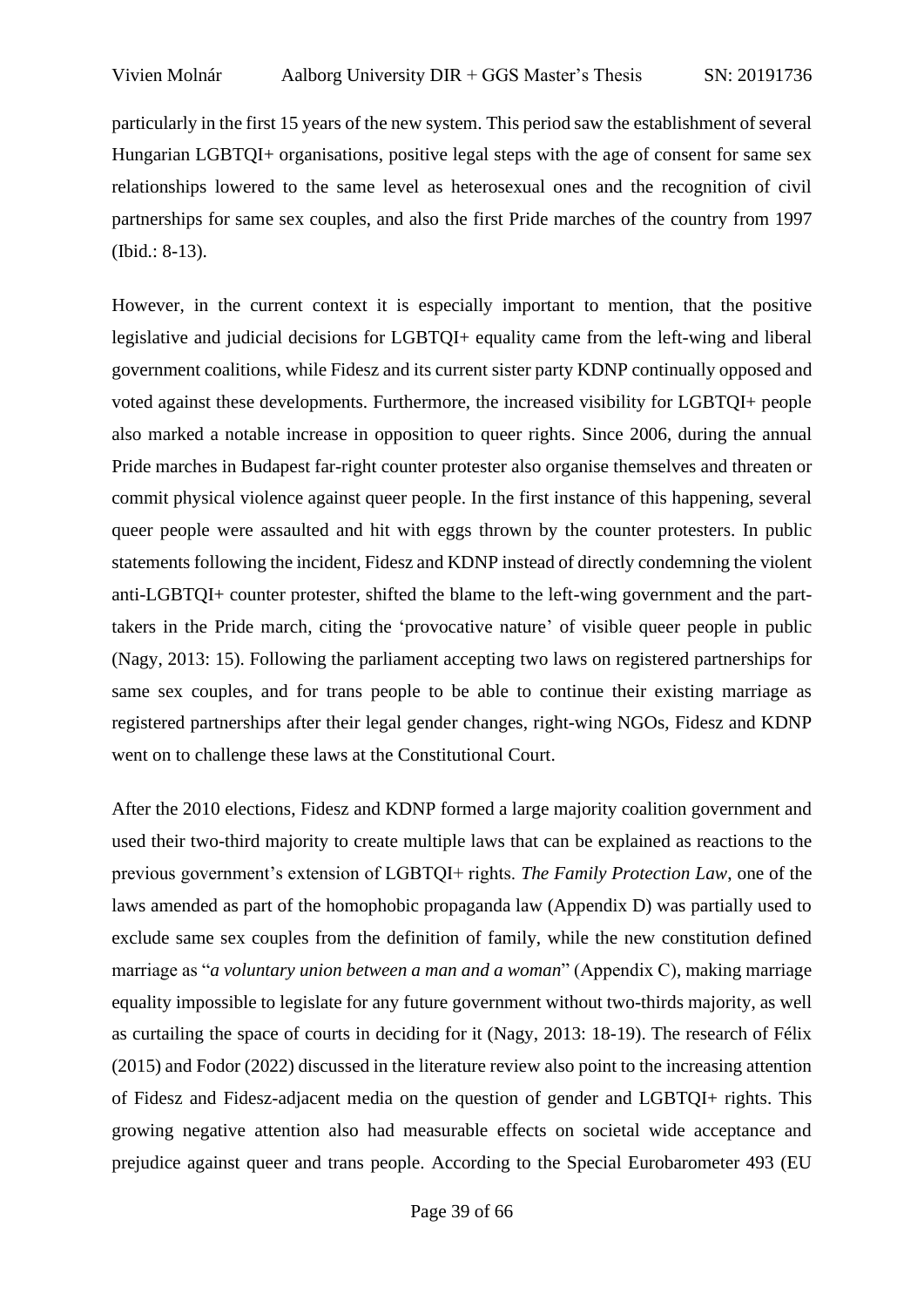particularly in the first 15 years of the new system. This period saw the establishment of several Hungarian LGBTQI+ organisations, positive legal steps with the age of consent for same sex relationships lowered to the same level as heterosexual ones and the recognition of civil partnerships for same sex couples, and also the first Pride marches of the country from 1997 (Ibid.: 8-13).

However, in the current context it is especially important to mention, that the positive legislative and judicial decisions for LGBTQI+ equality came from the left-wing and liberal government coalitions, while Fidesz and its current sister party KDNP continually opposed and voted against these developments. Furthermore, the increased visibility for LGBTQI+ people also marked a notable increase in opposition to queer rights. Since 2006, during the annual Pride marches in Budapest far-right counter protester also organise themselves and threaten or commit physical violence against queer people. In the first instance of this happening, several queer people were assaulted and hit with eggs thrown by the counter protesters. In public statements following the incident, Fidesz and KDNP instead of directly condemning the violent anti-LGBTQI+ counter protester, shifted the blame to the left-wing government and the part-takers in the Pride march, citing the 'provocative nature' of visible queer people in public (Nagy, 2013: 15). Following the parliament accepting two laws on registered partnerships for same sex couples, and for trans people to be able to continue their existing marriage as registered partnerships after their legal gender changes, right-wing NGOs, Fidesz and KDNP went on to challenge these laws at the Constitutional Court.

After the 2010 elections, Fidesz and KDNP formed a large majority coalition government and used their two-third majority to create multiple laws that can be explained as reactions to the previous government's extension of LGBTQI+ rights. *The Family Protection Law*, one of the laws amended as part of the homophobic propaganda law (Appendix D) was partially used to exclude same sex couples from the definition of family, while the new constitution defined marriage as "*a voluntary union between a man and a woman*" (Appendix C), making marriage equality impossible to legislate for any future government without two-thirds majority, as well as curtailing the space of courts in deciding for it (Nagy, 2013: 18-19). The research of Félix (2015) and Fodor (2022) discussed in the literature review also point to the increasing attention of Fidesz and Fidesz-adjacent media on the question of gender and LGBTQI+ rights. This growing negative attention also had measurable effects on societal wide acceptance and prejudice against queer and trans people. According to the Special Eurobarometer 493 (EU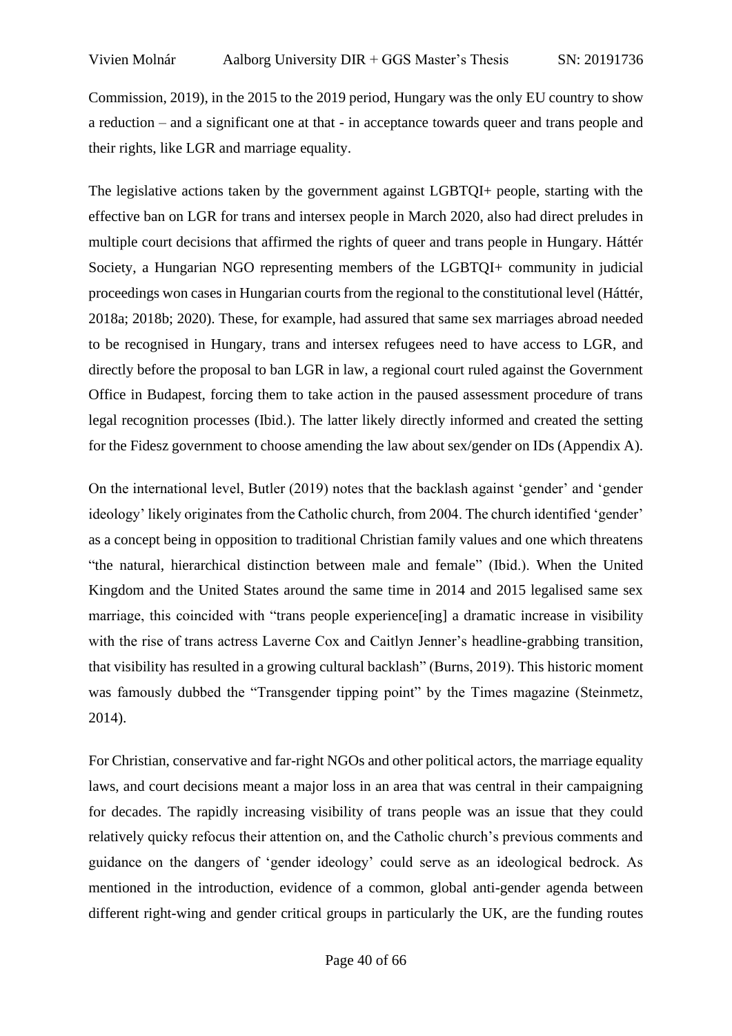Commission, 2019), in the 2015 to the 2019 period, Hungary was the only EU country to show a reduction – and a significant one at that - in acceptance towards queer and trans people and their rights, like LGR and marriage equality.

The legislative actions taken by the government against LGBTQI+ people, starting with the effective ban on LGR for trans and intersex people in March 2020, also had direct preludes in multiple court decisions that affirmed the rights of queer and trans people in Hungary. Háttér Society, a Hungarian NGO representing members of the LGBTQI+ community in judicial proceedings won cases in Hungarian courts from the regional to the constitutional level (Háttér, 2018a; 2018b; 2020). These, for example, had assured that same sex marriages abroad needed to be recognised in Hungary, trans and intersex refugees need to have access to LGR, and directly before the proposal to ban LGR in law, a regional court ruled against the Government Office in Budapest, forcing them to take action in the paused assessment procedure of trans legal recognition processes (Ibid.). The latter likely directly informed and created the setting for the Fidesz government to choose amending the law about sex/gender on IDs (Appendix A).

On the international level, Butler (2019) notes that the backlash against 'gender' and 'gender ideology' likely originates from the Catholic church, from 2004. The church identified 'gender' as a concept being in opposition to traditional Christian family values and one which threatens "the natural, hierarchical distinction between male and female" (Ibid.). When the United Kingdom and the United States around the same time in 2014 and 2015 legalised same sex marriage, this coincided with "trans people experience[ing] a dramatic increase in visibility with the rise of trans actress Laverne Cox and Caitlyn Jenner's headline-grabbing transition, that visibility has resulted in a growing cultural backlash" (Burns, 2019). This historic moment was famously dubbed the "Transgender tipping point" by the Times magazine (Steinmetz, 2014).

For Christian, conservative and far-right NGOs and other political actors, the marriage equality laws, and court decisions meant a major loss in an area that was central in their campaigning for decades. The rapidly increasing visibility of trans people was an issue that they could relatively quicky refocus their attention on, and the Catholic church's previous comments and guidance on the dangers of 'gender ideology' could serve as an ideological bedrock. As mentioned in the introduction, evidence of a common, global anti-gender agenda between different right-wing and gender critical groups in particularly the UK, are the funding routes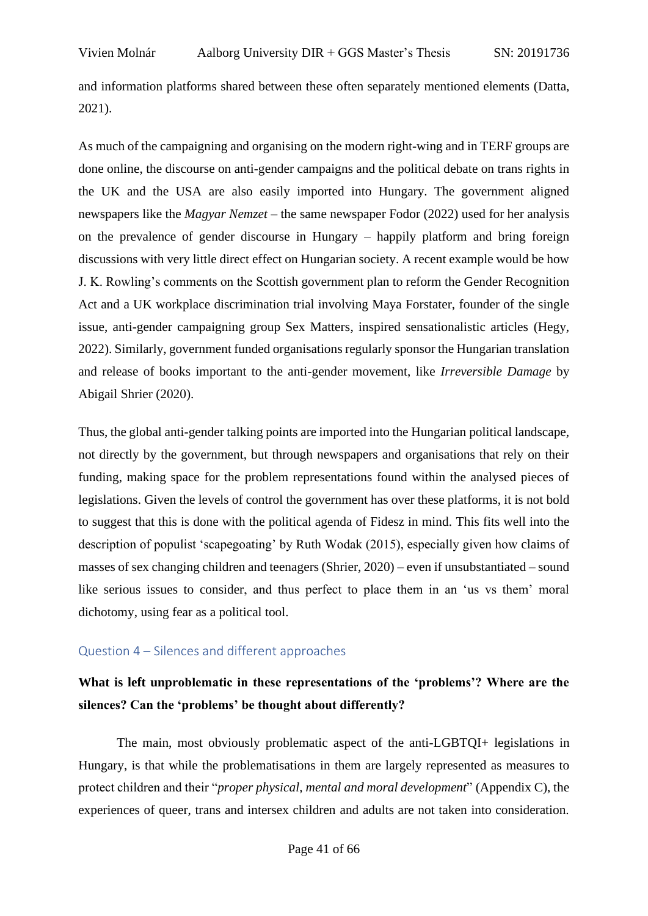and information platforms shared between these often separately mentioned elements (Datta, 2021).

As much of the campaigning and organising on the modern right-wing and in TERF groups are done online, the discourse on anti-gender campaigns and the political debate on trans rights in the UK and the USA are also easily imported into Hungary. The government aligned newspapers like the *Magyar Nemzet* – the same newspaper Fodor (2022) used for her analysis on the prevalence of gender discourse in Hungary – happily platform and bring foreign discussions with very little direct effect on Hungarian society. A recent example would be how J. K. Rowling's comments on the Scottish government plan to reform the Gender Recognition Act and a UK workplace discrimination trial involving Maya Forstater, founder of the single issue, anti-gender campaigning group Sex Matters, inspired sensationalistic articles (Hegy, 2022). Similarly, government funded organisations regularly sponsor the Hungarian translation and release of books important to the anti-gender movement, like *Irreversible Damage* by Abigail Shrier (2020).

Thus, the global anti-gender talking points are imported into the Hungarian political landscape, not directly by the government, but through newspapers and organisations that rely on their funding, making space for the problem representations found within the analysed pieces of legislations. Given the levels of control the government has over these platforms, it is not bold to suggest that this is done with the political agenda of Fidesz in mind. This fits well into the description of populist 'scapegoating' by Ruth Wodak (2015), especially given how claims of masses of sex changing children and teenagers (Shrier, 2020) – even if unsubstantiated – sound like serious issues to consider, and thus perfect to place them in an 'us vs them' moral dichotomy, using fear as a political tool.

### Question 4 – Silences and different approaches

**What is left unproblematic in these representations of the 'problems'? Where are the silences? Can the 'problems' be thought about differently?**

The main, most obviously problematic aspect of the anti-LGBTQI+ legislations in Hungary, is that while the problematisations in them are largely represented as measures to protect children and their "*proper physical, mental and moral development*" (Appendix C), the experiences of queer, trans and intersex children and adults are not taken into consideration.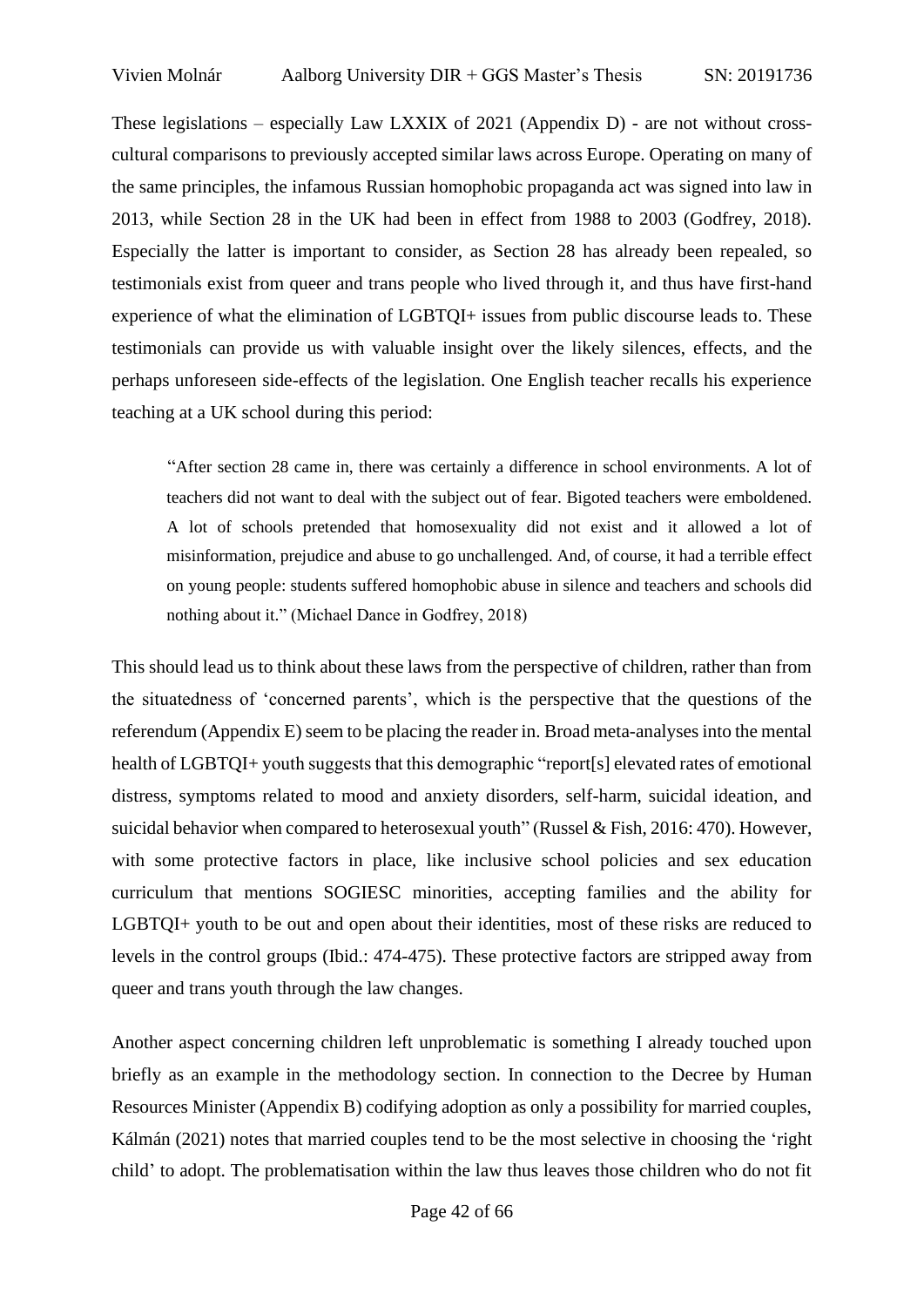These legislations – especially Law LXXIX of 2021 (Appendix D) - are not without cross-cultural comparisons to previously accepted similar laws across Europe. Operating on many of the same principles, the infamous Russian homophobic propaganda act was signed into law in 2013, while Section 28 in the UK had been in effect from 1988 to 2003 (Godfrey, 2018). Especially the latter is important to consider, as Section 28 has already been repealed, so testimonials exist from queer and trans people who lived through it, and thus have first-hand experience of what the elimination of LGBTQI+ issues from public discourse leads to. These testimonials can provide us with valuable insight over the likely silences, effects, and the perhaps unforeseen side-effects of the legislation. One English teacher recalls his experience teaching at a UK school during this period:

> "After section 28 came in, there was certainly a difference in school environments. A lot of teachers did not want to deal with the subject out of fear. Bigoted teachers were emboldened. A lot of schools pretended that homosexuality did not exist and it allowed a lot of misinformation, prejudice and abuse to go unchallenged. And, of course, it had a terrible effect on young people: students suffered homophobic abuse in silence and teachers and schools did nothing about it." (Michael Dance in Godfrey, 2018)

This should lead us to think about these laws from the perspective of children, rather than from the situatedness of 'concerned parents', which is the perspective that the questions of the referendum (Appendix E) seem to be placing the reader in. Broad meta-analyses into the mental health of LGBTQI+ youth suggests that this demographic "report[s] elevated rates of emotional distress, symptoms related to mood and anxiety disorders, self-harm, suicidal ideation, and suicidal behavior when compared to heterosexual youth" (Russel & Fish, 2016: 470). However, with some protective factors in place, like inclusive school policies and sex education curriculum that mentions SOGIESC minorities, accepting families and the ability for LGBTQI+ youth to be out and open about their identities, most of these risks are reduced to levels in the control groups (Ibid.: 474-475). These protective factors are stripped away from queer and trans youth through the law changes.

Another aspect concerning children left unproblematic is something I already touched upon briefly as an example in the methodology section. In connection to the Decree by Human Resources Minister (Appendix B) codifying adoption as only a possibility for married couples, Kálmán (2021) notes that married couples tend to be the most selective in choosing the 'right child' to adopt. The problematisation within the law thus leaves those children who do not fit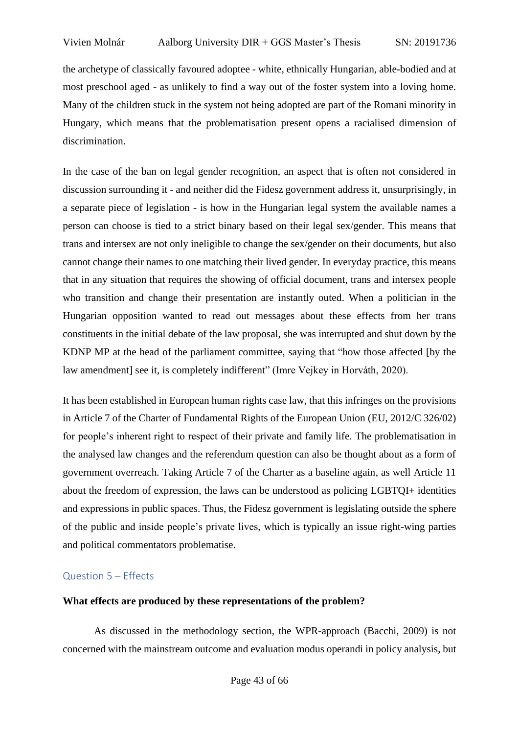the archetype of classically favoured adoptee - white, ethnically Hungarian, able-bodied and at most preschool aged - as unlikely to find a way out of the foster system into a loving home. Many of the children stuck in the system not being adopted are part of the Romani minority in Hungary, which means that the problematisation present opens a racialised dimension of discrimination.

In the case of the ban on legal gender recognition, an aspect that is often not considered in discussion surrounding it - and neither did the Fidesz government address it, unsurprisingly, in a separate piece of legislation - is how in the Hungarian legal system the available names a person can choose is tied to a strict binary based on their legal sex/gender. This means that trans and intersex are not only ineligible to change the sex/gender on their documents, but also cannot change their names to one matching their lived gender. In everyday practice, this means that in any situation that requires the showing of official document, trans and intersex people who transition and change their presentation are instantly outed. When a politician in the Hungarian opposition wanted to read out messages about these effects from her trans constituents in the initial debate of the law proposal, she was interrupted and shut down by the KDNP MP at the head of the parliament committee, saying that "how those affected [by the law amendment] see it, is completely indifferent" (Imre Vejkey in Horváth, 2020).

It has been established in European human rights case law, that this infringes on the provisions in Article 7 of the Charter of Fundamental Rights of the European Union (EU, 2012/C 326/02) for people's inherent right to respect of their private and family life. The problematisation in the analysed law changes and the referendum question can also be thought about as a form of government overreach. Taking Article 7 of the Charter as a baseline again, as well Article 11 about the freedom of expression, the laws can be understood as policing LGBTQI+ identities and expressions in public spaces. Thus, the Fidesz government is legislating outside the sphere of the public and inside people's private lives, which is typically an issue right-wing parties and political commentators problematise.

### Question 5 – Effects

**What effects are produced by these representations of the problem?**

As discussed in the methodology section, the WPR-approach (Bacchi, 2009) is not concerned with the mainstream outcome and evaluation modus operandi in policy analysis, but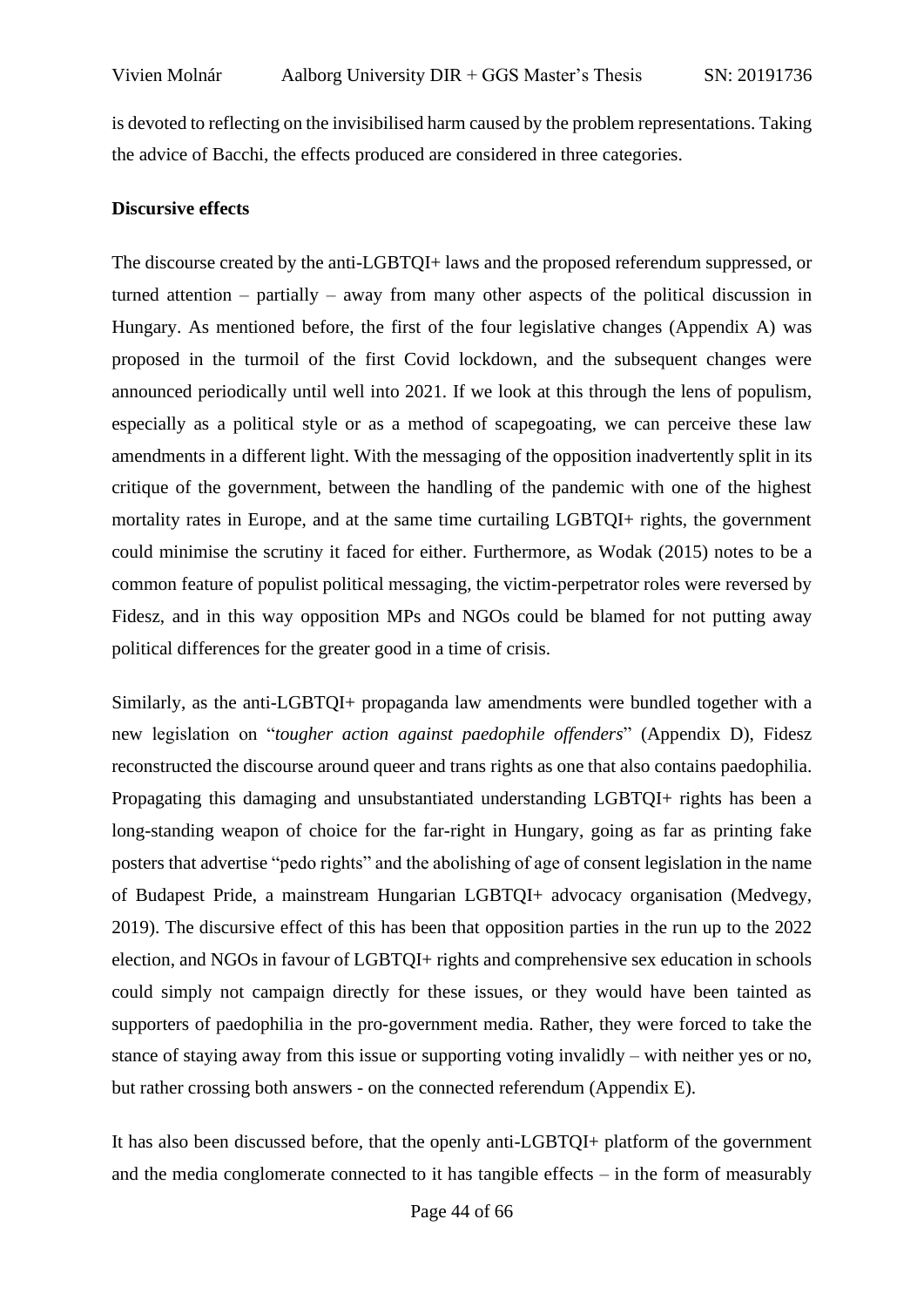is devoted to reflecting on the invisibilised harm caused by the problem representations. Taking the advice of Bacchi, the effects produced are considered in three categories.

**Discursive effects**

The discourse created by the anti-LGBTQI+ laws and the proposed referendum suppressed, or turned attention – partially – away from many other aspects of the political discussion in Hungary. As mentioned before, the first of the four legislative changes (Appendix A) was proposed in the turmoil of the first Covid lockdown, and the subsequent changes were announced periodically until well into 2021. If we look at this through the lens of populism, especially as a political style or as a method of scapegoating, we can perceive these law amendments in a different light. With the messaging of the opposition inadvertently split in its critique of the government, between the handling of the pandemic with one of the highest mortality rates in Europe, and at the same time curtailing LGBTQI+ rights, the government could minimise the scrutiny it faced for either. Furthermore, as Wodak (2015) notes to be a common feature of populist political messaging, the victim-perpetrator roles were reversed by Fidesz, and in this way opposition MPs and NGOs could be blamed for not putting away political differences for the greater good in a time of crisis.

Similarly, as the anti-LGBTQI+ propaganda law amendments were bundled together with a new legislation on "*tougher action against paedophile offenders*" (Appendix D), Fidesz reconstructed the discourse around queer and trans rights as one that also contains paedophilia. Propagating this damaging and unsubstantiated understanding LGBTQI+ rights has been a long-standing weapon of choice for the far-right in Hungary, going as far as printing fake posters that advertise "pedo rights" and the abolishing of age of consent legislation in the name of Budapest Pride, a mainstream Hungarian LGBTQI+ advocacy organisation (Medvegy, 2019). The discursive effect of this has been that opposition parties in the run up to the 2022 election, and NGOs in favour of LGBTQI+ rights and comprehensive sex education in schools could simply not campaign directly for these issues, or they would have been tainted as supporters of paedophilia in the pro-government media. Rather, they were forced to take the stance of staying away from this issue or supporting voting invalidly – with neither yes or no, but rather crossing both answers - on the connected referendum (Appendix E).

It has also been discussed before, that the openly anti-LGBTQI+ platform of the government and the media conglomerate connected to it has tangible effects – in the form of measurably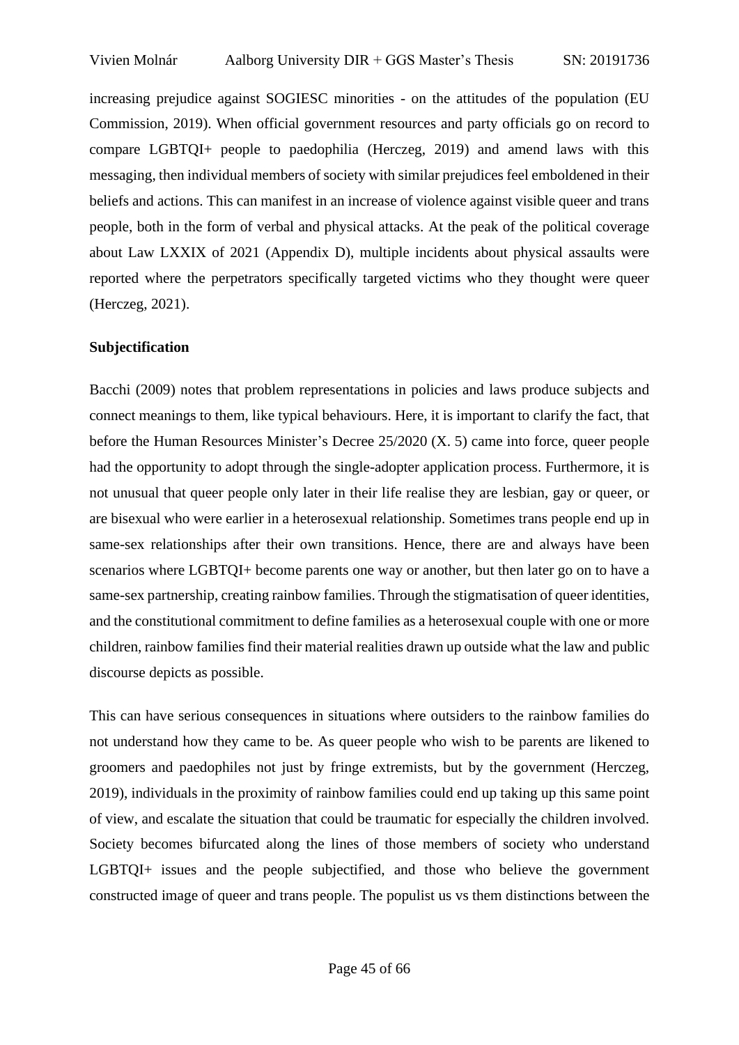increasing prejudice against SOGIESC minorities - on the attitudes of the population (EU Commission, 2019). When official government resources and party officials go on record to compare LGBTQI+ people to paedophilia (Herczeg, 2019) and amend laws with this messaging, then individual members of society with similar prejudices feel emboldened in their beliefs and actions. This can manifest in an increase of violence against visible queer and trans people, both in the form of verbal and physical attacks. At the peak of the political coverage about Law LXXIX of 2021 (Appendix D), multiple incidents about physical assaults were reported where the perpetrators specifically targeted victims who they thought were queer (Herczeg, 2021).

**Subjectification**

Bacchi (2009) notes that problem representations in policies and laws produce subjects and connect meanings to them, like typical behaviours. Here, it is important to clarify the fact, that before the Human Resources Minister's Decree 25/2020 (X. 5) came into force, queer people had the opportunity to adopt through the single-adopter application process. Furthermore, it is not unusual that queer people only later in their life realise they are lesbian, gay or queer, or are bisexual who were earlier in a heterosexual relationship. Sometimes trans people end up in same-sex relationships after their own transitions. Hence, there are and always have been scenarios where LGBTQI+ become parents one way or another, but then later go on to have a same-sex partnership, creating rainbow families. Through the stigmatisation of queer identities, and the constitutional commitment to define families as a heterosexual couple with one or more children, rainbow families find their material realities drawn up outside what the law and public discourse depicts as possible.

This can have serious consequences in situations where outsiders to the rainbow families do not understand how they came to be. As queer people who wish to be parents are likened to groomers and paedophiles not just by fringe extremists, but by the government (Herczeg, 2019), individuals in the proximity of rainbow families could end up taking up this same point of view, and escalate the situation that could be traumatic for especially the children involved. Society becomes bifurcated along the lines of those members of society who understand LGBTQI+ issues and the people subjectified, and those who believe the government constructed image of queer and trans people. The populist us vs them distinctions between the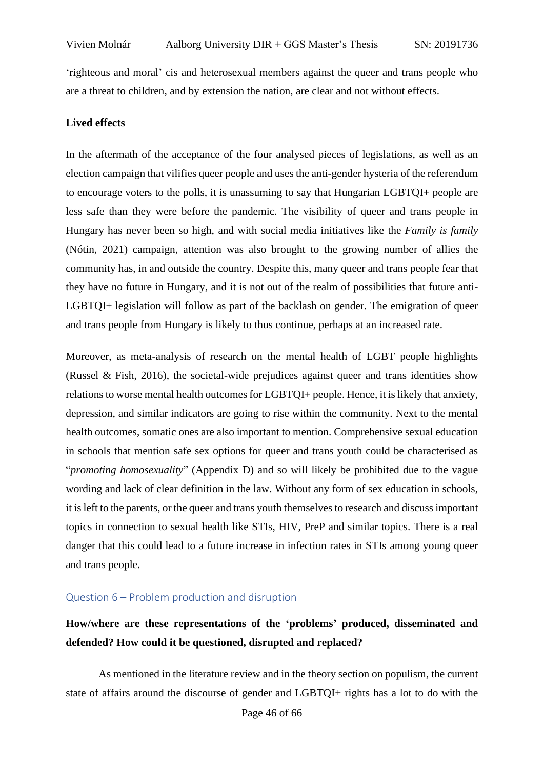'righteous and moral' cis and heterosexual members against the queer and trans people who are a threat to children, and by extension the nation, are clear and not without effects.

**Lived effects**

In the aftermath of the acceptance of the four analysed pieces of legislations, as well as an election campaign that vilifies queer people and uses the anti-gender hysteria of the referendum to encourage voters to the polls, it is unassuming to say that Hungarian LGBTQI+ people are less safe than they were before the pandemic. The visibility of queer and trans people in Hungary has never been so high, and with social media initiatives like the *Family is family* (Nótin, 2021) campaign, attention was also brought to the growing number of allies the community has, in and outside the country. Despite this, many queer and trans people fear that they have no future in Hungary, and it is not out of the realm of possibilities that future anti-LGBTQI+ legislation will follow as part of the backlash on gender. The emigration of queer and trans people from Hungary is likely to thus continue, perhaps at an increased rate.

Moreover, as meta-analysis of research on the mental health of LGBT people highlights (Russel & Fish, 2016), the societal-wide prejudices against queer and trans identities show relations to worse mental health outcomes for LGBTQI+ people. Hence, it is likely that anxiety, depression, and similar indicators are going to rise within the community. Next to the mental health outcomes, somatic ones are also important to mention. Comprehensive sexual education in schools that mention safe sex options for queer and trans youth could be characterised as "*promoting homosexuality*" (Appendix D) and so will likely be prohibited due to the vague wording and lack of clear definition in the law. Without any form of sex education in schools, it is left to the parents, or the queer and trans youth themselves to research and discuss important topics in connection to sexual health like STIs, HIV, PreP and similar topics. There is a real danger that this could lead to a future increase in infection rates in STIs among young queer and trans people.

### Question 6 – Problem production and disruption

**How/where are these representations of the 'problems' produced, disseminated and defended? How could it be questioned, disrupted and replaced?**

As mentioned in the literature review and in the theory section on populism, the current state of affairs around the discourse of gender and LGBTQI+ rights has a lot to do with the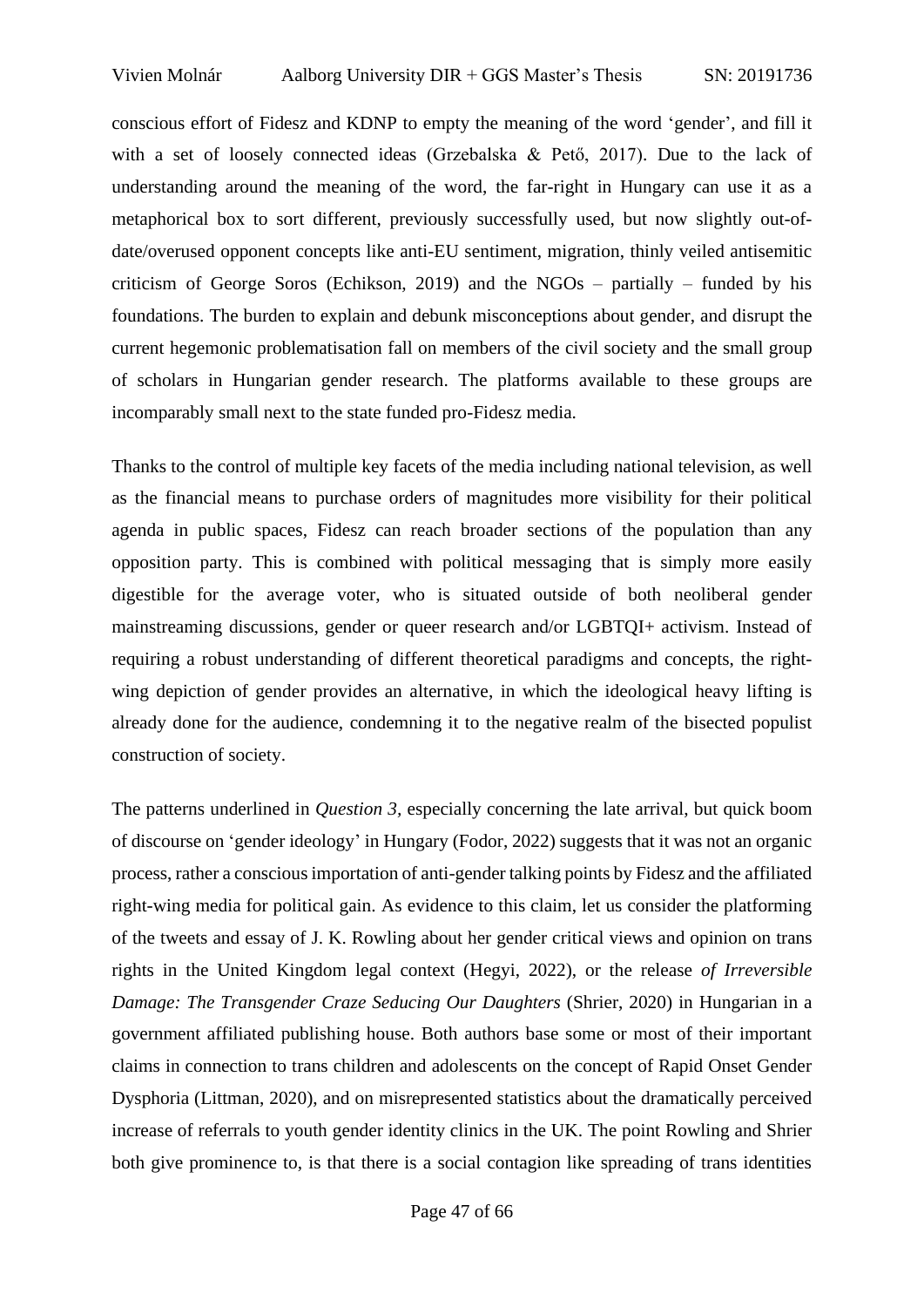conscious effort of Fidesz and KDNP to empty the meaning of the word 'gender', and fill it with a set of loosely connected ideas (Grzebalska & Pető, 2017). Due to the lack of understanding around the meaning of the word, the far-right in Hungary can use it as a metaphorical box to sort different, previously successfully used, but now slightly out-of-date/overused opponent concepts like anti-EU sentiment, migration, thinly veiled antisemitic criticism of George Soros (Echikson, 2019) and the NGOs – partially – funded by his foundations. The burden to explain and debunk misconceptions about gender, and disrupt the current hegemonic problematisation fall on members of the civil society and the small group of scholars in Hungarian gender research. The platforms available to these groups are incomparably small next to the state funded pro-Fidesz media.

Thanks to the control of multiple key facets of the media including national television, as well as the financial means to purchase orders of magnitudes more visibility for their political agenda in public spaces, Fidesz can reach broader sections of the population than any opposition party. This is combined with political messaging that is simply more easily digestible for the average voter, who is situated outside of both neoliberal gender mainstreaming discussions, gender or queer research and/or LGBTQI+ activism. Instead of requiring a robust understanding of different theoretical paradigms and concepts, the right-wing depiction of gender provides an alternative, in which the ideological heavy lifting is already done for the audience, condemning it to the negative realm of the bisected populist construction of society.

The patterns underlined in *Question 3*, especially concerning the late arrival, but quick boom of discourse on 'gender ideology' in Hungary (Fodor, 2022) suggests that it was not an organic process, rather a conscious importation of anti-gender talking points by Fidesz and the affiliated right-wing media for political gain. As evidence to this claim, let us consider the platforming of the tweets and essay of J. K. Rowling about her gender critical views and opinion on trans rights in the United Kingdom legal context (Hegyi, 2022), or the release *of Irreversible Damage: The Transgender Craze Seducing Our Daughters* (Shrier, 2020) in Hungarian in a government affiliated publishing house. Both authors base some or most of their important claims in connection to trans children and adolescents on the concept of Rapid Onset Gender Dysphoria (Littman, 2020), and on misrepresented statistics about the dramatically perceived increase of referrals to youth gender identity clinics in the UK. The point Rowling and Shrier both give prominence to, is that there is a social contagion like spreading of trans identities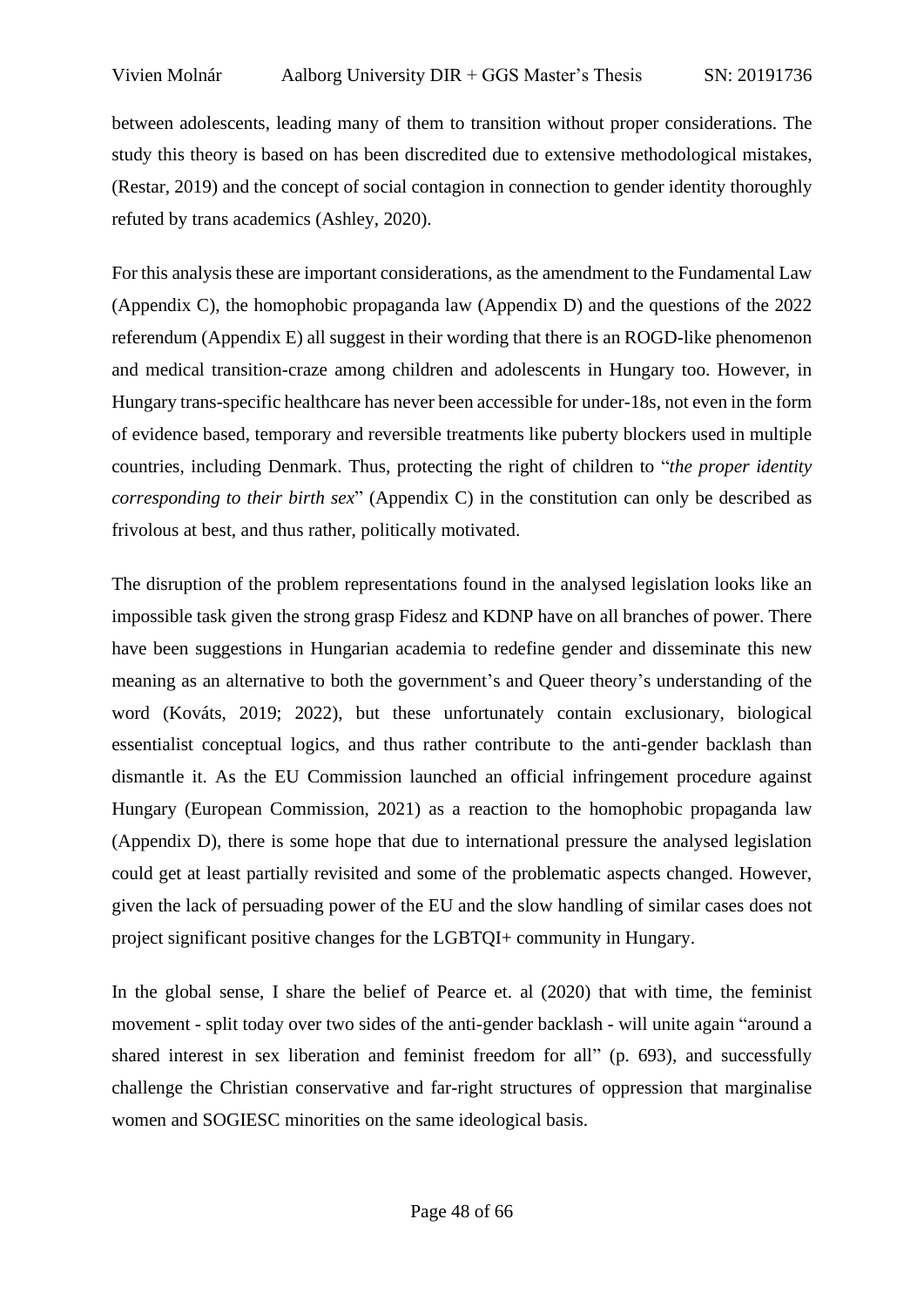between adolescents, leading many of them to transition without proper considerations. The study this theory is based on has been discredited due to extensive methodological mistakes, (Restar, 2019) and the concept of social contagion in connection to gender identity thoroughly refuted by trans academics (Ashley, 2020).

For this analysis these are important considerations, as the amendment to the Fundamental Law (Appendix C), the homophobic propaganda law (Appendix D) and the questions of the 2022 referendum (Appendix E) all suggest in their wording that there is an ROGD-like phenomenon and medical transition-craze among children and adolescents in Hungary too. However, in Hungary trans-specific healthcare has never been accessible for under-18s, not even in the form of evidence based, temporary and reversible treatments like puberty blockers used in multiple countries, including Denmark. Thus, protecting the right of children to "*the proper identity corresponding to their birth sex*" (Appendix C) in the constitution can only be described as frivolous at best, and thus rather, politically motivated.

The disruption of the problem representations found in the analysed legislation looks like an impossible task given the strong grasp Fidesz and KDNP have on all branches of power. There have been suggestions in Hungarian academia to redefine gender and disseminate this new meaning as an alternative to both the government's and Queer theory's understanding of the word (Kováts, 2019; 2022), but these unfortunately contain exclusionary, biological essentialist conceptual logics, and thus rather contribute to the anti-gender backlash than dismantle it. As the EU Commission launched an official infringement procedure against Hungary (European Commission, 2021) as a reaction to the homophobic propaganda law (Appendix D), there is some hope that due to international pressure the analysed legislation could get at least partially revisited and some of the problematic aspects changed. However, given the lack of persuading power of the EU and the slow handling of similar cases does not project significant positive changes for the LGBTQI+ community in Hungary.

In the global sense, I share the belief of Pearce et. al (2020) that with time, the feminist movement - split today over two sides of the anti-gender backlash - will unite again "around a shared interest in sex liberation and feminist freedom for all" (p. 693), and successfully challenge the Christian conservative and far-right structures of oppression that marginalise women and SOGIESC minorities on the same ideological basis.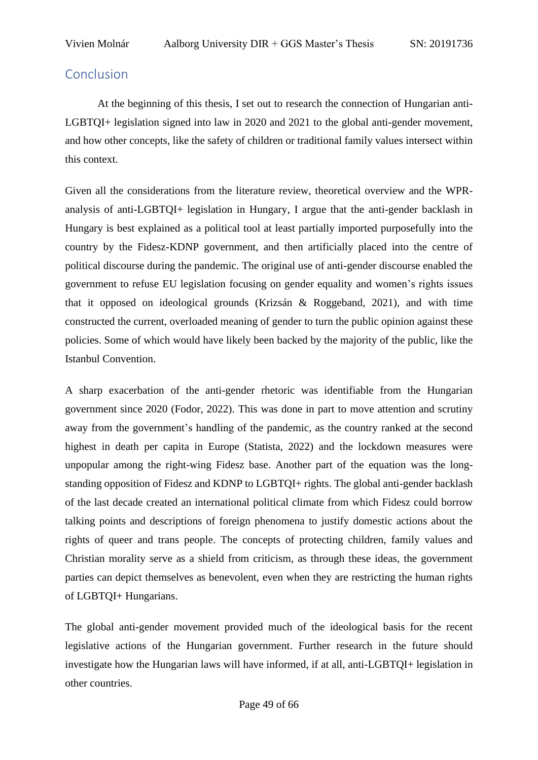## Conclusion

At the beginning of this thesis, I set out to research the connection of Hungarian anti-LGBTQI+ legislation signed into law in 2020 and 2021 to the global anti-gender movement, and how other concepts, like the safety of children or traditional family values intersect within this context.

Given all the considerations from the literature review, theoretical overview and the WPR-analysis of anti-LGBTQI+ legislation in Hungary, I argue that the anti-gender backlash in Hungary is best explained as a political tool at least partially imported purposefully into the country by the Fidesz-KDNP government, and then artificially placed into the centre of political discourse during the pandemic. The original use of anti-gender discourse enabled the government to refuse EU legislation focusing on gender equality and women's rights issues that it opposed on ideological grounds (Krizsán & Roggeband, 2021), and with time constructed the current, overloaded meaning of gender to turn the public opinion against these policies. Some of which would have likely been backed by the majority of the public, like the Istanbul Convention.

A sharp exacerbation of the anti-gender rhetoric was identifiable from the Hungarian government since 2020 (Fodor, 2022). This was done in part to move attention and scrutiny away from the government's handling of the pandemic, as the country ranked at the second highest in death per capita in Europe (Statista, 2022) and the lockdown measures were unpopular among the right-wing Fidesz base. Another part of the equation was the long-standing opposition of Fidesz and KDNP to LGBTQI+ rights. The global anti-gender backlash of the last decade created an international political climate from which Fidesz could borrow talking points and descriptions of foreign phenomena to justify domestic actions about the rights of queer and trans people. The concepts of protecting children, family values and Christian morality serve as a shield from criticism, as through these ideas, the government parties can depict themselves as benevolent, even when they are restricting the human rights of LGBTQI+ Hungarians.

The global anti-gender movement provided much of the ideological basis for the recent legislative actions of the Hungarian government. Further research in the future should investigate how the Hungarian laws will have informed, if at all, anti-LGBTQI+ legislation in other countries.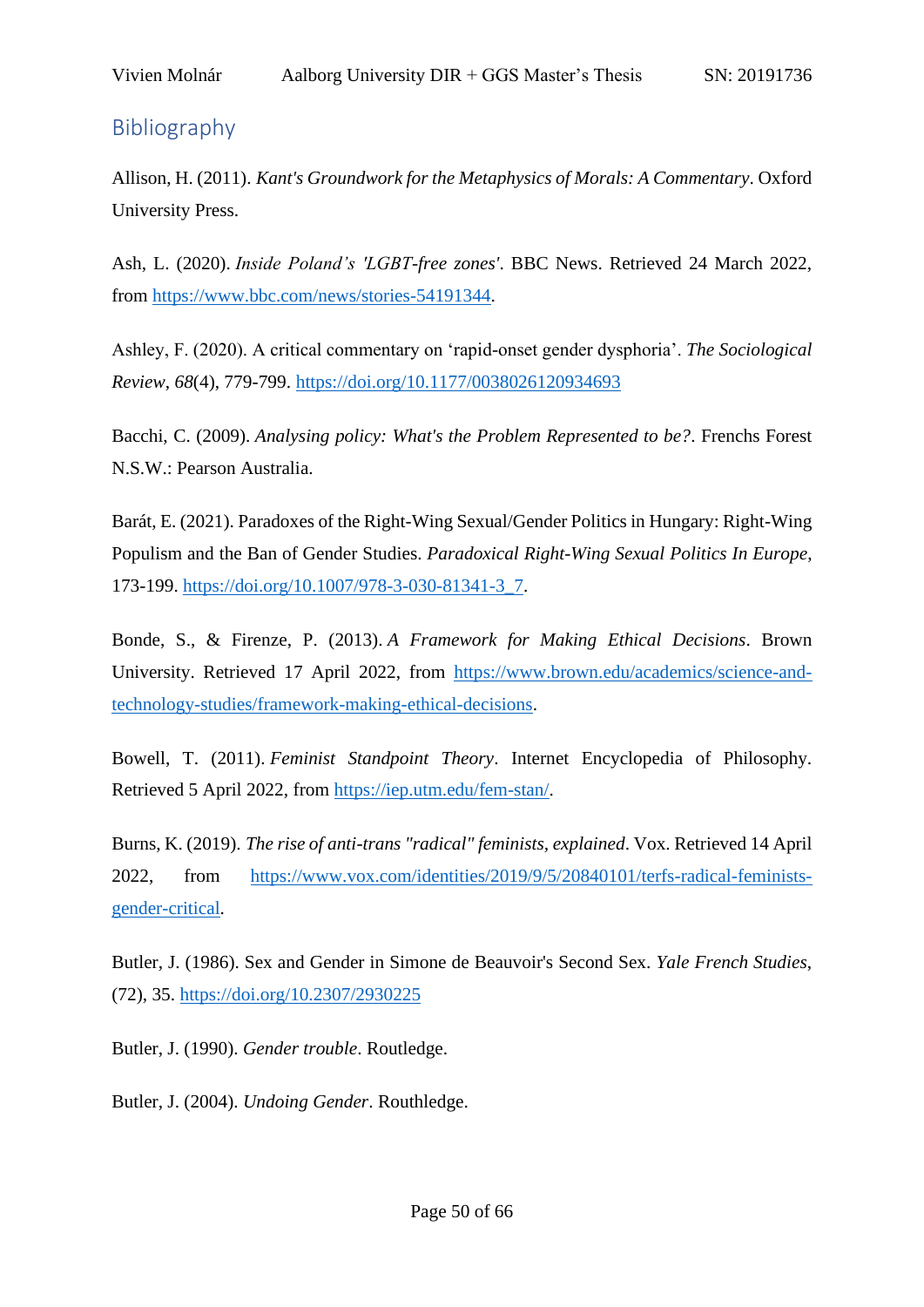## Bibliography

Allison, H. (2011). *Kant's Groundwork for the Metaphysics of Morals: A Commentary*. Oxford University Press.

Ash, L. (2020). *Inside Poland's 'LGBT-free zones'*. BBC News. Retrieved 24 March 2022, from https://www.bbc.com/news/stories-54191344.

Ashley, F. (2020). A critical commentary on 'rapid-onset gender dysphoria'. *The Sociological Review*, *68*(4), 779-799. https://doi.org/10.1177/0038026120934693

Bacchi, C. (2009). *Analysing policy: What's the Problem Represented to be?*. Frenchs Forest N.S.W.: Pearson Australia.

Barát, E. (2021). Paradoxes of the Right-Wing Sexual/Gender Politics in Hungary: Right-Wing Populism and the Ban of Gender Studies. *Paradoxical Right-Wing Sexual Politics In Europe*, 173-199. https://doi.org/10.1007/978-3-030-81341-3_7.

Bonde, S., & Firenze, P. (2013). *A Framework for Making Ethical Decisions*. Brown University. Retrieved 17 April 2022, from https://www.brown.edu/academics/science-and-technology-studies/framework-making-ethical-decisions.

Bowell, T. (2011). *Feminist Standpoint Theory*. Internet Encyclopedia of Philosophy. Retrieved 5 April 2022, from https://iep.utm.edu/fem-stan/.

Burns, K. (2019). *The rise of anti-trans "radical" feminists, explained*. Vox. Retrieved 14 April 2022, from https://www.vox.com/identities/2019/9/5/20840101/terfs-radical-feminists-gender-critical.

Butler, J. (1986). Sex and Gender in Simone de Beauvoir's Second Sex. *Yale French Studies*, (72), 35. https://doi.org/10.2307/2930225

Butler, J. (1990). *Gender trouble*. Routledge.

Butler, J. (2004). *Undoing Gender*. Routhledge.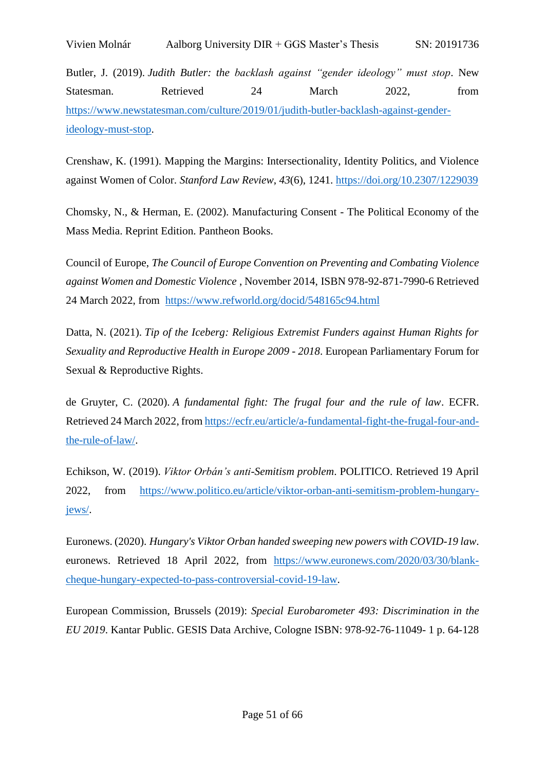Butler, J. (2019). *Judith Butler: the backlash against "gender ideology" must stop*. New Statesman. Retrieved 24 March 2022, from https://www.newstatesman.com/culture/2019/01/judith-butler-backlash-against-gender-ideology-must-stop.

Crenshaw, K. (1991). Mapping the Margins: Intersectionality, Identity Politics, and Violence against Women of Color. *Stanford Law Review*, *43*(6), 1241. https://doi.org/10.2307/1229039

Chomsky, N., & Herman, E. (2002). Manufacturing Consent - The Political Economy of the Mass Media. Reprint Edition. Pantheon Books.

Council of Europe, *The Council of Europe Convention on Preventing and Combating Violence against Women and Domestic Violence* , November 2014, ISBN 978-92-871-7990-6 Retrieved 24 March 2022, from https://www.refworld.org/docid/548165c94.html

Datta, N. (2021). *Tip of the Iceberg: Religious Extremist Funders against Human Rights for Sexuality and Reproductive Health in Europe 2009 - 2018*. European Parliamentary Forum for Sexual & Reproductive Rights.

de Gruyter, C. (2020). *A fundamental fight: The frugal four and the rule of law*. ECFR. Retrieved 24 March 2022, from https://ecfr.eu/article/a-fundamental-fight-the-frugal-four-and-the-rule-of-law/.

Echikson, W. (2019). *Viktor Orbán's anti-Semitism problem*. POLITICO. Retrieved 19 April 2022, from https://www.politico.eu/article/viktor-orban-anti-semitism-problem-hungary-jews/.

Euronews. (2020). *Hungary's Viktor Orban handed sweeping new powers with COVID-19 law*. euronews. Retrieved 18 April 2022, from https://www.euronews.com/2020/03/30/blank-cheque-hungary-expected-to-pass-controversial-covid-19-law.

European Commission, Brussels (2019): *Special Eurobarometer 493: Discrimination in the EU 2019*. Kantar Public. GESIS Data Archive, Cologne ISBN: 978-92-76-11049- 1 p. 64-128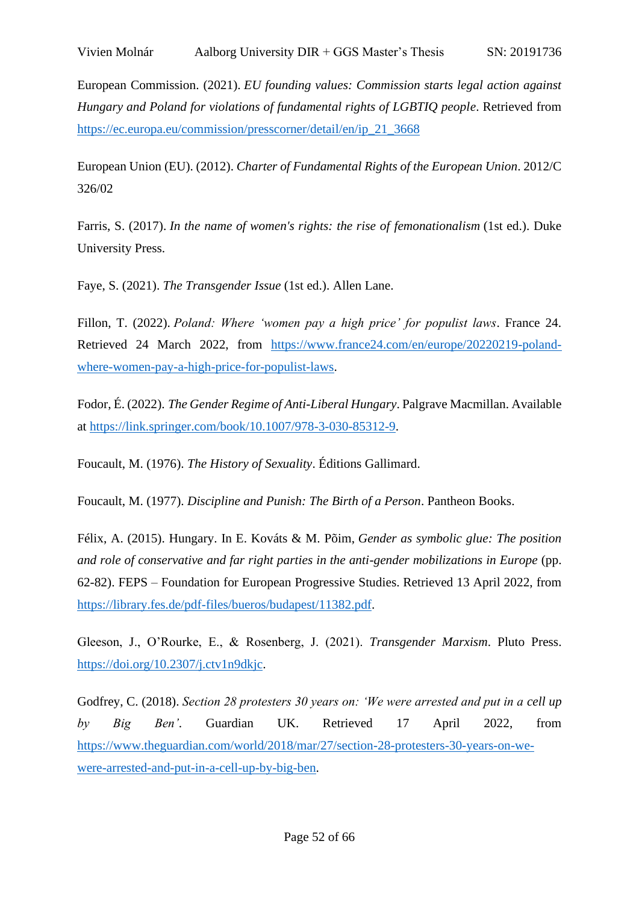European Commission. (2021). *EU founding values: Commission starts legal action against Hungary and Poland for violations of fundamental rights of LGBTIQ people*. Retrieved from https://ec.europa.eu/commission/presscorner/detail/en/ip_21_3668

European Union (EU). (2012). *Charter of Fundamental Rights of the European Union*. 2012/C 326/02

Farris, S. (2017). *In the name of women's rights: the rise of femonationalism* (1st ed.). Duke University Press.

Faye, S. (2021). *The Transgender Issue* (1st ed.). Allen Lane.

Fillon, T. (2022). *Poland: Where 'women pay a high price' for populist laws*. France 24. Retrieved 24 March 2022, from https://www.france24.com/en/europe/20220219-poland-where-women-pay-a-high-price-for-populist-laws.

Fodor, É. (2022). *The Gender Regime of Anti-Liberal Hungary*. Palgrave Macmillan. Available at https://link.springer.com/book/10.1007/978-3-030-85312-9.

Foucault, M. (1976). *The History of Sexuality*. Éditions Gallimard.

Foucault, M. (1977). *Discipline and Punish: The Birth of a Person*. Pantheon Books.

Félix, A. (2015). Hungary. In E. Kováts & M. Põim, *Gender as symbolic glue: The position and role of conservative and far right parties in the anti-gender mobilizations in Europe* (pp. 62-82). FEPS – Foundation for European Progressive Studies. Retrieved 13 April 2022, from https://library.fes.de/pdf-files/bueros/budapest/11382.pdf.

Gleeson, J., O'Rourke, E., & Rosenberg, J. (2021). *Transgender Marxism*. Pluto Press. https://doi.org/10.2307/j.ctv1n9dkjc.

Godfrey, C. (2018). *Section 28 protesters 30 years on: 'We were arrested and put in a cell up by Big Ben'*. Guardian UK. Retrieved 17 April 2022, from https://www.theguardian.com/world/2018/mar/27/section-28-protesters-30-years-on-we-were-arrested-and-put-in-a-cell-up-by-big-ben.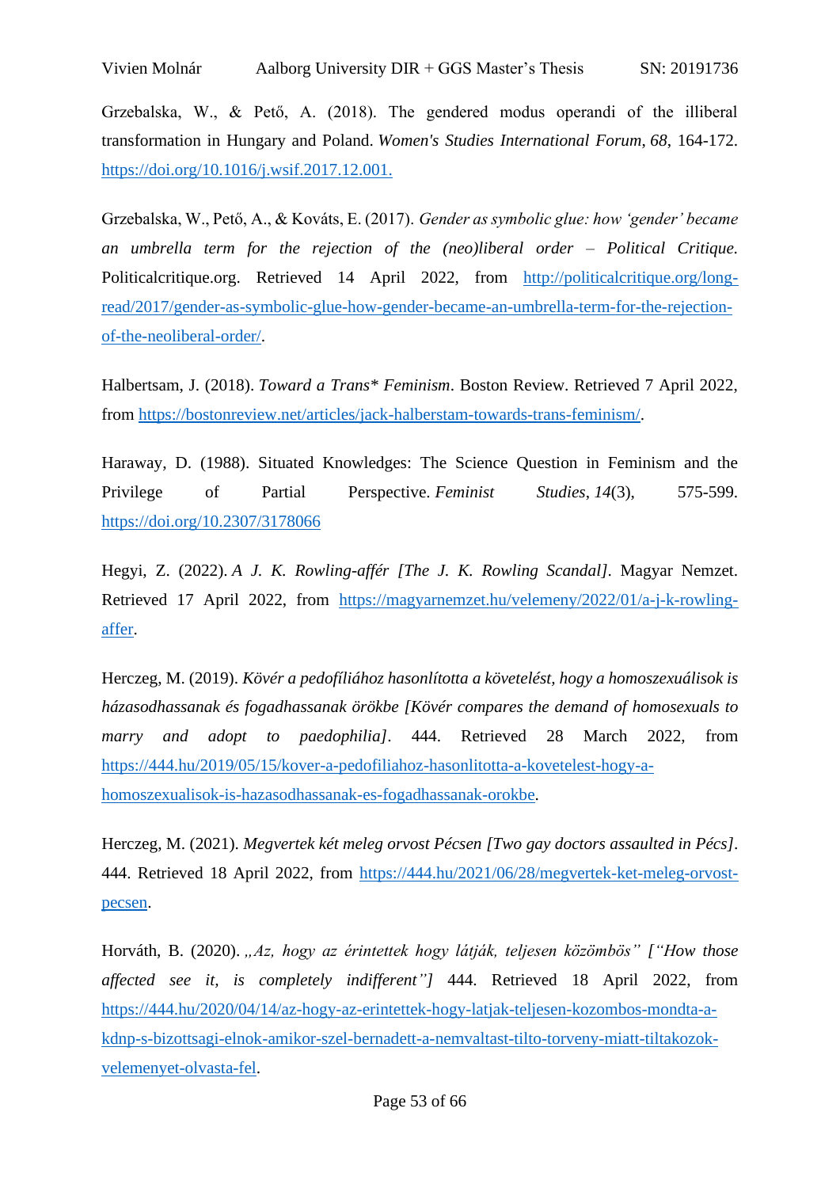Grzebalska, W., & Pető, A. (2018). The gendered modus operandi of the illiberal transformation in Hungary and Poland. *Women's Studies International Forum*, *68*, 164-172. https://doi.org/10.1016/j.wsif.2017.12.001.

Grzebalska, W., Pető, A., & Kováts, E. (2017). *Gender as symbolic glue: how 'gender' became an umbrella term for the rejection of the (neo)liberal order – Political Critique.* Politicalcritique.org. Retrieved 14 April 2022, from http://politicalcritique.org/long-read/2017/gender-as-symbolic-glue-how-gender-became-an-umbrella-term-for-the-rejection-of-the-neoliberal-order/.

Halbertsam, J. (2018). *Toward a Trans* Feminism*. Boston Review. Retrieved 7 April 2022, from https://bostonreview.net/articles/jack-halberstam-towards-trans-feminism/.

Haraway, D. (1988). Situated Knowledges: The Science Question in Feminism and the Privilege of Partial Perspective. *Feminist Studies*, *14*(3), 575-599. https://doi.org/10.2307/3178066

Hegyi, Z. (2022). *A J. K. Rowling-affér [The J. K. Rowling Scandal]*. Magyar Nemzet. Retrieved 17 April 2022, from https://magyarnemzet.hu/velemeny/2022/01/a-j-k-rowling-affer.

Herczeg, M. (2019). *Kövér a pedofíliához hasonlította a követelést, hogy a homoszexuálisok is házasodhassanak és fogadhassanak örökbe [Kövér compares the demand of homosexuals to marry and adopt to paedophilia]*. 444. Retrieved 28 March 2022, from https://444.hu/2019/05/15/kover-a-pedofiliahoz-hasonlitotta-a-kovetelest-hogy-a-homoszexualisok-is-hazasodhassanak-es-fogadhassanak-orokbe.

Herczeg, M. (2021). *Megvertek két meleg orvost Pécsen [Two gay doctors assaulted in Pécs]*. 444. Retrieved 18 April 2022, from https://444.hu/2021/06/28/megvertek-ket-meleg-orvost-pecsen.

Horváth, B. (2020). *„Az, hogy az érintettek hogy látják, teljesen közömbös" ["How those affected see it, is completely indifferent"]* 444. Retrieved 18 April 2022, from https://444.hu/2020/04/14/az-hogy-az-erintettek-hogy-latjak-teljesen-kozombos-mondta-a-kdnp-s-bizottsagi-elnok-amikor-szel-bernadett-a-nemvaltast-tilto-torveny-miatt-tiltakozok-velemenyet-olvasta-fel.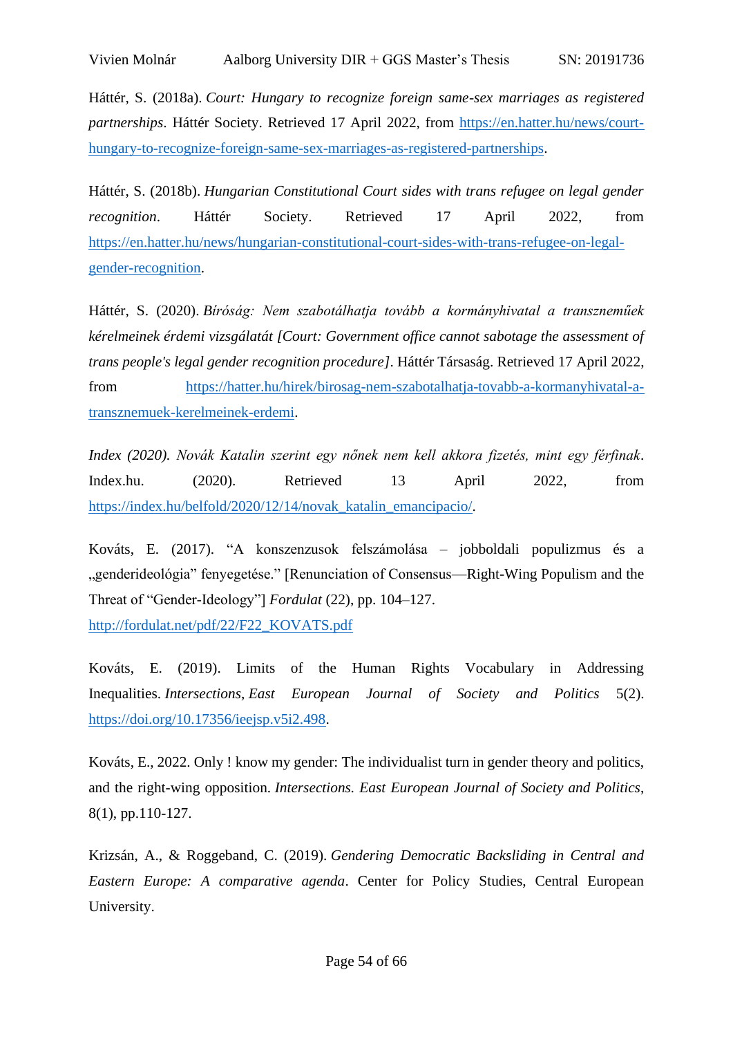Háttér, S. (2018a). *Court: Hungary to recognize foreign same-sex marriages as registered partnerships*. Háttér Society. Retrieved 17 April 2022, from https://en.hatter.hu/news/court-hungary-to-recognize-foreign-same-sex-marriages-as-registered-partnerships.

Háttér, S. (2018b). *Hungarian Constitutional Court sides with trans refugee on legal gender recognition*. Háttér Society. Retrieved 17 April 2022, from https://en.hatter.hu/news/hungarian-constitutional-court-sides-with-trans-refugee-on-legal-gender-recognition.

Háttér, S. (2020). *Bíróság: Nem szabotálhatja tovább a kormányhivatal a transzneműek kérelmeinek érdemi vizsgálatát [Court: Government office cannot sabotage the assessment of trans people's legal gender recognition procedure]*. Háttér Társaság. Retrieved 17 April 2022, from https://hatter.hu/hirek/birosag-nem-szabotalhatja-tovabb-a-kormanyhivatal-a-transznemuek-kerelmeinek-erdemi.

*Index (2020). Novák Katalin szerint egy nőnek nem kell akkora fizetés, mint egy férfinak*. Index.hu. (2020). Retrieved 13 April 2022, from https://index.hu/belfold/2020/12/14/novak_katalin_emancipacio/.

Kováts, E. (2017). "A konszenzusok felszámolása – jobboldali populizmus és a „genderideológia" fenyegetése." [Renunciation of Consensus—Right-Wing Populism and the Threat of "Gender-Ideology"] *Fordulat* (22), pp. 104–127. http://fordulat.net/pdf/22/F22_KOVATS.pdf

Kováts, E. (2019). Limits of the Human Rights Vocabulary in Addressing Inequalities. *Intersections, East European Journal of Society and Politics* 5(2). https://doi.org/10.17356/ieejsp.v5i2.498.

Kováts, E., 2022. Only ! know my gender: The individualist turn in gender theory and politics, and the right-wing opposition. *Intersections. East European Journal of Society and Politics*, 8(1), pp.110-127.

Krizsán, A., & Roggeband, C. (2019). *Gendering Democratic Backsliding in Central and Eastern Europe: A comparative agenda*. Center for Policy Studies, Central European University.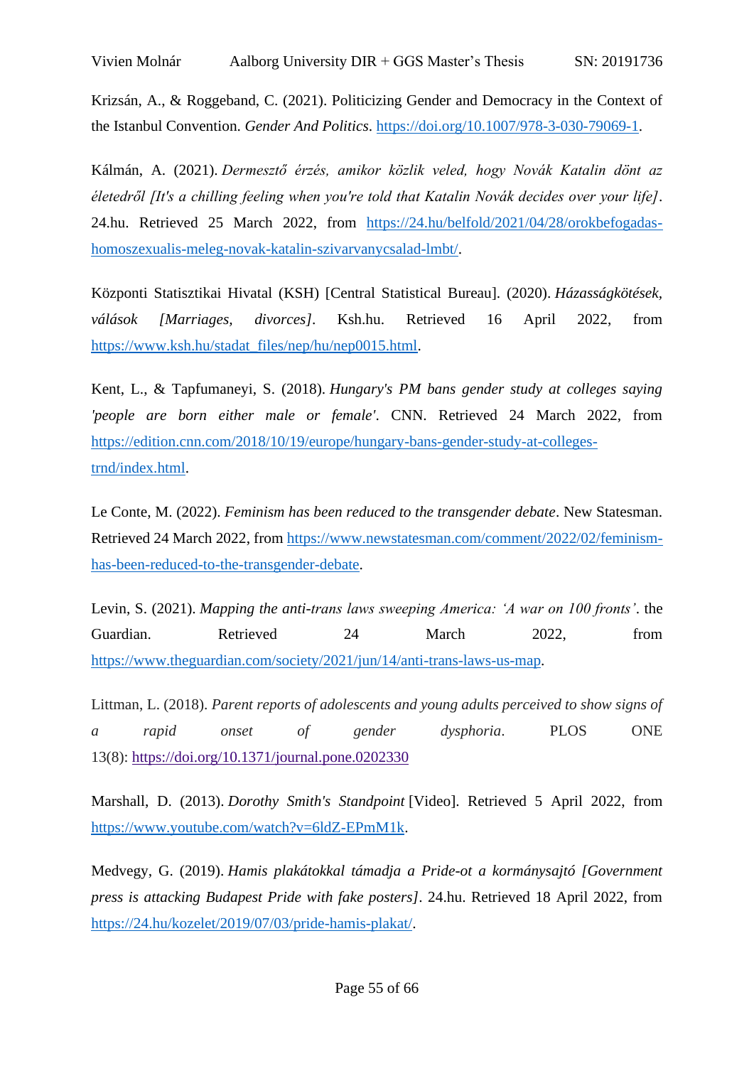Krizsán, A., & Roggeband, C. (2021). Politicizing Gender and Democracy in the Context of the Istanbul Convention. *Gender And Politics*. https://doi.org/10.1007/978-3-030-79069-1.

Kálmán, A. (2021). *Dermesztő érzés, amikor közlik veled, hogy Novák Katalin dönt az életedről [It's a chilling feeling when you're told that Katalin Novák decides over your life]*. 24.hu. Retrieved 25 March 2022, from https://24.hu/belfold/2021/04/28/orokbefogadas-homoszexualis-meleg-novak-katalin-szivarvanycsalad-lmbt/.

Központi Statisztikai Hivatal (KSH) [Central Statistical Bureau]. (2020). *Házasságkötések, válások [Marriages, divorces]*. Ksh.hu. Retrieved 16 April 2022, from https://www.ksh.hu/stadat_files/nep/hu/nep0015.html.

Kent, L., & Tapfumaneyi, S. (2018). *Hungary's PM bans gender study at colleges saying 'people are born either male or female'*. CNN. Retrieved 24 March 2022, from https://edition.cnn.com/2018/10/19/europe/hungary-bans-gender-study-at-colleges-trnd/index.html.

Le Conte, M. (2022). *Feminism has been reduced to the transgender debate*. New Statesman. Retrieved 24 March 2022, from https://www.newstatesman.com/comment/2022/02/feminism-has-been-reduced-to-the-transgender-debate.

Levin, S. (2021). *Mapping the anti-trans laws sweeping America: 'A war on 100 fronts'*. the Guardian. Retrieved 24 March 2022, from https://www.theguardian.com/society/2021/jun/14/anti-trans-laws-us-map.

Littman, L. (2018). *Parent reports of adolescents and young adults perceived to show signs of a rapid onset of gender dysphoria*. PLOS ONE 13(8): https://doi.org/10.1371/journal.pone.0202330

Marshall, D. (2013). *Dorothy Smith's Standpoint* [Video]. Retrieved 5 April 2022, from https://www.youtube.com/watch?v=6ldZ-EPmM1k.

Medvegy, G. (2019). *Hamis plakátokkal támadja a Pride-ot a kormánysajtó [Government press is attacking Budapest Pride with fake posters]*. 24.hu. Retrieved 18 April 2022, from https://24.hu/kozelet/2019/07/03/pride-hamis-plakat/.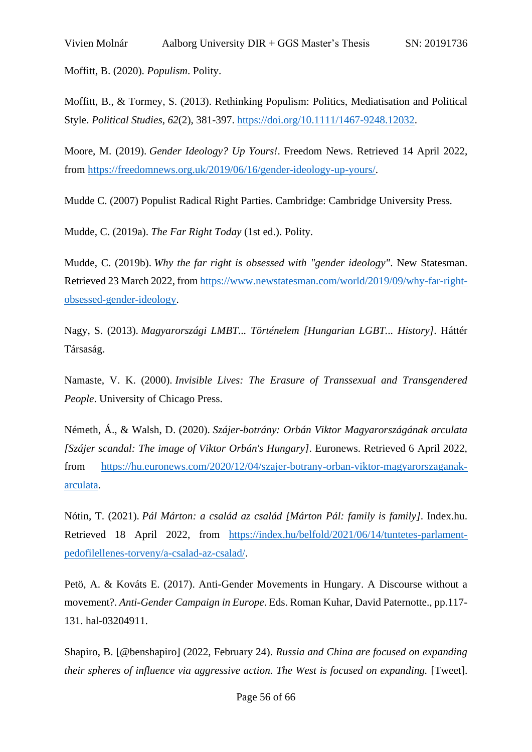Moffitt, B. (2020). *Populism*. Polity.

Moffitt, B., & Tormey, S. (2013). Rethinking Populism: Politics, Mediatisation and Political Style. *Political Studies*, *62*(2), 381-397. https://doi.org/10.1111/1467-9248.12032.

Moore, M. (2019). *Gender Ideology? Up Yours!*. Freedom News. Retrieved 14 April 2022, from https://freedomnews.org.uk/2019/06/16/gender-ideology-up-yours/.

Mudde C. (2007) Populist Radical Right Parties. Cambridge: Cambridge University Press.

Mudde, C. (2019a). *The Far Right Today* (1st ed.). Polity.

Mudde, C. (2019b). *Why the far right is obsessed with "gender ideology"*. New Statesman. Retrieved 23 March 2022, from https://www.newstatesman.com/world/2019/09/why-far-right-obsessed-gender-ideology.

Nagy, S. (2013). *Magyarországi LMBT... Történelem [Hungarian LGBT... History]*. Háttér Társaság.

Namaste, V. K. (2000). *Invisible Lives: The Erasure of Transsexual and Transgendered People*. University of Chicago Press.

Németh, Á., & Walsh, D. (2020). *Szájer-botrány: Orbán Viktor Magyarországának arculata [Szájer scandal: The image of Viktor Orbán's Hungary]*. Euronews. Retrieved 6 April 2022, from https://hu.euronews.com/2020/12/04/szajer-botrany-orban-viktor-magyarorszaganak-arculata.

Nótin, T. (2021). *Pál Márton: a család az család [Márton Pál: family is family]*. Index.hu. Retrieved 18 April 2022, from https://index.hu/belfold/2021/06/14/tuntetes-parlament-pedofilellenes-torveny/a-csalad-az-csalad/.

Petö, A. & Kováts E. (2017). Anti-Gender Movements in Hungary. A Discourse without a movement?. *Anti-Gender Campaign in Europe*. Eds. Roman Kuhar, David Paternotte., pp.117-131. hal-03204911.

Shapiro, B. [@benshapiro] (2022, February 24). *Russia and China are focused on expanding their spheres of influence via aggressive action. The West is focused on expanding.* [Tweet].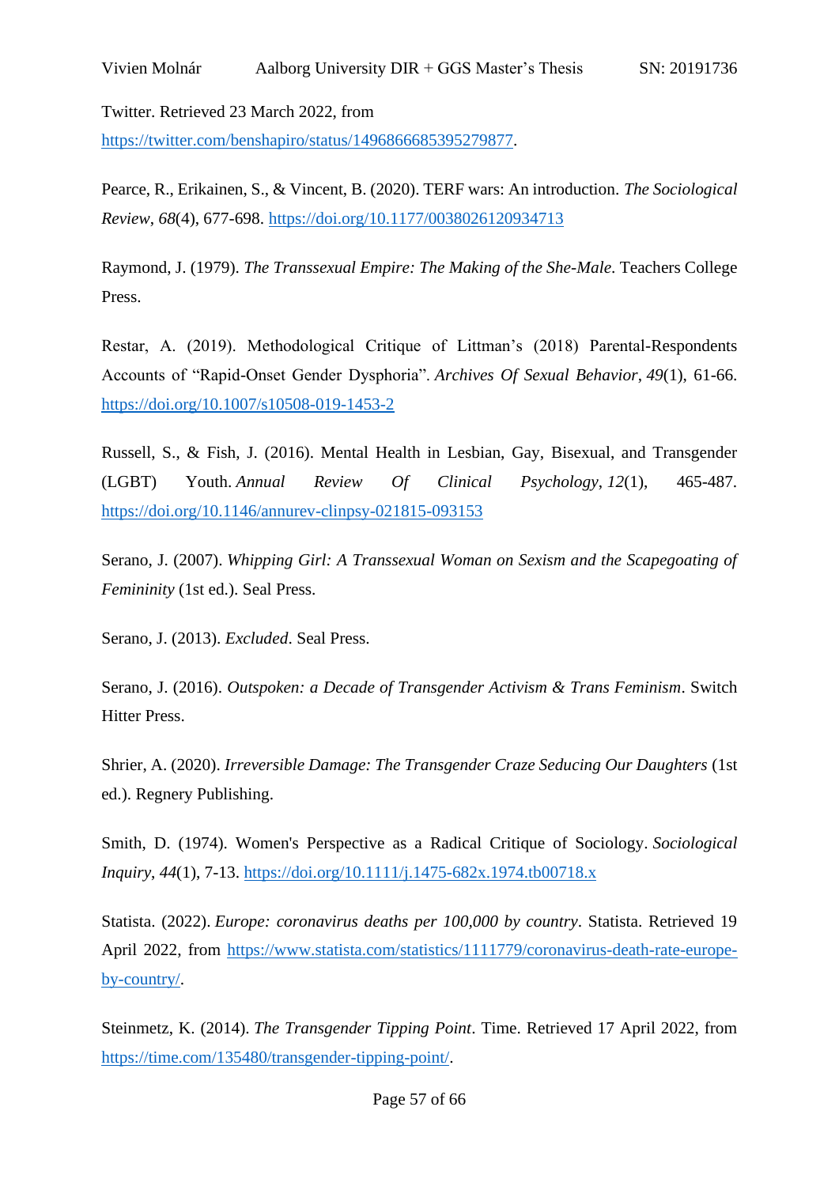Twitter. Retrieved 23 March 2022, from https://twitter.com/benshapiro/status/1496866685395279877.

Pearce, R., Erikainen, S., & Vincent, B. (2020). TERF wars: An introduction. *The Sociological Review*, *68*(4), 677-698. https://doi.org/10.1177/0038026120934713

Raymond, J. (1979). *The Transsexual Empire: The Making of the She-Male*. Teachers College Press.

Restar, A. (2019). Methodological Critique of Littman's (2018) Parental-Respondents Accounts of "Rapid-Onset Gender Dysphoria". *Archives Of Sexual Behavior*, *49*(1), 61-66. https://doi.org/10.1007/s10508-019-1453-2

Russell, S., & Fish, J. (2016). Mental Health in Lesbian, Gay, Bisexual, and Transgender (LGBT) Youth. *Annual Review Of Clinical Psychology*, *12*(1), 465-487. https://doi.org/10.1146/annurev-clinpsy-021815-093153

Serano, J. (2007). *Whipping Girl: A Transsexual Woman on Sexism and the Scapegoating of Femininity* (1st ed.). Seal Press.

Serano, J. (2013). *Excluded*. Seal Press.

Serano, J. (2016). *Outspoken: a Decade of Transgender Activism & Trans Feminism*. Switch Hitter Press.

Shrier, A. (2020). *Irreversible Damage: The Transgender Craze Seducing Our Daughters* (1st ed.). Regnery Publishing.

Smith, D. (1974). Women's Perspective as a Radical Critique of Sociology. *Sociological Inquiry*, *44*(1), 7-13. https://doi.org/10.1111/j.1475-682x.1974.tb00718.x

Statista. (2022). *Europe: coronavirus deaths per 100,000 by country*. Statista. Retrieved 19 April 2022, from https://www.statista.com/statistics/1111779/coronavirus-death-rate-europe-by-country/.

Steinmetz, K. (2014). *The Transgender Tipping Point*. Time. Retrieved 17 April 2022, from https://time.com/135480/transgender-tipping-point/.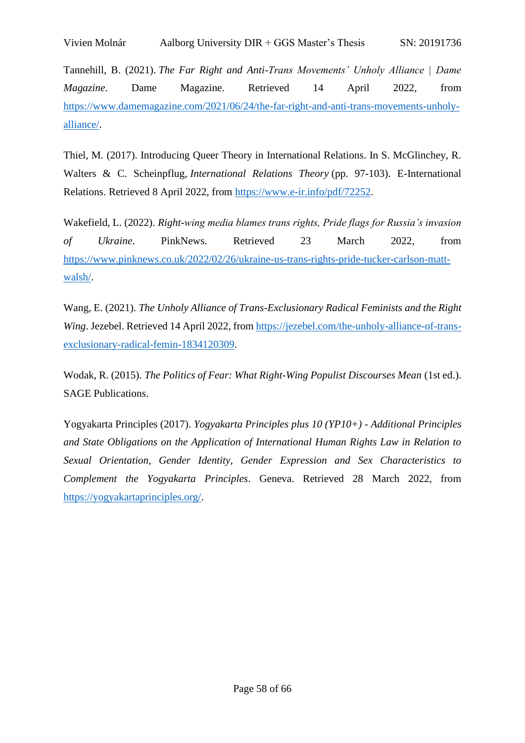Tannehill, B. (2021). *The Far Right and Anti-Trans Movements' Unholy Alliance | Dame Magazine*. Dame Magazine. Retrieved 14 April 2022, from https://www.damemagazine.com/2021/06/24/the-far-right-and-anti-trans-movements-unholy-alliance/.

Thiel, M. (2017). Introducing Queer Theory in International Relations. In S. McGlinchey, R. Walters & C. Scheinpflug, *International Relations Theory* (pp. 97-103). E-International Relations. Retrieved 8 April 2022, from https://www.e-ir.info/pdf/72252.

Wakefield, L. (2022). *Right-wing media blames trans rights, Pride flags for Russia's invasion of Ukraine*. PinkNews. Retrieved 23 March 2022, from https://www.pinknews.co.uk/2022/02/26/ukraine-us-trans-rights-pride-tucker-carlson-matt-walsh/.

Wang, E. (2021). *The Unholy Alliance of Trans-Exclusionary Radical Feminists and the Right Wing*. Jezebel. Retrieved 14 April 2022, from https://jezebel.com/the-unholy-alliance-of-trans-exclusionary-radical-femin-1834120309.

Wodak, R. (2015). *The Politics of Fear: What Right-Wing Populist Discourses Mean* (1st ed.). SAGE Publications.

Yogyakarta Principles (2017). *Yogyakarta Principles plus 10 (YP10+) - Additional Principles and State Obligations on the Application of International Human Rights Law in Relation to Sexual Orientation, Gender Identity, Gender Expression and Sex Characteristics to Complement the Yogyakarta Principles*. Geneva. Retrieved 28 March 2022, from https://yogyakartaprinciples.org/.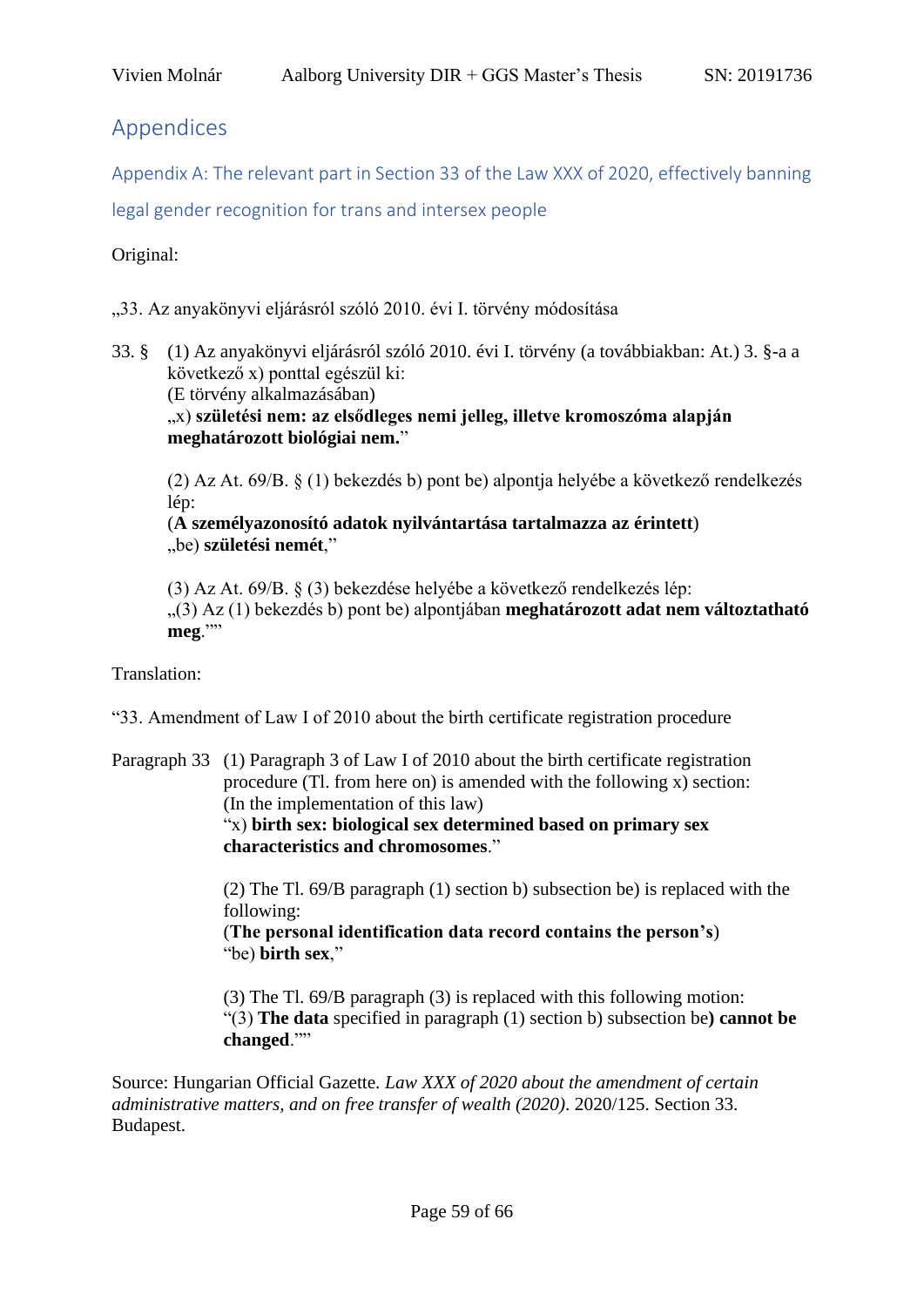# Appendices

## Appendix A: The relevant part in Section 33 of the Law XXX of 2020, effectively banning legal gender recognition for trans and intersex people

Original:

„33. Az anyakönyvi eljárásról szóló 2010. évi I. törvény módosítása

33. § (1) Az anyakönyvi eljárásról szóló 2010. évi I. törvény (a továbbiakban: At.) 3. §-a a következő x) ponttal egészül ki:
(E törvény alkalmazásában)
„x) **születési nem: az elsődleges nemi jelleg, illetve kromoszóma alapján meghatározott biológiai nem.**"

(2) Az At. 69/B. § (1) bekezdés b) pont be) alpontja helyébe a következő rendelkezés lép:
(**A személyazonosító adatok nyilvántartása tartalmazza az érintett**)
„be) **születési nemét**,"

(3) Az At. 69/B. § (3) bekezdése helyébe a következő rendelkezés lép:
„(3) Az (1) bekezdés b) pont be) alpontjában **meghatározott adat nem változtatható meg**.""

Translation:

"33. Amendment of Law I of 2010 about the birth certificate registration procedure

Paragraph 33 (1) Paragraph 3 of Law I of 2010 about the birth certificate registration procedure (Tl. from here on) is amended with the following x) section:
(In the implementation of this law)
"x) **birth sex: biological sex determined based on primary sex characteristics and chromosomes**."

(2) The Tl. 69/B paragraph (1) section b) subsection be) is replaced with the following:
(**The personal identification data record contains the person's**)
"be) **birth sex**,"

(3) The Tl. 69/B paragraph (3) is replaced with this following motion:
"(3) **The data** specified in paragraph (1) section b) subsection be**) cannot be changed**.""

Source: Hungarian Official Gazette. *Law XXX of 2020 about the amendment of certain administrative matters, and on free transfer of wealth (2020)*. 2020/125. Section 33. Budapest.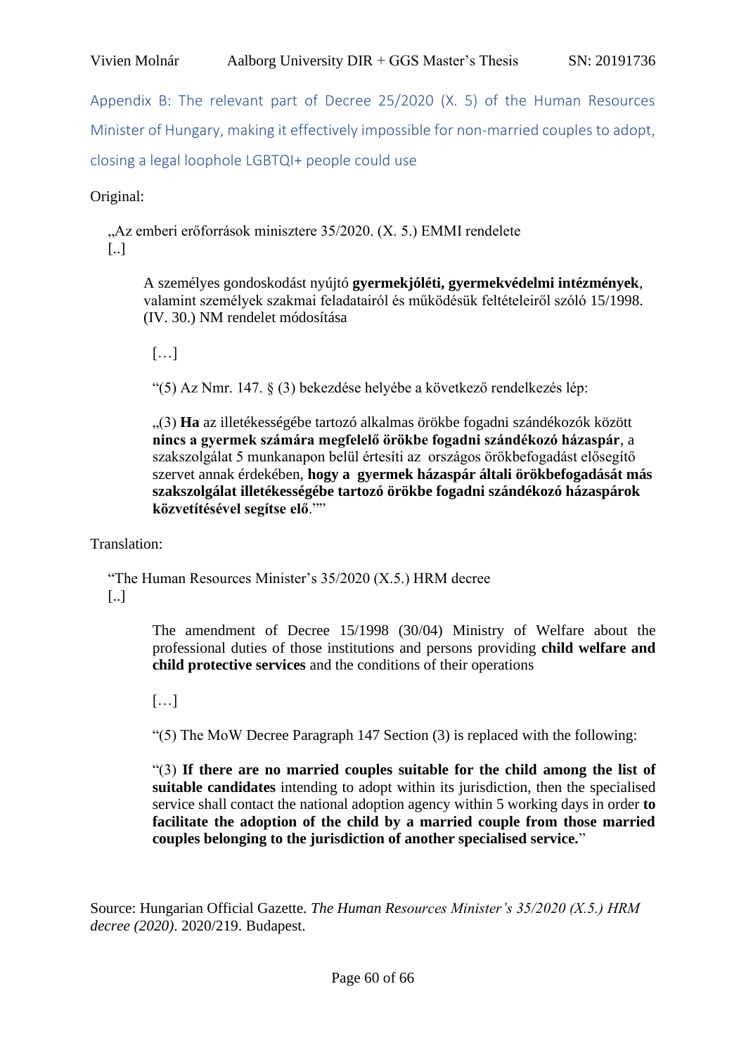## Appendix B: The relevant part of Decree 25/2020 (X. 5) of the Human Resources Minister of Hungary, making it effectively impossible for non-married couples to adopt, closing a legal loophole LGBTQI+ people could use

Original:

> „Az emberi erőforrások minisztere 35/2020. (X. 5.) EMMI rendelete
> [..]
>
> > A személyes gondoskodást nyújtó **gyermekjóléti, gyermekvédelmi intézmények**, valamint személyek szakmai feladatairól és működésük feltételeiről szóló 15/1998. (IV. 30.) NM rendelet módosítása
> >
> > […]
> >
> > "(5) Az Nmr. 147. § (3) bekezdése helyébe a következő rendelkezés lép:
> >
> > „(3) **Ha** az illetékességébe tartozó alkalmas örökbe fogadni szándékozók között **nincs a gyermek számára megfelelő örökbe fogadni szándékozó házaspár**, a szakszolgálat 5 munkanapon belül értesíti az országos örökbefogadást elősegítő szervet annak érdekében, **hogy a gyermek házaspár általi örökbefogadását más szakszolgálat illetékességébe tartozó örökbe fogadni szándékozó házaspárok közvetítésével segítse elő**.""

Translation:

> "The Human Resources Minister's 35/2020 (X.5.) HRM decree
> [..]
>
> > The amendment of Decree 15/1998 (30/04) Ministry of Welfare about the professional duties of those institutions and persons providing **child welfare and child protective services** and the conditions of their operations
> >
> > […]
> >
> > "(5) The MoW Decree Paragraph 147 Section (3) is replaced with the following:
> >
> > "(3) **If there are no married couples suitable for the child among the list of suitable candidates** intending to adopt within its jurisdiction, then the specialised service shall contact the national adoption agency within 5 working days in order **to facilitate the adoption of the child by a married couple from those married couples belonging to the jurisdiction of another specialised service.**"

Source: Hungarian Official Gazette. *The Human Resources Minister's 35/2020 (X.5.) HRM decree (2020)*. 2020/219. Budapest.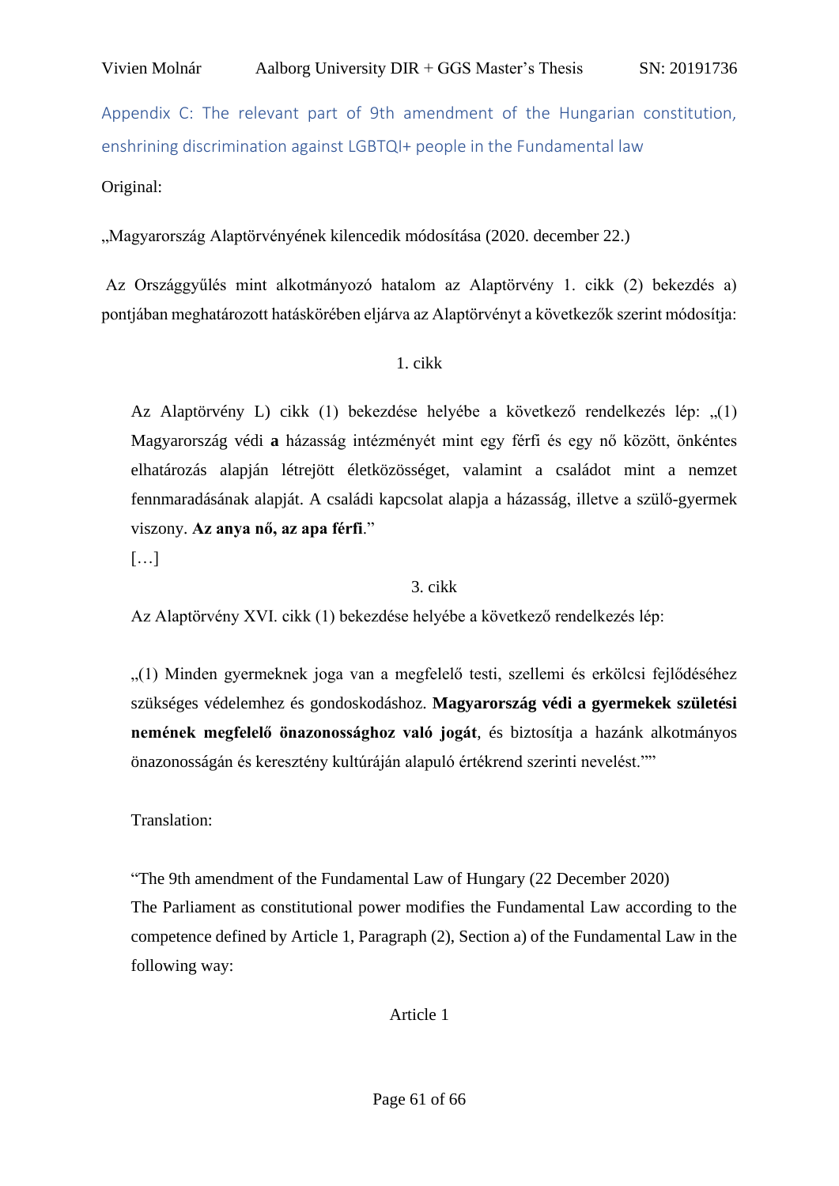## Appendix C: The relevant part of 9th amendment of the Hungarian constitution, enshrining discrimination against LGBTQI+ people in the Fundamental law

Original:

„Magyarország Alaptörvényének kilencedik módosítása (2020. december 22.)

Az Országgyűlés mint alkotmányozó hatalom az Alaptörvény 1. cikk (2) bekezdés a) pontjában meghatározott hatáskörében eljárva az Alaptörvényt a következők szerint módosítja:

1. cikk

> Az Alaptörvény L) cikk (1) bekezdése helyébe a következő rendelkezés lép: „(1) Magyarország védi **a** házasság intézményét mint egy férfi és egy nő között, önkéntes elhatározás alapján létrejött életközösséget, valamint a családot mint a nemzet fennmaradásának alapját. A családi kapcsolat alapja a házasság, illetve a szülő-gyermek viszony. **Az anya nő, az apa férfi**."
>
> […]
>
> 3. cikk
>
> Az Alaptörvény XVI. cikk (1) bekezdése helyébe a következő rendelkezés lép:
>
> „(1) Minden gyermeknek joga van a megfelelő testi, szellemi és erkölcsi fejlődéséhez szükséges védelemhez és gondoskodáshoz. **Magyarország védi a gyermekek születési nemének megfelelő önazonossághoz való jogát**, és biztosítja a hazánk alkotmányos önazonosságán és keresztény kultúráján alapuló értékrend szerinti nevelést.""
>
> Translation:
>
> "The 9th amendment of the Fundamental Law of Hungary (22 December 2020)
> The Parliament as constitutional power modifies the Fundamental Law according to the competence defined by Article 1, Paragraph (2), Section a) of the Fundamental Law in the following way:
>
> Article 1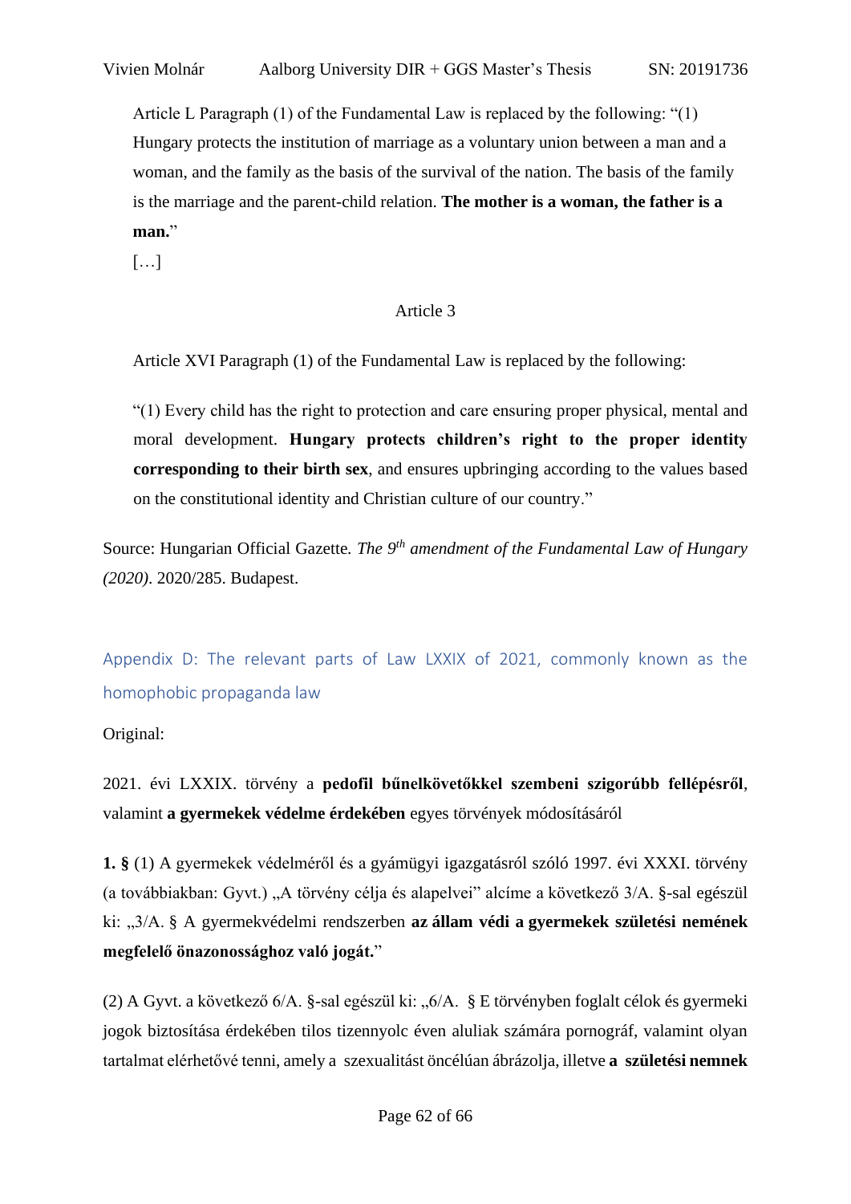Article L Paragraph (1) of the Fundamental Law is replaced by the following: "(1) Hungary protects the institution of marriage as a voluntary union between a man and a woman, and the family as the basis of the survival of the nation. The basis of the family is the marriage and the parent-child relation. **The mother is a woman, the father is a man.**"

[…]

Article 3

Article XVI Paragraph (1) of the Fundamental Law is replaced by the following:

"(1) Every child has the right to protection and care ensuring proper physical, mental and moral development. **Hungary protects children's right to the proper identity corresponding to their birth sex**, and ensures upbringing according to the values based on the constitutional identity and Christian culture of our country."

Source: Hungarian Official Gazette. *The 9th amendment of the Fundamental Law of Hungary (2020)*. 2020/285. Budapest.

## Appendix D: The relevant parts of Law LXXIX of 2021, commonly known as the homophobic propaganda law

Original:

2021. évi LXXIX. törvény a **pedofil bűnelkövetőkkel szembeni szigorúbb fellépésről**, valamint **a gyermekek védelme érdekében** egyes törvények módosításáról

**1. §** (1) A gyermekek védelméről és a gyámügyi igazgatásról szóló 1997. évi XXXI. törvény (a továbbiakban: Gyvt.) „A törvény célja és alapelvei" alcíme a következő 3/A. §-sal egészül ki: „3/A. § A gyermekvédelmi rendszerben **az állam védi a gyermekek születési nemének megfelelő önazonossághoz való jogát.**"

(2) A Gyvt. a következő 6/A. §-sal egészül ki: „6/A. § E törvényben foglalt célok és gyermeki jogok biztosítása érdekében tilos tizennyolc éven aluliak számára pornográf, valamint olyan tartalmat elérhetővé tenni, amely a szexualitást öncélúan ábrázolja, illetve **a születési nemnek**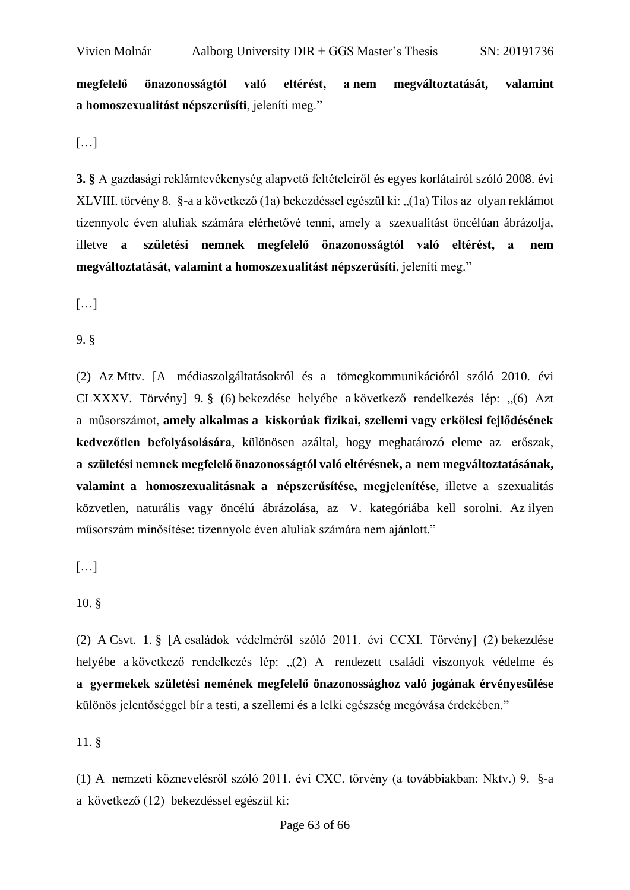**megfelelő önazonosságtól való eltérést, a nem megváltoztatását, valamint a homoszexualitást népszerűsíti**, jeleníti meg."

[…]

**3. §** A gazdasági reklámtevékenység alapvető feltételeiről és egyes korlátairól szóló 2008. évi XLVIII. törvény 8. §-a a következő (1a) bekezdéssel egészül ki: „(1a) Tilos az olyan reklámot tizennyolc éven aluliak számára elérhetővé tenni, amely a szexualitást öncélúan ábrázolja, illetve **a születési nemnek megfelelő önazonosságtól való eltérést, a nem megváltoztatását, valamint a homoszexualitást népszerűsíti**, jeleníti meg."

[…]

9. §

(2) Az Mttv. [A médiaszolgáltatásokról és a tömegkommunikációról szóló 2010. évi CLXXXV. Törvény] 9. § (6) bekezdése helyébe a következő rendelkezés lép: „(6) Azt a műsorszámot, **amely alkalmas a kiskorúak fizikai, szellemi vagy erkölcsi fejlődésének kedvezőtlen befolyásolására**, különösen azáltal, hogy meghatározó eleme az erőszak, **a születési nemnek megfelelő önazonosságtól való eltérésnek, a nem megváltoztatásának, valamint a homoszexualitásnak a népszerűsítése, megjelenítése**, illetve a szexualitás közvetlen, naturális vagy öncélú ábrázolása, az V. kategóriába kell sorolni. Az ilyen műsorszám minősítése: tizennyolc éven aluliak számára nem ajánlott."

[…]

10. §

(2) A Csvt. 1. § [A családok védelméről szóló 2011. évi CCXI. Törvény] (2) bekezdése helyébe a következő rendelkezés lép: „(2) A rendezett családi viszonyok védelme és **a gyermekek születési nemének megfelelő önazonossághoz való jogának érvényesülése** különös jelentőséggel bír a testi, a szellemi és a lelki egészség megóvása érdekében."

11. §

(1) A nemzeti köznevelésről szóló 2011. évi CXC. törvény (a továbbiakban: Nktv.) 9. §-a a következő (12) bekezdéssel egészül ki: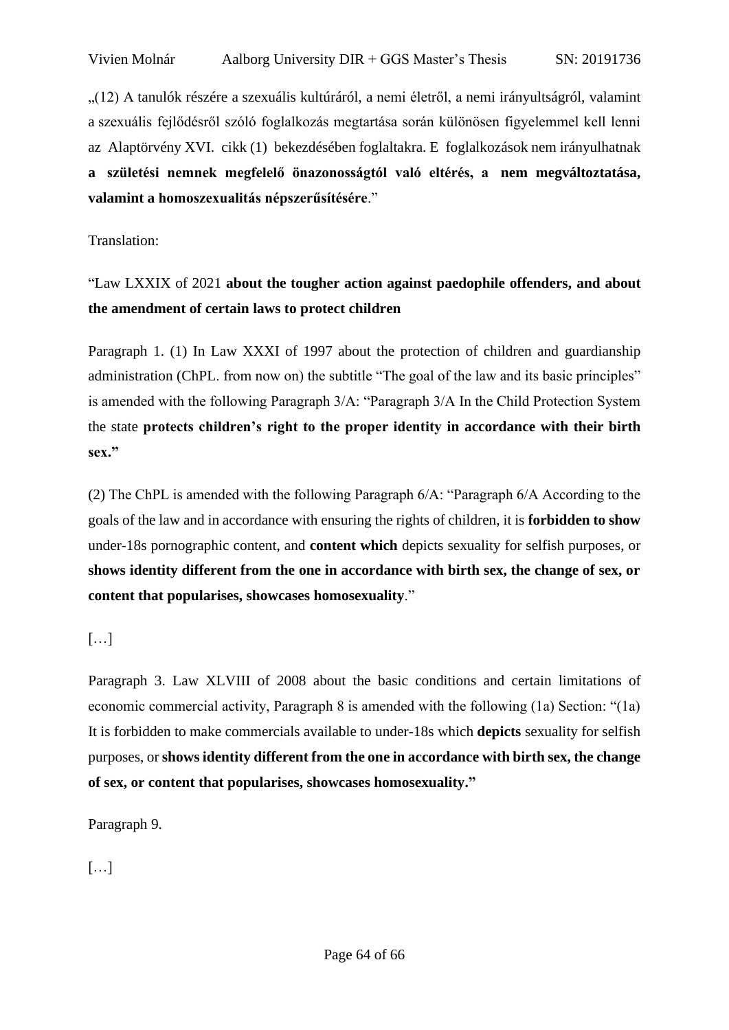„(12) A tanulók részére a szexuális kultúráról, a nemi életről, a nemi irányultságról, valamint a szexuális fejlődésről szóló foglalkozás megtartása során különösen figyelemmel kell lenni az Alaptörvény XVI. cikk (1) bekezdésében foglaltakra. E foglalkozások nem irányulhatnak **a születési nemnek megfelelő önazonosságtól való eltérés, a nem megváltoztatása, valamint a homoszexualitás népszerűsítésére**."

Translation:

"Law LXXIX of 2021 **about the tougher action against paedophile offenders, and about the amendment of certain laws to protect children**

Paragraph 1. (1) In Law XXXI of 1997 about the protection of children and guardianship administration (ChPL. from now on) the subtitle "The goal of the law and its basic principles" is amended with the following Paragraph 3/A: "Paragraph 3/A In the Child Protection System the state **protects children's right to the proper identity in accordance with their birth sex."**

(2) The ChPL is amended with the following Paragraph 6/A: "Paragraph 6/A According to the goals of the law and in accordance with ensuring the rights of children, it is **forbidden to show** under-18s pornographic content, and **content which** depicts sexuality for selfish purposes, or **shows identity different from the one in accordance with birth sex, the change of sex, or content that popularises, showcases homosexuality**."

[…]

Paragraph 3. Law XLVIII of 2008 about the basic conditions and certain limitations of economic commercial activity, Paragraph 8 is amended with the following (1a) Section: "(1a) It is forbidden to make commercials available to under-18s which **depicts** sexuality for selfish purposes, or **shows identity different from the one in accordance with birth sex, the change of sex, or content that popularises, showcases homosexuality."**

Paragraph 9.

[…]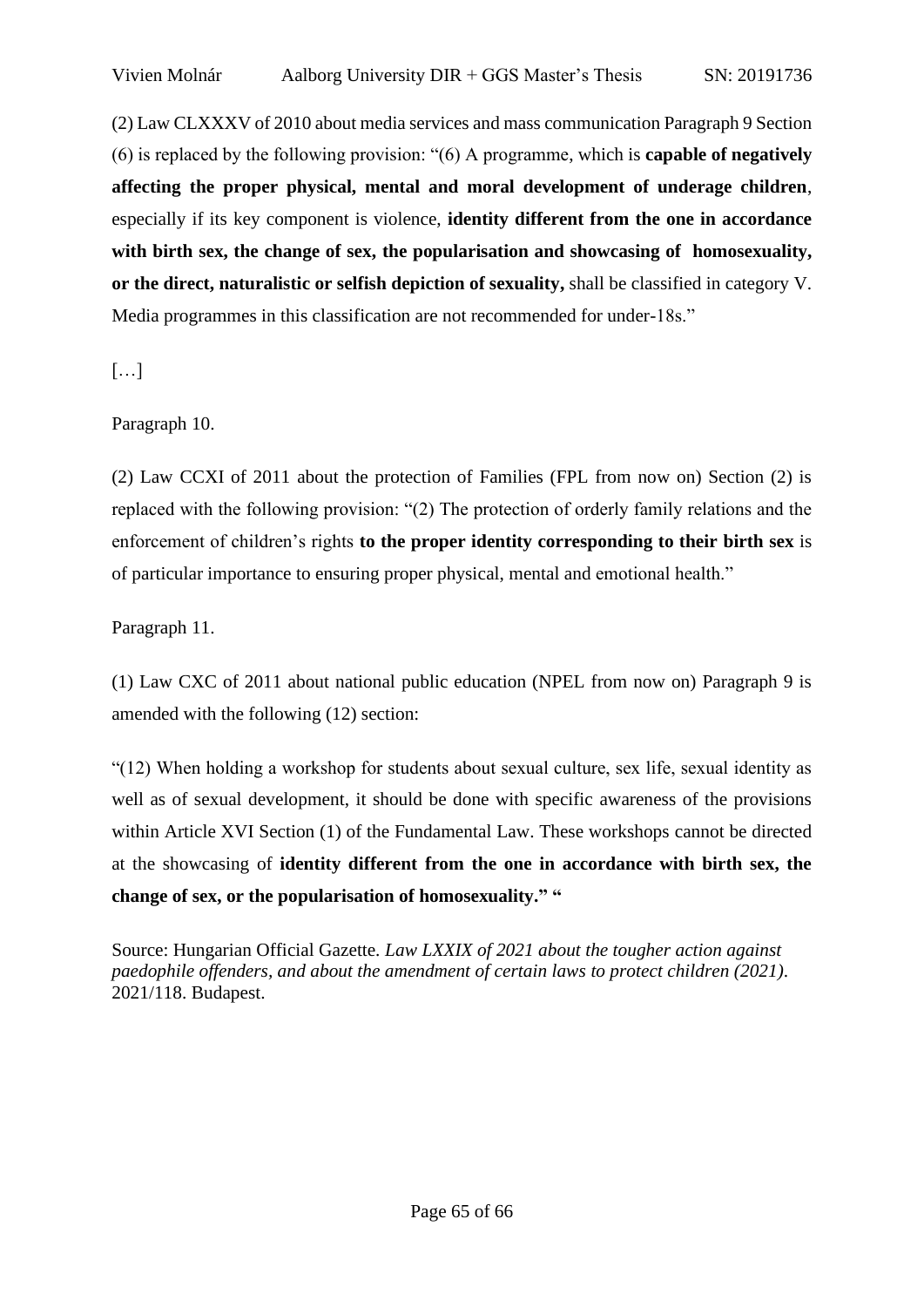(2) Law CLXXXV of 2010 about media services and mass communication Paragraph 9 Section (6) is replaced by the following provision: "(6) A programme, which is **capable of negatively affecting the proper physical, mental and moral development of underage children**, especially if its key component is violence, **identity different from the one in accordance with birth sex, the change of sex, the popularisation and showcasing of homosexuality, or the direct, naturalistic or selfish depiction of sexuality,** shall be classified in category V. Media programmes in this classification are not recommended for under-18s."

[…]

Paragraph 10.

(2) Law CCXI of 2011 about the protection of Families (FPL from now on) Section (2) is replaced with the following provision: "(2) The protection of orderly family relations and the enforcement of children's rights **to the proper identity corresponding to their birth sex** is of particular importance to ensuring proper physical, mental and emotional health."

Paragraph 11.

(1) Law CXC of 2011 about national public education (NPEL from now on) Paragraph 9 is amended with the following (12) section:

"(12) When holding a workshop for students about sexual culture, sex life, sexual identity as well as of sexual development, it should be done with specific awareness of the provisions within Article XVI Section (1) of the Fundamental Law. These workshops cannot be directed at the showcasing of **identity different from the one in accordance with birth sex, the change of sex, or the popularisation of homosexuality." "**

Source: Hungarian Official Gazette. *Law LXXIX of 2021 about the tougher action against paedophile offenders, and about the amendment of certain laws to protect children (2021).* 2021/118. Budapest.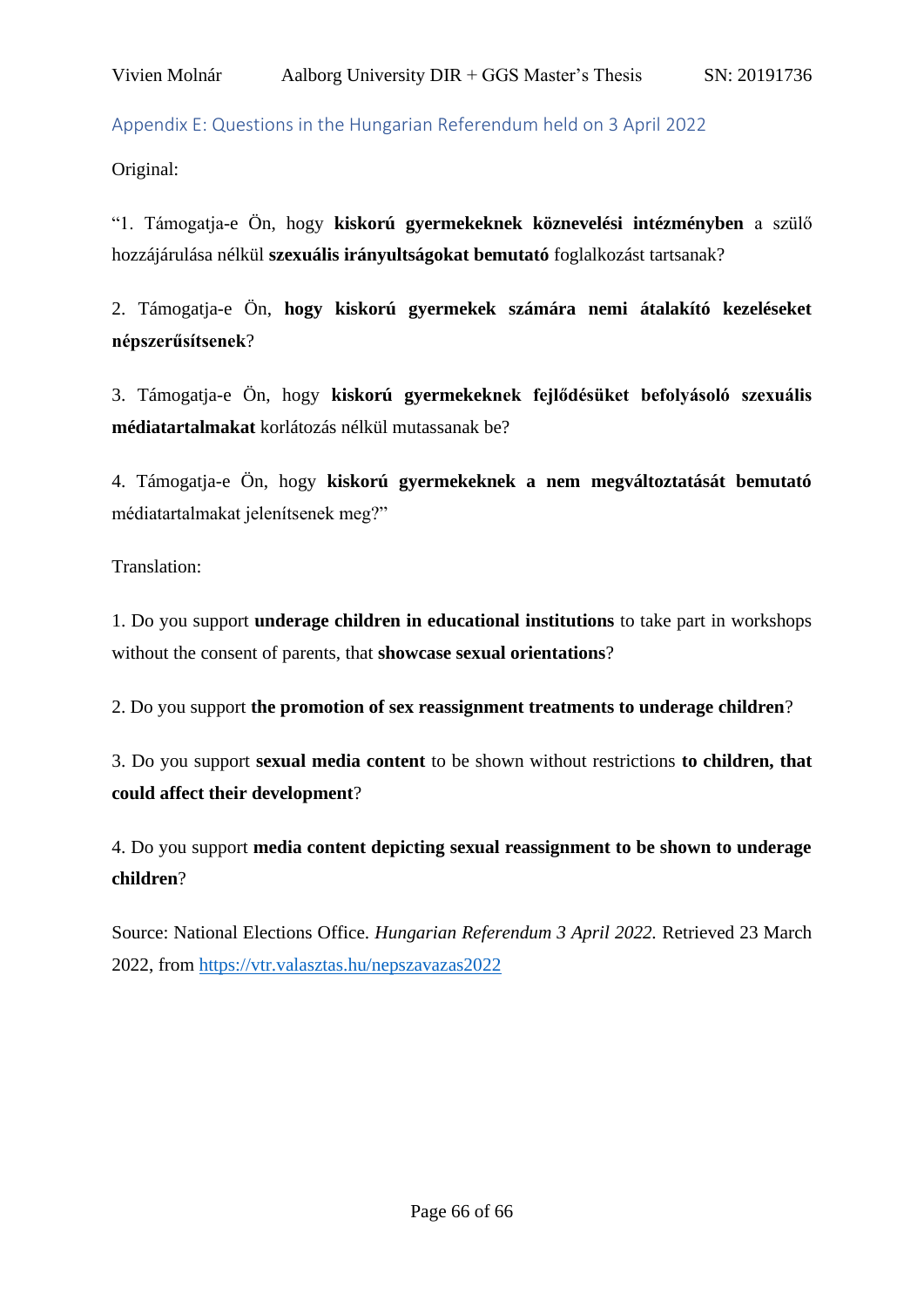## Appendix E: Questions in the Hungarian Referendum held on 3 April 2022

Original:

"1. Támogatja-e Ön, hogy **kiskorú gyermekeknek köznevelési intézményben** a szülő hozzájárulása nélkül **szexuális irányultságokat bemutató** foglalkozást tartsanak?

2. Támogatja-e Ön, **hogy kiskorú gyermekek számára nemi átalakító kezeléseket népszerűsítsenek**?

3. Támogatja-e Ön, hogy **kiskorú gyermekeknek fejlődésüket befolyásoló szexuális médiatartalmakat** korlátozás nélkül mutassanak be?

4. Támogatja-e Ön, hogy **kiskorú gyermekeknek a nem megváltoztatását bemutató** médiatartalmakat jelenítsenek meg?"

Translation:

1. Do you support **underage children in educational institutions** to take part in workshops without the consent of parents, that **showcase sexual orientations**?

2. Do you support **the promotion of sex reassignment treatments to underage children**?

3. Do you support **sexual media content** to be shown without restrictions **to children, that could affect their development**?

4. Do you support **media content depicting sexual reassignment to be shown to underage children**?

Source: National Elections Office. *Hungarian Referendum 3 April 2022.* Retrieved 23 March 2022, from https://vtr.valasztas.hu/nepszavazas2022